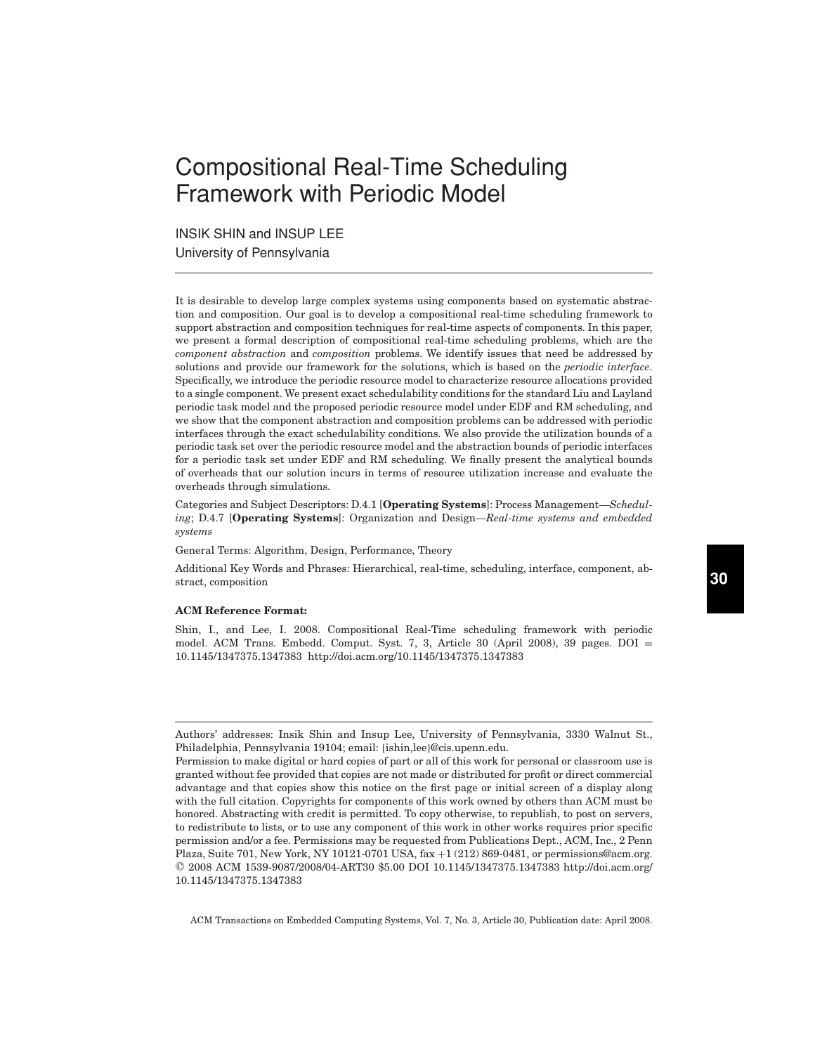# Compositional Real-Time Scheduling Framework with Periodic Model

INSIK SHIN and INSUP LEE
University of Pennsylvania

It is desirable to develop large complex systems using components based on systematic abstraction and composition. Our goal is to develop a compositional real-time scheduling framework to support abstraction and composition techniques for real-time aspects of components. In this paper, we present a formal description of compositional real-time scheduling problems, which are the *component abstraction* and *composition* problems. We identify issues that need be addressed by solutions and provide our framework for the solutions, which is based on the *periodic interface*. Specifically, we introduce the periodic resource model to characterize resource allocations provided to a single component. We present exact schedulability conditions for the standard Liu and Layland periodic task model and the proposed periodic resource model under EDF and RM scheduling, and we show that the component abstraction and composition problems can be addressed with periodic interfaces through the exact schedulability conditions. We also provide the utilization bounds of a periodic task set over the periodic resource model and the abstraction bounds of periodic interfaces for a periodic task set under EDF and RM scheduling. We finally present the analytical bounds of overheads that our solution incurs in terms of resource utilization increase and evaluate the overheads through simulations.

Categories and Subject Descriptors: D.4.1 [**Operating Systems**]: Process Management—*Scheduling*; D.4.7 [**Operating Systems**]: Organization and Design—*Real-time systems and embedded systems*

General Terms: Algorithm, Design, Performance, Theory

Additional Key Words and Phrases: Hierarchical, real-time, scheduling, interface, component, abstract, composition

**ACM Reference Format:**

Shin, I., and Lee, I. 2008. Compositional Real-Time scheduling framework with periodic model. ACM Trans. Embedd. Comput. Syst. 7, 3, Article 30 (April 2008), 39 pages. DOI = 10.1145/1347375.1347383 http://doi.acm.org/10.1145/1347375.1347383

---

Authors' addresses: Insik Shin and Insup Lee, University of Pennsylvania, 3330 Walnut St., Philadelphia, Pennsylvania 19104; email: {ishin,lee}@cis.upenn.edu.

Permission to make digital or hard copies of part or all of this work for personal or classroom use is granted without fee provided that copies are not made or distributed for profit or direct commercial advantage and that copies show this notice on the first page or initial screen of a display along with the full citation. Copyrights for components of this work owned by others than ACM must be honored. Abstracting with credit is permitted. To copy otherwise, to republish, to post on servers, to redistribute to lists, or to use any component of this work in other works requires prior specific permission and/or a fee. Permissions may be requested from Publications Dept., ACM, Inc., 2 Penn Plaza, Suite 701, New York, NY 10121-0701 USA, fax +1 (212) 869-0481, or permissions@acm.org.
© 2008 ACM 1539-9087/2008/04-ART30 $5.00 DOI 10.1145/1347375.1347383 http://doi.acm.org/10.1145/1347375.1347383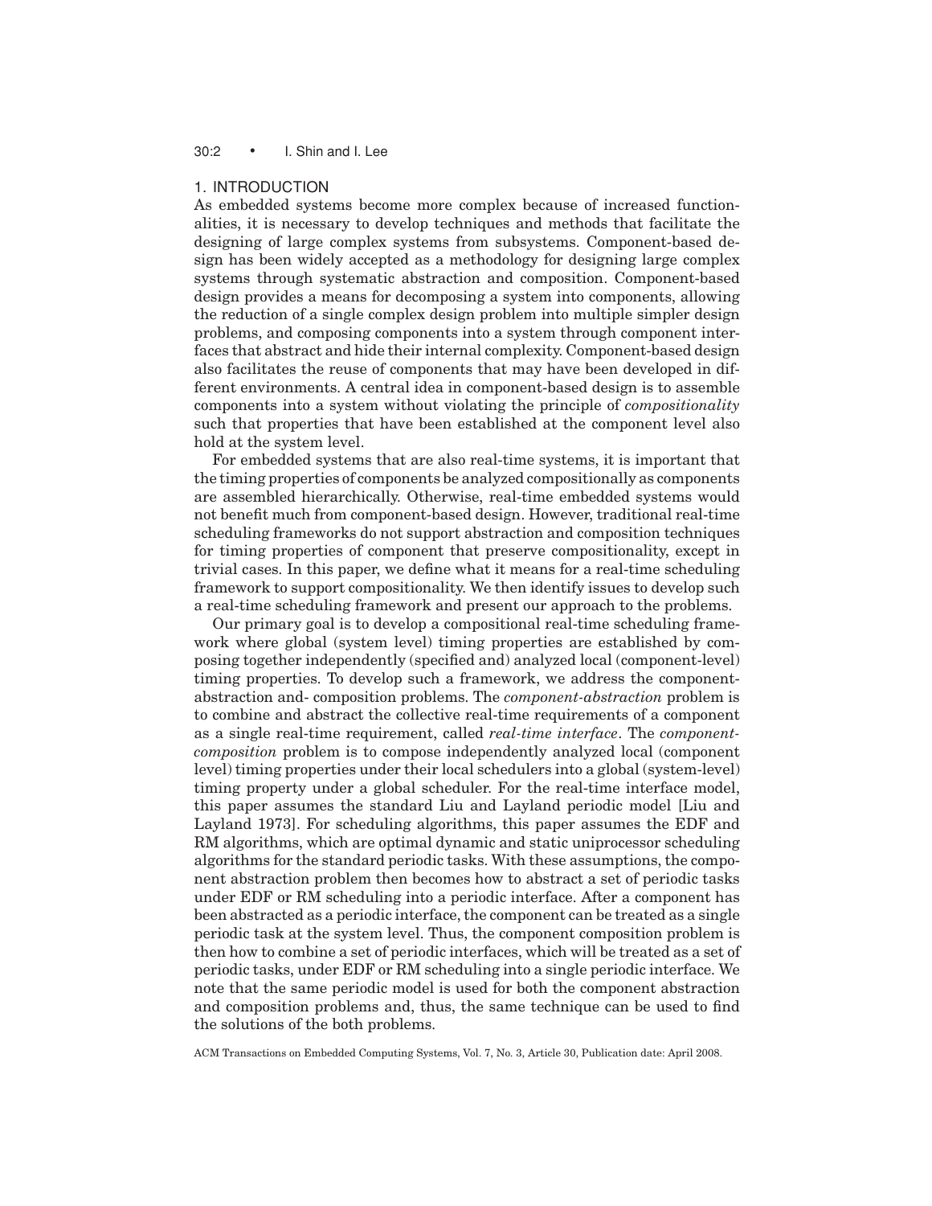## 1. INTRODUCTION

As embedded systems become more complex because of increased functionalities, it is necessary to develop techniques and methods that facilitate the designing of large complex systems from subsystems. Component-based design has been widely accepted as a methodology for designing large complex systems through systematic abstraction and composition. Component-based design provides a means for decomposing a system into components, allowing the reduction of a single complex design problem into multiple simpler design problems, and composing components into a system through component interfaces that abstract and hide their internal complexity. Component-based design also facilitates the reuse of components that may have been developed in different environments. A central idea in component-based design is to assemble components into a system without violating the principle of *compositionality* such that properties that have been established at the component level also hold at the system level.

For embedded systems that are also real-time systems, it is important that the timing properties of components be analyzed compositionally as components are assembled hierarchically. Otherwise, real-time embedded systems would not benefit much from component-based design. However, traditional real-time scheduling frameworks do not support abstraction and composition techniques for timing properties of component that preserve compositionality, except in trivial cases. In this paper, we define what it means for a real-time scheduling framework to support compositionality. We then identify issues to develop such a real-time scheduling framework and present our approach to the problems.

Our primary goal is to develop a compositional real-time scheduling framework where global (system level) timing properties are established by composing together independently (specified and) analyzed local (component-level) timing properties. To develop such a framework, we address the component-abstraction and- composition problems. The *component-abstraction* problem is to combine and abstract the collective real-time requirements of a component as a single real-time requirement, called *real-time interface*. The *component-composition* problem is to compose independently analyzed local (component level) timing properties under their local schedulers into a global (system-level) timing property under a global scheduler. For the real-time interface model, this paper assumes the standard Liu and Layland periodic model [Liu and Layland 1973]. For scheduling algorithms, this paper assumes the EDF and RM algorithms, which are optimal dynamic and static uniprocessor scheduling algorithms for the standard periodic tasks. With these assumptions, the component abstraction problem then becomes how to abstract a set of periodic tasks under EDF or RM scheduling into a periodic interface. After a component has been abstracted as a periodic interface, the component can be treated as a single periodic task at the system level. Thus, the component composition problem is then how to combine a set of periodic interfaces, which will be treated as a set of periodic tasks, under EDF or RM scheduling into a single periodic interface. We note that the same periodic model is used for both the component abstraction and composition problems and, thus, the same technique can be used to find the solutions of the both problems.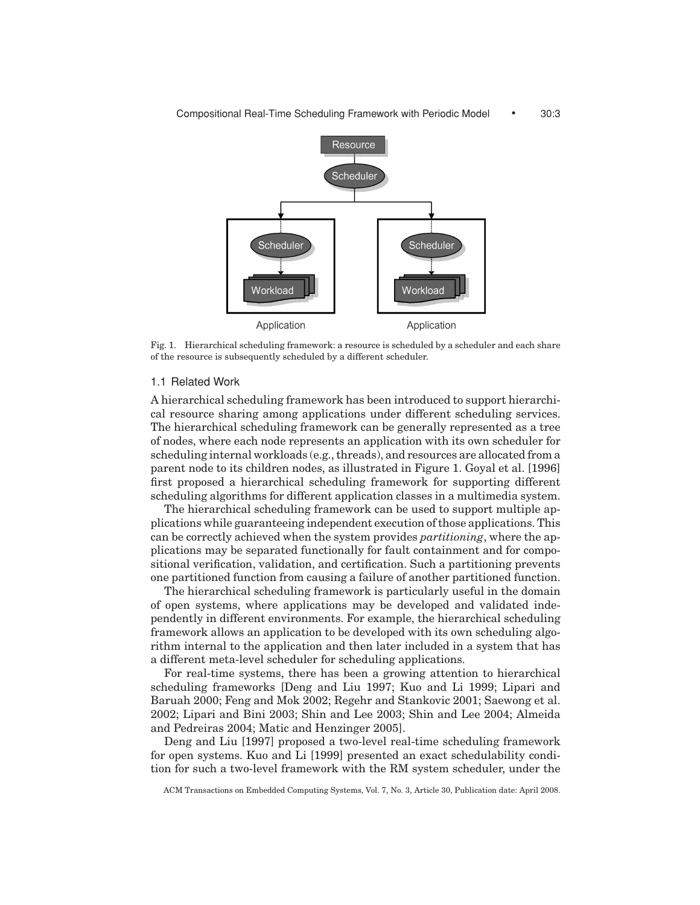Fig. 1. Hierarchical scheduling framework: a resource is scheduled by a scheduler and each share of the resource is subsequently scheduled by a different scheduler.

### 1.1 Related Work

A hierarchical scheduling framework has been introduced to support hierarchical resource sharing among applications under different scheduling services. The hierarchical scheduling framework can be generally represented as a tree of nodes, where each node represents an application with its own scheduler for scheduling internal workloads (e.g., threads), and resources are allocated from a parent node to its children nodes, as illustrated in Figure 1. Goyal et al. [1996] first proposed a hierarchical scheduling framework for supporting different scheduling algorithms for different application classes in a multimedia system.

The hierarchical scheduling framework can be used to support multiple applications while guaranteeing independent execution of those applications. This can be correctly achieved when the system provides *partitioning*, where the applications may be separated functionally for fault containment and for compositional verification, validation, and certification. Such a partitioning prevents one partitioned function from causing a failure of another partitioned function.

The hierarchical scheduling framework is particularly useful in the domain of open systems, where applications may be developed and validated independently in different environments. For example, the hierarchical scheduling framework allows an application to be developed with its own scheduling algorithm internal to the application and then later included in a system that has a different meta-level scheduler for scheduling applications.

For real-time systems, there has been a growing attention to hierarchical scheduling frameworks [Deng and Liu 1997; Kuo and Li 1999; Lipari and Baruah 2000; Feng and Mok 2002; Regehr and Stankovic 2001; Saewong et al. 2002; Lipari and Bini 2003; Shin and Lee 2003; Shin and Lee 2004; Almeida and Pedreiras 2004; Matic and Henzinger 2005].

Deng and Liu [1997] proposed a two-level real-time scheduling framework for open systems. Kuo and Li [1999] presented an exact schedulability condition for such a two-level framework with the RM system scheduler, under the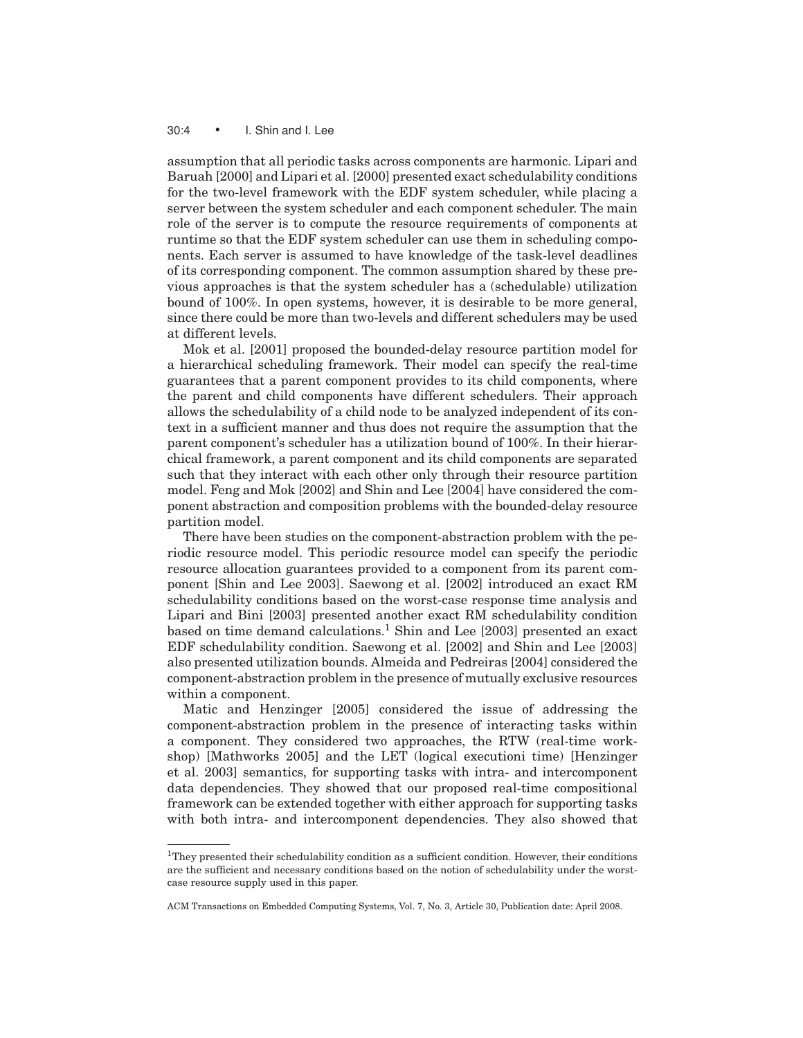assumption that all periodic tasks across components are harmonic. Lipari and Baruah [2000] and Lipari et al. [2000] presented exact schedulability conditions for the two-level framework with the EDF system scheduler, while placing a server between the system scheduler and each component scheduler. The main role of the server is to compute the resource requirements of components at runtime so that the EDF system scheduler can use them in scheduling components. Each server is assumed to have knowledge of the task-level deadlines of its corresponding component. The common assumption shared by these previous approaches is that the system scheduler has a (schedulable) utilization bound of 100%. In open systems, however, it is desirable to be more general, since there could be more than two-levels and different schedulers may be used at different levels.

Mok et al. [2001] proposed the bounded-delay resource partition model for a hierarchical scheduling framework. Their model can specify the real-time guarantees that a parent component provides to its child components, where the parent and child components have different schedulers. Their approach allows the schedulability of a child node to be analyzed independent of its context in a sufficient manner and thus does not require the assumption that the parent component's scheduler has a utilization bound of 100%. In their hierarchical framework, a parent component and its child components are separated such that they interact with each other only through their resource partition model. Feng and Mok [2002] and Shin and Lee [2004] have considered the component abstraction and composition problems with the bounded-delay resource partition model.

There have been studies on the component-abstraction problem with the periodic resource model. This periodic resource model can specify the periodic resource allocation guarantees provided to a component from its parent component [Shin and Lee 2003]. Saewong et al. [2002] introduced an exact RM schedulability conditions based on the worst-case response time analysis and Lipari and Bini [2003] presented another exact RM schedulability condition based on time demand calculations.[1] Shin and Lee [2003] presented an exact EDF schedulability condition. Saewong et al. [2002] and Shin and Lee [2003] also presented utilization bounds. Almeida and Pedreiras [2004] considered the component-abstraction problem in the presence of mutually exclusive resources within a component.

Matic and Henzinger [2005] considered the issue of addressing the component-abstraction problem in the presence of interacting tasks within a component. They considered two approaches, the RTW (real-time workshop) [Mathworks 2005] and the LET (logical executioni time) [Henzinger et al. 2003] semantics, for supporting tasks with intra- and intercomponent data dependencies. They showed that our proposed real-time compositional framework can be extended together with either approach for supporting tasks with both intra- and intercomponent dependencies. They also showed that

[1]They presented their schedulability condition as a sufficient condition. However, their conditions are the sufficient and necessary conditions based on the notion of schedulability under the worst-case resource supply used in this paper.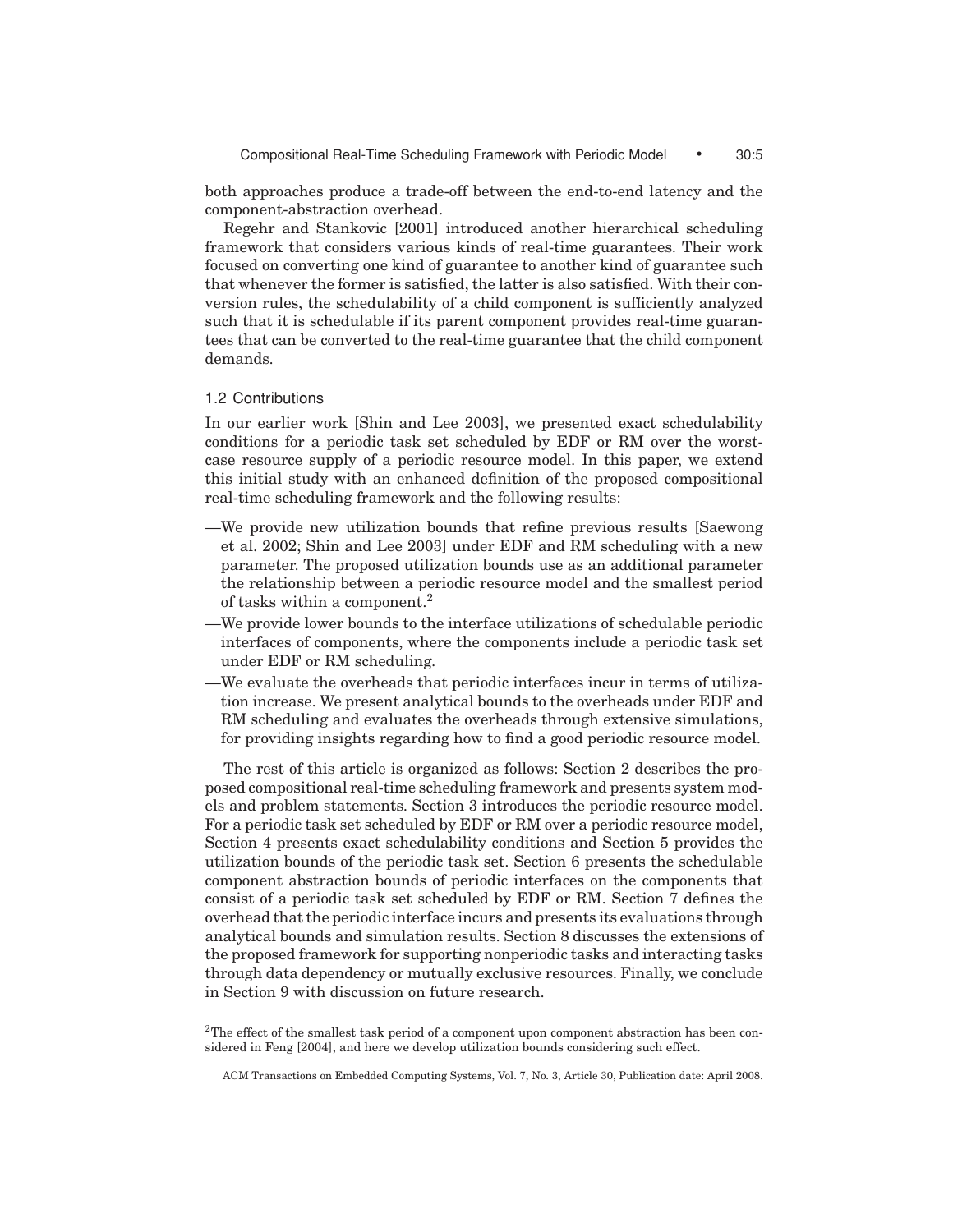both approaches produce a trade-off between the end-to-end latency and the component-abstraction overhead.

Regehr and Stankovic [2001] introduced another hierarchical scheduling framework that considers various kinds of real-time guarantees. Their work focused on converting one kind of guarantee to another kind of guarantee such that whenever the former is satisfied, the latter is also satisfied. With their conversion rules, the schedulability of a child component is sufficiently analyzed such that it is schedulable if its parent component provides real-time guarantees that can be converted to the real-time guarantee that the child component demands.

### 1.2 Contributions

In our earlier work [Shin and Lee 2003], we presented exact schedulability conditions for a periodic task set scheduled by EDF or RM over the worst-case resource supply of a periodic resource model. In this paper, we extend this initial study with an enhanced definition of the proposed compositional real-time scheduling framework and the following results:

- —We provide new utilization bounds that refine previous results [Saewong et al. 2002; Shin and Lee 2003] under EDF and RM scheduling with a new parameter. The proposed utilization bounds use as an additional parameter the relationship between a periodic resource model and the smallest period of tasks within a component.[2]
- —We provide lower bounds to the interface utilizations of schedulable periodic interfaces of components, where the components include a periodic task set under EDF or RM scheduling.
- —We evaluate the overheads that periodic interfaces incur in terms of utilization increase. We present analytical bounds to the overheads under EDF and RM scheduling and evaluates the overheads through extensive simulations, for providing insights regarding how to find a good periodic resource model.

The rest of this article is organized as follows: Section 2 describes the proposed compositional real-time scheduling framework and presents system models and problem statements. Section 3 introduces the periodic resource model. For a periodic task set scheduled by EDF or RM over a periodic resource model, Section 4 presents exact schedulability conditions and Section 5 provides the utilization bounds of the periodic task set. Section 6 presents the schedulable component abstraction bounds of periodic interfaces on the components that consist of a periodic task set scheduled by EDF or RM. Section 7 defines the overhead that the periodic interface incurs and presents its evaluations through analytical bounds and simulation results. Section 8 discusses the extensions of the proposed framework for supporting nonperiodic tasks and interacting tasks through data dependency or mutually exclusive resources. Finally, we conclude in Section 9 with discussion on future research.

[2]The effect of the smallest task period of a component upon component abstraction has been considered in Feng [2004], and here we develop utilization bounds considering such effect.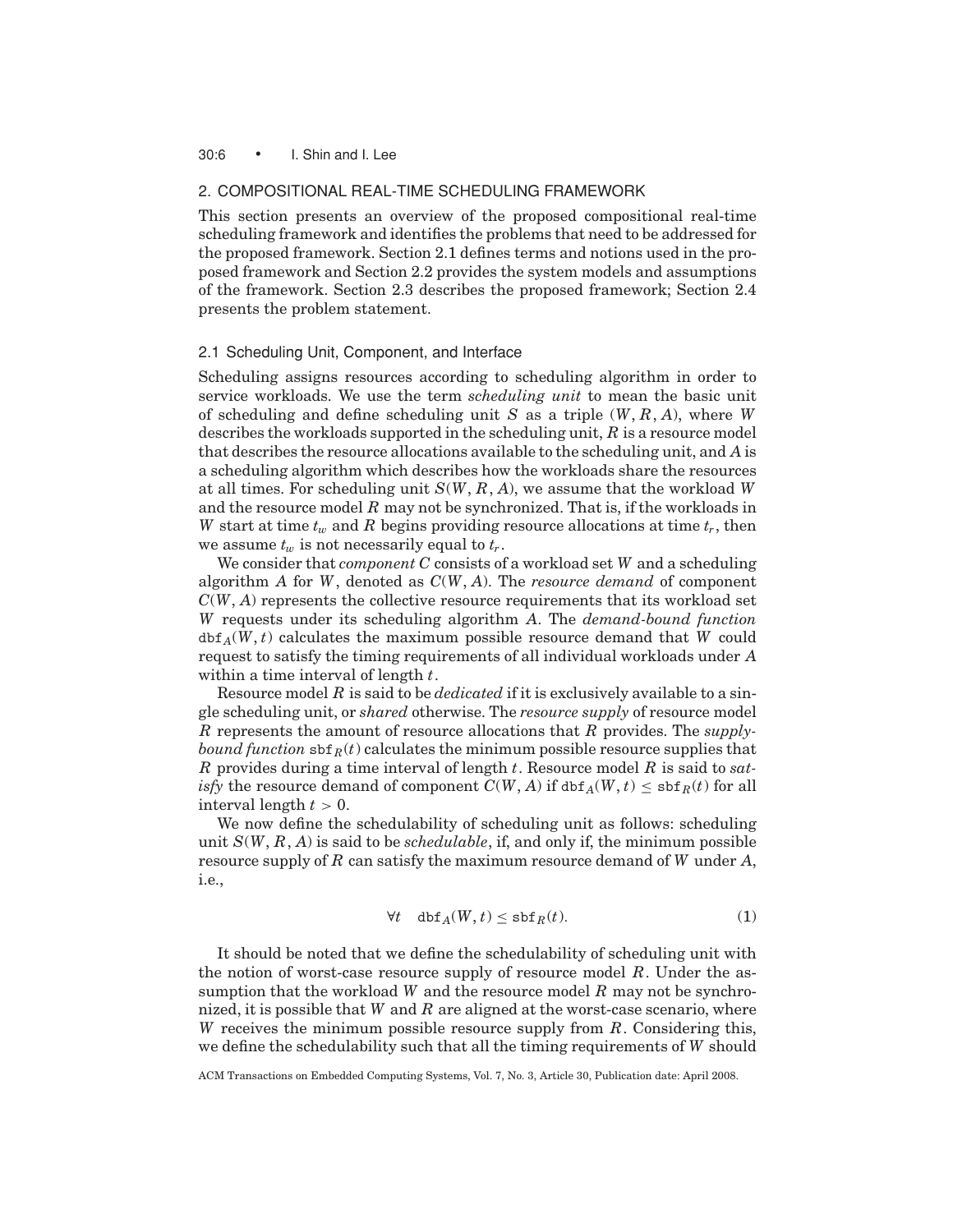## 2. COMPOSITIONAL REAL-TIME SCHEDULING FRAMEWORK

This section presents an overview of the proposed compositional real-time scheduling framework and identifies the problems that need to be addressed for the proposed framework. Section 2.1 defines terms and notions used in the proposed framework and Section 2.2 provides the system models and assumptions of the framework. Section 2.3 describes the proposed framework; Section 2.4 presents the problem statement.

### 2.1 Scheduling Unit, Component, and Interface

Scheduling assigns resources according to scheduling algorithm in order to service workloads. We use the term *scheduling unit* to mean the basic unit of scheduling and define scheduling unit $S$ as a triple $(W, R, A)$, where $W$ describes the workloads supported in the scheduling unit, $R$ is a resource model that describes the resource allocations available to the scheduling unit, and $A$ is a scheduling algorithm which describes how the workloads share the resources at all times. For scheduling unit $S(W, R, A)$, we assume that the workload $W$ and the resource model $R$ may not be synchronized. That is, if the workloads in $W$ start at time $t_w$ and $R$ begins providing resource allocations at time $t_r$, then we assume $t_w$ is not necessarily equal to $t_r$.

We consider that *component* $C$ consists of a workload set $W$ and a scheduling algorithm $A$ for $W$, denoted as $C(W, A)$. The *resource demand* of component $C(W, A)$ represents the collective resource requirements that its workload set $W$ requests under its scheduling algorithm $A$. The *demand-bound function* $\mathtt{dbf}_A(W, t)$ calculates the maximum possible resource demand that $W$ could request to satisfy the timing requirements of all individual workloads under $A$ within a time interval of length $t$.

Resource model $R$ is said to be *dedicated* if it is exclusively available to a single scheduling unit, or *shared* otherwise. The *resource supply* of resource model $R$ represents the amount of resource allocations that $R$ provides. The *supply-bound function* $\mathtt{sbf}_R(t)$ calculates the minimum possible resource supplies that $R$ provides during a time interval of length $t$. Resource model $R$ is said to *satisfy* the resource demand of component $C(W, A)$ if $\mathtt{dbf}_A(W, t) \leq \mathtt{sbf}_R(t)$ for all interval length $t > 0$.

We now define the schedulability of scheduling unit as follows: scheduling unit $S(W, R, A)$ is said to be *schedulable*, if, and only if, the minimum possible resource supply of $R$ can satisfy the maximum resource demand of $W$ under $A$, i.e.,

$$\forall t \quad \mathtt{dbf}_A(W, t) \leq \mathtt{sbf}_R(t). \tag{1}$$

It should be noted that we define the schedulability of scheduling unit with the notion of worst-case resource supply of resource model $R$. Under the assumption that the workload $W$ and the resource model $R$ may not be synchronized, it is possible that $W$ and $R$ are aligned at the worst-case scenario, where $W$ receives the minimum possible resource supply from $R$. Considering this, we define the schedulability such that all the timing requirements of $W$ should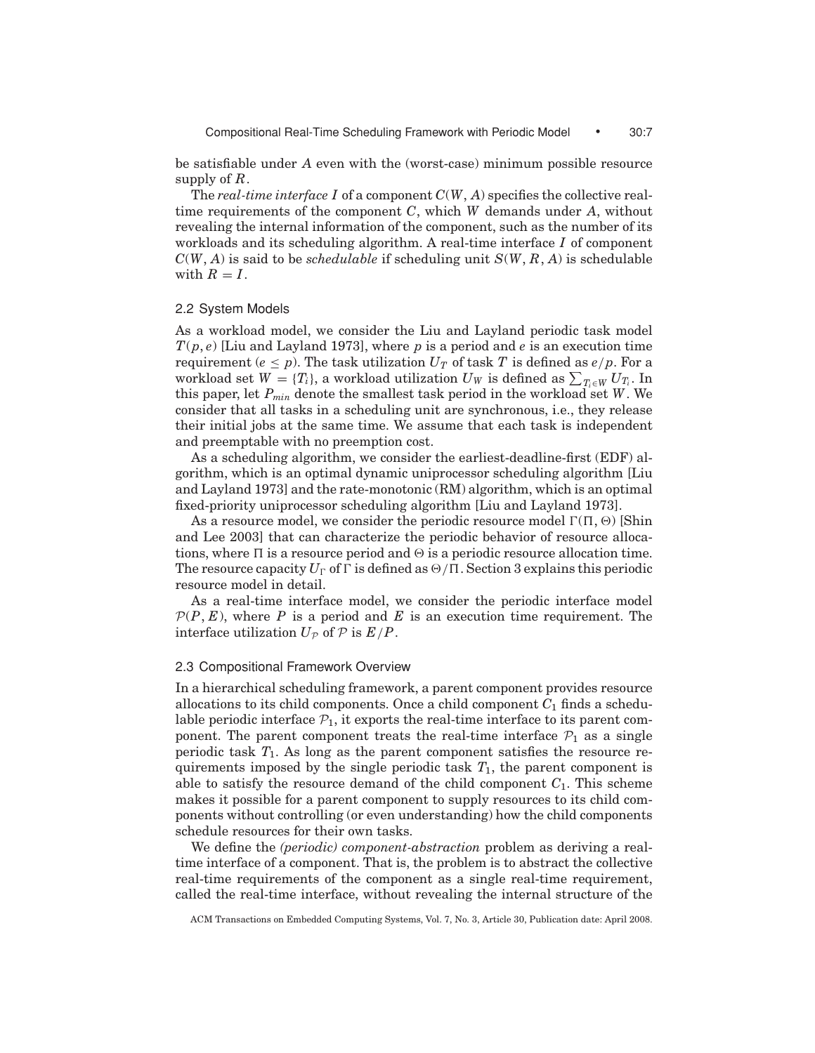be satisfiable under $A$ even with the (worst-case) minimum possible resource supply of $R$.

The *real-time interface* $I$ of a component $C(W, A)$ specifies the collective real-time requirements of the component $C$, which $W$ demands under $A$, without revealing the internal information of the component, such as the number of its workloads and its scheduling algorithm. A real-time interface $I$ of component $C(W, A)$ is said to be *schedulable* if scheduling unit $S(W, R, A)$ is schedulable with $R = I$.

### 2.2 System Models

As a workload model, we consider the Liu and Layland periodic task model $T(p, e)$ [Liu and Layland 1973], where $p$ is a period and $e$ is an execution time requirement ($e \leq p$). The task utilization $U_T$ of task $T$ is defined as $e/p$. For a workload set $W = \{T_i\}$, a workload utilization $U_W$ is defined as $\sum_{T_i \in W} U_{T_i}$. In this paper, let $P_{min}$ denote the smallest task period in the workload set $W$. We consider that all tasks in a scheduling unit are synchronous, i.e., they release their initial jobs at the same time. We assume that each task is independent and preemptable with no preemption cost.

As a scheduling algorithm, we consider the earliest-deadline-first (EDF) algorithm, which is an optimal dynamic uniprocessor scheduling algorithm [Liu and Layland 1973] and the rate-monotonic (RM) algorithm, which is an optimal fixed-priority uniprocessor scheduling algorithm [Liu and Layland 1973].

As a resource model, we consider the periodic resource model $\Gamma(\Pi, \Theta)$ [Shin and Lee 2003] that can characterize the periodic behavior of resource allocations, where $\Pi$ is a resource period and $\Theta$ is a periodic resource allocation time. The resource capacity $U_\Gamma$ of $\Gamma$ is defined as $\Theta/\Pi$. Section 3 explains this periodic resource model in detail.

As a real-time interface model, we consider the periodic interface model $\mathcal{P}(P, E)$, where $P$ is a period and $E$ is an execution time requirement. The interface utilization $U_\mathcal{P}$ of $\mathcal{P}$ is $E/P$.

### 2.3 Compositional Framework Overview

In a hierarchical scheduling framework, a parent component provides resource allocations to its child components. Once a child component $C_1$ finds a schedulable periodic interface $\mathcal{P}_1$, it exports the real-time interface to its parent component. The parent component treats the real-time interface $\mathcal{P}_1$ as a single periodic task $T_1$. As long as the parent component satisfies the resource requirements imposed by the single periodic task $T_1$, the parent component is able to satisfy the resource demand of the child component $C_1$. This scheme makes it possible for a parent component to supply resources to its child components without controlling (or even understanding) how the child components schedule resources for their own tasks.

We define the *(periodic) component-abstraction* problem as deriving a real-time interface of a component. That is, the problem is to abstract the collective real-time requirements of the component as a single real-time requirement, called the real-time interface, without revealing the internal structure of the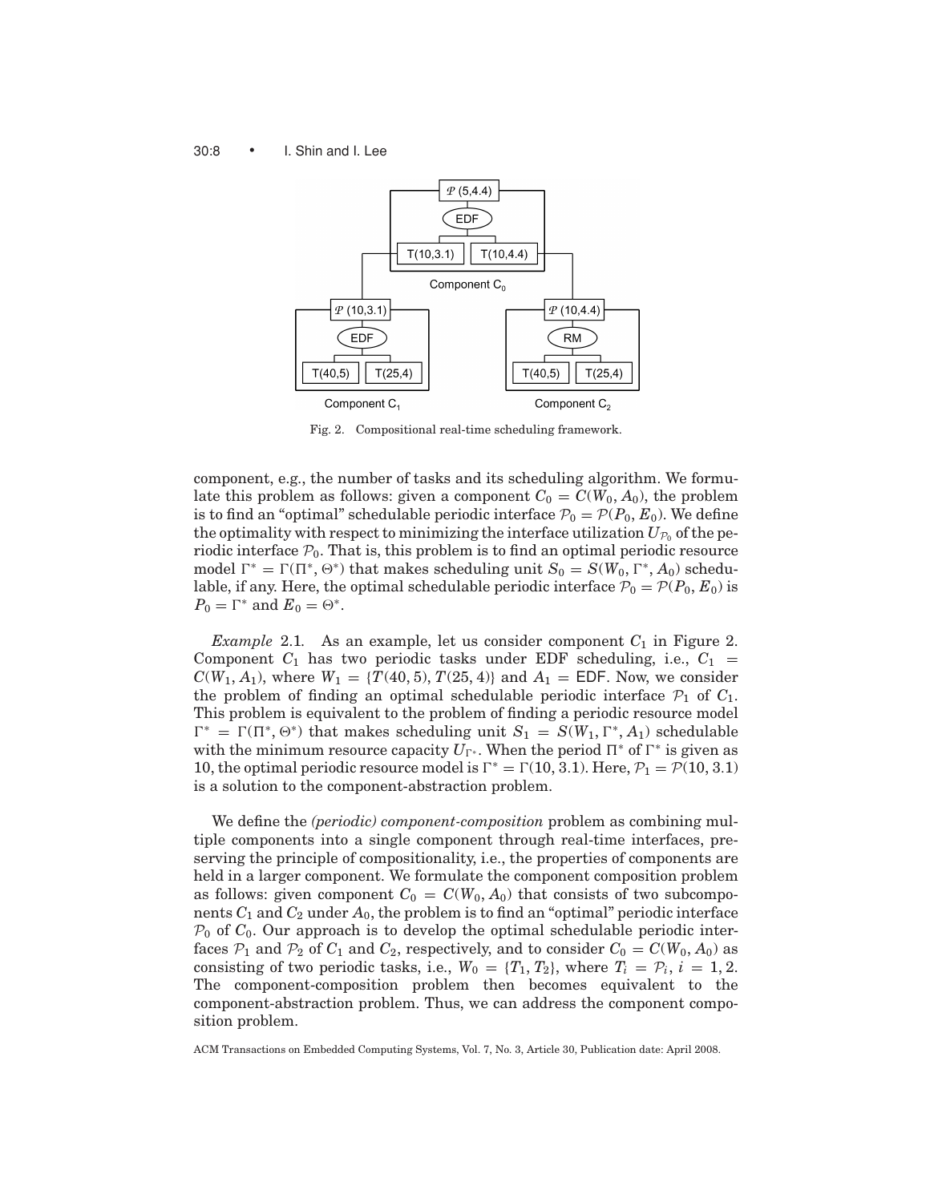$\mathcal{P}$ (5,4.4)

EDF

T(10,3.1) T(10,4.4)

Component $C_0$

$\mathcal{P}$ (10,3.1)

EDF

T(40,5) T(25,4)

Component $C_1$

$\mathcal{P}$ (10,4.4)

RM

T(40,5) T(25,4)

Component $C_2$

Fig. 2. Compositional real-time scheduling framework.

component, e.g., the number of tasks and its scheduling algorithm. We formulate this problem as follows: given a component $C_0 = C(W_0, A_0)$, the problem is to find an "optimal" schedulable periodic interface $\mathcal{P}_0 = \mathcal{P}(P_0, E_0)$. We define the optimality with respect to minimizing the interface utilization $U_{\mathcal{P}_0}$ of the periodic interface $\mathcal{P}_0$. That is, this problem is to find an optimal periodic resource model $\Gamma^* = \Gamma(\Pi^*, \Theta^*)$ that makes scheduling unit $S_0 = S(W_0, \Gamma^*, A_0)$ schedulable, if any. Here, the optimal schedulable periodic interface $\mathcal{P}_0 = \mathcal{P}(P_0, E_0)$ is $P_0 = \Gamma^*$ and $E_0 = \Theta^*$.

*Example* 2.1. As an example, let us consider component $C_1$ in Figure 2. Component $C_1$ has two periodic tasks under EDF scheduling, i.e., $C_1 = C(W_1, A_1)$, where $W_1 = \{T(40, 5), T(25, 4)\}$ and $A_1 = \mathsf{EDF}$. Now, we consider the problem of finding an optimal schedulable periodic interface $\mathcal{P}_1$ of $C_1$. This problem is equivalent to the problem of finding a periodic resource model $\Gamma^* = \Gamma(\Pi^*, \Theta^*)$ that makes scheduling unit $S_1 = S(W_1, \Gamma^*, A_1)$ schedulable with the minimum resource capacity $U_{\Gamma^*}$. When the period $\Pi^*$ of $\Gamma^*$ is given as 10, the optimal periodic resource model is $\Gamma^* = \Gamma(10, 3.1)$. Here, $\mathcal{P}_1 = \mathcal{P}(10, 3.1)$ is a solution to the component-abstraction problem.

We define the *(periodic) component-composition* problem as combining multiple components into a single component through real-time interfaces, preserving the principle of compositionality, i.e., the properties of components are held in a larger component. We formulate the component composition problem as follows: given component $C_0 = C(W_0, A_0)$ that consists of two subcomponents $C_1$ and $C_2$ under $A_0$, the problem is to find an "optimal" periodic interface $\mathcal{P}_0$ of $C_0$. Our approach is to develop the optimal schedulable periodic interfaces $\mathcal{P}_1$ and $\mathcal{P}_2$ of $C_1$ and $C_2$, respectively, and to consider $C_0 = C(W_0, A_0)$ as consisting of two periodic tasks, i.e., $W_0 = \{T_1, T_2\}$, where $T_i = \mathcal{P}_i$, $i = 1, 2$. The component-composition problem then becomes equivalent to the component-abstraction problem. Thus, we can address the component composition problem.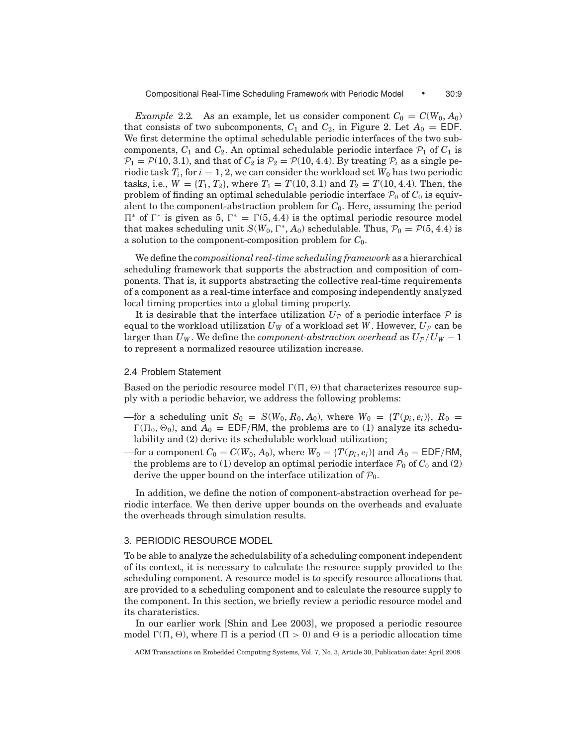*Example* 2.2. As an example, let us consider component $C_0 = C(W_0, A_0)$ that consists of two subcomponents, $C_1$ and $C_2$, in Figure 2. Let $A_0 = \mathsf{EDF}$. We first determine the optimal schedulable periodic interfaces of the two subcomponents, $C_1$ and $C_2$. An optimal schedulable periodic interface $\mathcal{P}_1$ of $C_1$ is $\mathcal{P}_1 = \mathcal{P}(10, 3.1)$, and that of $C_2$ is $\mathcal{P}_2 = \mathcal{P}(10, 4.4)$. By treating $\mathcal{P}_i$ as a single periodic task $T_i$, for $i = 1, 2$, we can consider the workload set $W_0$ has two periodic tasks, i.e., $W = \{T_1, T_2\}$, where $T_1 = T(10, 3.1)$ and $T_2 = T(10, 4.4)$. Then, the problem of finding an optimal schedulable periodic interface $\mathcal{P}_0$ of $C_0$ is equivalent to the component-abstraction problem for $C_0$. Here, assuming the period $\Pi^*$ of $\Gamma^*$ is given as 5, $\Gamma^* = \Gamma(5, 4.4)$ is the optimal periodic resource model that makes scheduling unit $S(W_0, \Gamma^*, A_0)$ schedulable. Thus, $\mathcal{P}_0 = \mathcal{P}(5, 4.4)$ is a solution to the component-composition problem for $C_0$.

We define the *compositional real-time scheduling framework* as a hierarchical scheduling framework that supports the abstraction and composition of components. That is, it supports abstracting the collective real-time requirements of a component as a real-time interface and composing independently analyzed local timing properties into a global timing property.

It is desirable that the interface utilization $U_{\mathcal{P}}$ of a periodic interface $\mathcal{P}$ is equal to the workload utilization $U_W$ of a workload set $W$. However, $U_{\mathcal{P}}$ can be larger than $U_W$. We define the *component-abstraction overhead* as $U_{\mathcal{P}}/U_W - 1$ to represent a normalized resource utilization increase.

## 2.4 Problem Statement

Based on the periodic resource model $\Gamma(\Pi, \Theta)$ that characterizes resource supply with a periodic behavior, we address the following problems:

—for a scheduling unit $S_0 = S(W_0, R_0, A_0)$, where $W_0 = \{T(p_i, e_i)\}$, $R_0 = \Gamma(\Pi_0, \Theta_0)$, and $A_0 = \mathsf{EDF/RM}$, the problems are to (1) analyze its schedulability and (2) derive its schedulable workload utilization;

—for a component $C_0 = C(W_0, A_0)$, where $W_0 = \{T(p_i, e_i)\}$ and $A_0 = \mathsf{EDF/RM}$, the problems are to (1) develop an optimal periodic interface $\mathcal{P}_0$ of $C_0$ and (2) derive the upper bound on the interface utilization of $\mathcal{P}_0$.

In addition, we define the notion of component-abstraction overhead for periodic interface. We then derive upper bounds on the overheads and evaluate the overheads through simulation results.

## 3. PERIODIC RESOURCE MODEL

To be able to analyze the schedulability of a scheduling component independent of its context, it is necessary to calculate the resource supply provided to the scheduling component. A resource model is to specify resource allocations that are provided to a scheduling component and to calculate the resource supply to the component. In this section, we briefly review a periodic resource model and its charateristics.

In our earlier work [Shin and Lee 2003], we proposed a periodic resource model $\Gamma(\Pi, \Theta)$, where $\Pi$ is a period ($\Pi > 0$) and $\Theta$ is a periodic allocation time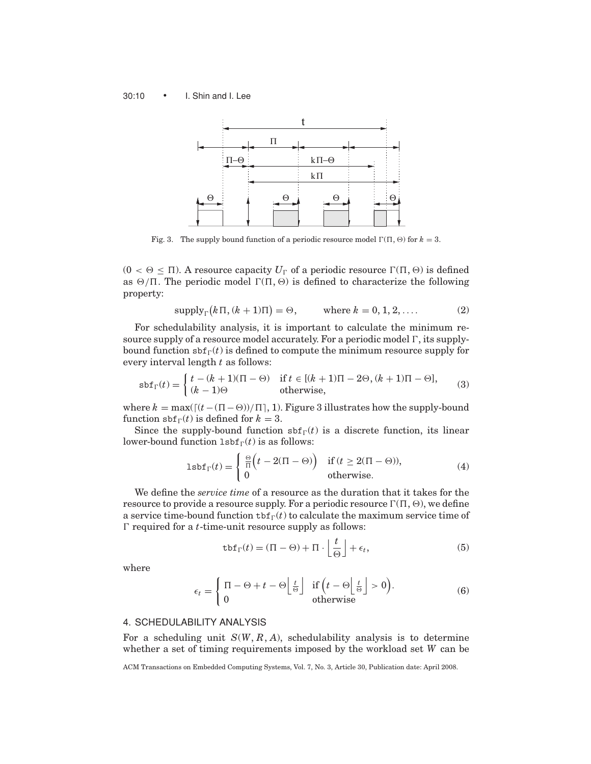t

Π

Π–Θ

kΠ–Θ

kΠ

Θ

Θ

Θ

Θ

Fig. 3. The supply bound function of a periodic resource model $\Gamma(\Pi, \Theta)$ for $k = 3$.

$(0 < \Theta \leq \Pi)$. A resource capacity $U_\Gamma$ of a periodic resource $\Gamma(\Pi, \Theta)$ is defined as $\Theta/\Pi$. The periodic model $\Gamma(\Pi, \Theta)$ is defined to characterize the following property:

$$\text{supply}_\Gamma\big(k\Pi, (k+1)\Pi\big) = \Theta, \qquad \text{where } k = 0, 1, 2, \ldots. \tag{2}$$

For schedulability analysis, it is important to calculate the minimum resource supply of a resource model accurately. For a periodic model $\Gamma$, its supply-bound function $\texttt{sbf}_\Gamma(t)$ is defined to compute the minimum resource supply for every interval length $t$ as follows:

$$\texttt{sbf}_\Gamma(t) = \begin{cases} t - (k+1)(\Pi - \Theta) & \text{if } t \in [(k+1)\Pi - 2\Theta, (k+1)\Pi - \Theta], \\ (k-1)\Theta & \text{otherwise,} \end{cases} \tag{3}$$

where $k = \max(\lceil (t - (\Pi - \Theta))/\Pi \rceil, 1)$. Figure 3 illustrates how the supply-bound function $\texttt{sbf}_\Gamma(t)$ is defined for $k = 3$.

Since the supply-bound function $\texttt{sbf}_\Gamma(t)$ is a discrete function, its linear lower-bound function $\texttt{lsbf}_\Gamma(t)$ is as follows:

$$\texttt{lsbf}_\Gamma(t) = \begin{cases} \frac{\Theta}{\Pi}\Big(t - 2(\Pi - \Theta)\Big) & \text{if } (t \geq 2(\Pi - \Theta)), \\ 0 & \text{otherwise.} \end{cases} \tag{4}$$

We define the *service time* of a resource as the duration that it takes for the resource to provide a resource supply. For a periodic resource $\Gamma(\Pi, \Theta)$, we define a service time-bound function $\texttt{tbf}_\Gamma(t)$ to calculate the maximum service time of $\Gamma$ required for a $t$-time-unit resource supply as follows:

$$\texttt{tbf}_\Gamma(t) = (\Pi - \Theta) + \Pi \cdot \left\lfloor \frac{t}{\Theta} \right\rfloor + \epsilon_t, \tag{5}$$

where

$$\epsilon_t = \begin{cases} \Pi - \Theta + t - \Theta\left\lfloor \frac{t}{\Theta} \right\rfloor & \text{if } \Big(t - \Theta\left\lfloor \frac{t}{\Theta} \right\rfloor > 0\Big). \\ 0 & \text{otherwise} \end{cases} \tag{6}$$

## 4. SCHEDULABILITY ANALYSIS

For a scheduling unit $S(W, R, A)$, schedulability analysis is to determine whether a set of timing requirements imposed by the workload set $W$ can be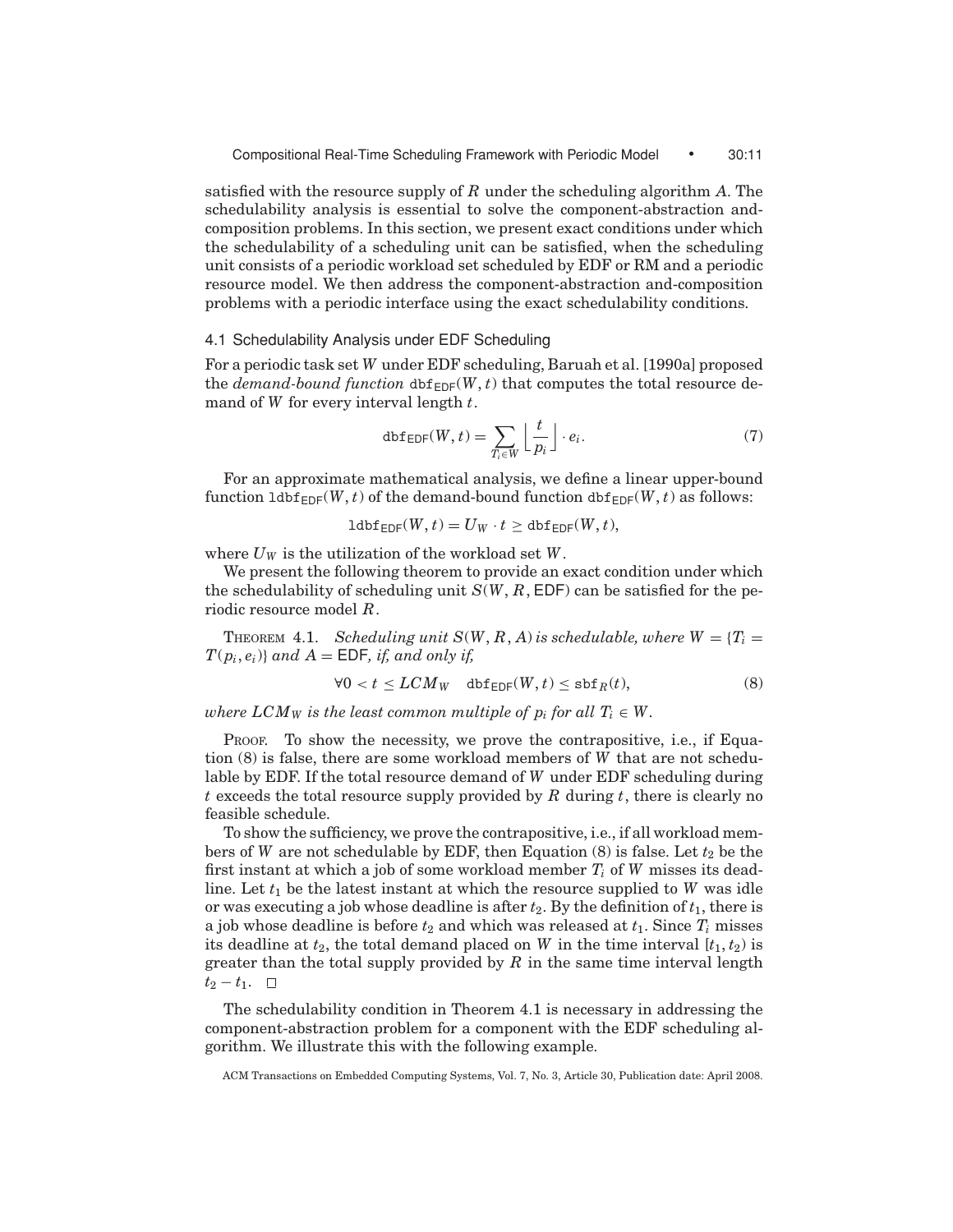satisfied with the resource supply of $R$ under the scheduling algorithm $A$. The schedulability analysis is essential to solve the component-abstraction and-composition problems. In this section, we present exact conditions under which the schedulability of a scheduling unit can be satisfied, when the scheduling unit consists of a periodic workload set scheduled by EDF or RM and a periodic resource model. We then address the component-abstraction and-composition problems with a periodic interface using the exact schedulability conditions.

### 4.1 Schedulability Analysis under EDF Scheduling

For a periodic task set $W$ under EDF scheduling, Baruah et al. [1990a] proposed the *demand-bound function* $\mathtt{dbf}_{\mathsf{EDF}}(W, t)$ that computes the total resource demand of $W$ for every interval length $t$.

$$\mathtt{dbf}_{\mathsf{EDF}}(W, t) = \sum_{T_i \in W} \left\lfloor \frac{t}{p_i} \right\rfloor \cdot e_i. \tag{7}$$

For an approximate mathematical analysis, we define a linear upper-bound function $\mathtt{ldbf}_{\mathsf{EDF}}(W, t)$ of the demand-bound function $\mathtt{dbf}_{\mathsf{EDF}}(W, t)$ as follows:

$$\mathtt{ldbf}_{\mathsf{EDF}}(W, t) = U_W \cdot t \geq \mathtt{dbf}_{\mathsf{EDF}}(W, t),$$

where $U_W$ is the utilization of the workload set $W$.

We present the following theorem to provide an exact condition under which the schedulability of scheduling unit $S(W, R, \mathsf{EDF})$ can be satisfied for the periodic resource model $R$.

THEOREM 4.1. *Scheduling unit $S(W, R, A)$ is schedulable, where $W = \{T_i = T(p_i, e_i)\}$ and $A = \mathsf{EDF}$, if, and only if,*

$$\forall 0 < t \leq LCM_W \quad \mathtt{dbf}_{\mathsf{EDF}}(W, t) \leq \mathtt{sbf}_R(t), \tag{8}$$

*where $LCM_W$ is the least common multiple of $p_i$ for all $T_i \in W$.*

PROOF. To show the necessity, we prove the contrapositive, i.e., if Equation (8) is false, there are some workload members of $W$ that are not schedulable by EDF. If the total resource demand of $W$ under EDF scheduling during $t$ exceeds the total resource supply provided by $R$ during $t$, there is clearly no feasible schedule.

To show the sufficiency, we prove the contrapositive, i.e., if all workload members of $W$ are not schedulable by EDF, then Equation (8) is false. Let $t_2$ be the first instant at which a job of some workload member $T_i$ of $W$ misses its deadline. Let $t_1$ be the latest instant at which the resource supplied to $W$ was idle or was executing a job whose deadline is after $t_2$. By the definition of $t_1$, there is a job whose deadline is before $t_2$ and which was released at $t_1$. Since $T_i$ misses its deadline at $t_2$, the total demand placed on $W$ in the time interval $[t_1, t_2)$ is greater than the total supply provided by $R$ in the same time interval length $t_2 - t_1$. $\square$

The schedulability condition in Theorem 4.1 is necessary in addressing the component-abstraction problem for a component with the EDF scheduling algorithm. We illustrate this with the following example.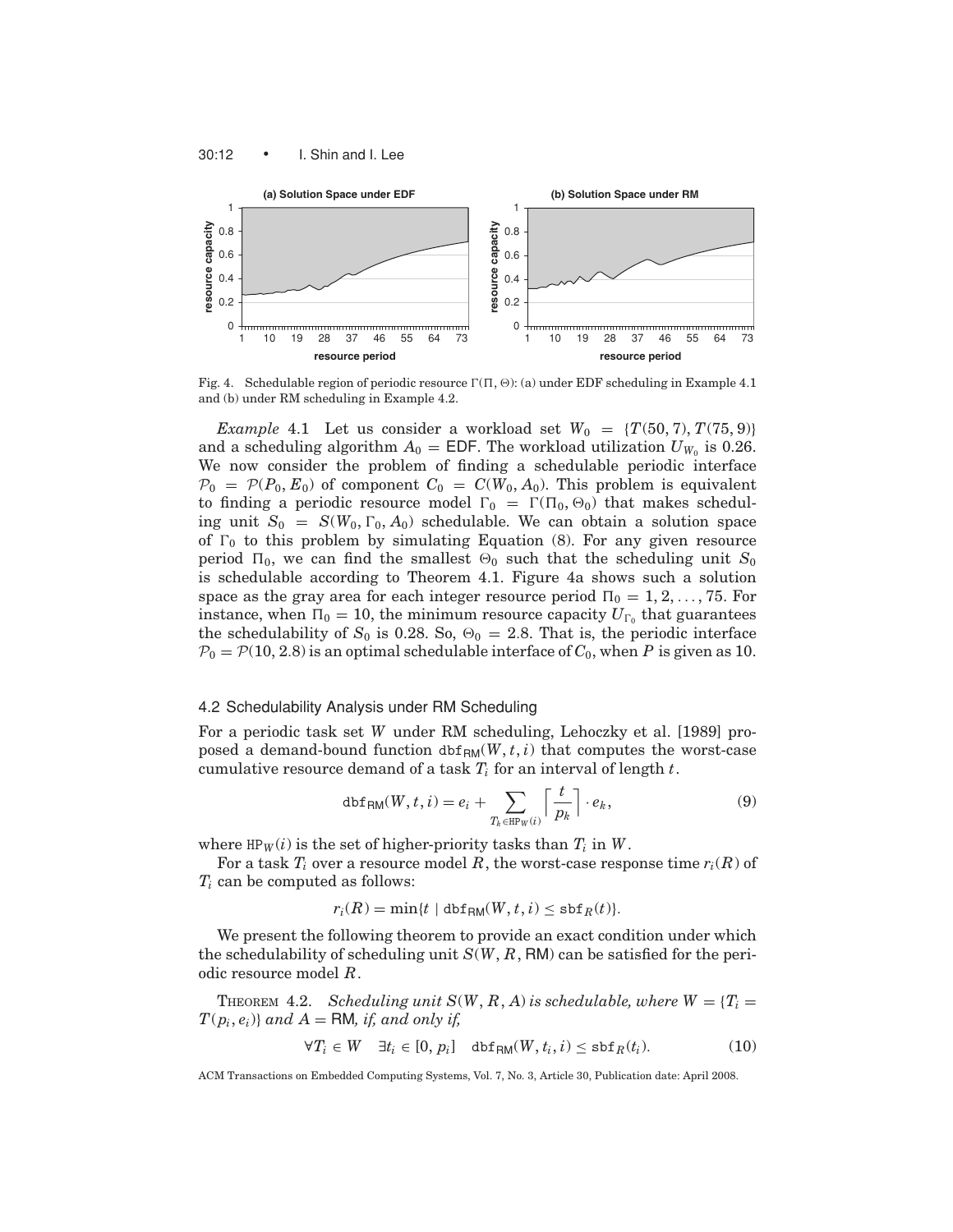(a) Solution Space under EDF

resource capacity

1
0.8
0.6
0.4
0.2
0

1 10 19 28 37 46 55 64 73

resource period

(b) Solution Space under RM

resource capacity

1
0.8
0.6
0.4
0.2
0

1 10 19 28 37 46 55 64 73

resource period

Fig. 4. Schedulable region of periodic resource $\Gamma(\Pi, \Theta)$: (a) under EDF scheduling in Example 4.1 and (b) under RM scheduling in Example 4.2.

*Example* 4.1 Let us consider a workload set $W_0 = \{T(50, 7), T(75, 9)\}$ and a scheduling algorithm $A_0 = \text{EDF}$. The workload utilization $U_{W_0}$ is 0.26. We now consider the problem of finding a schedulable periodic interface $\mathcal{P}_0 = \mathcal{P}(P_0, E_0)$ of component $C_0 = C(W_0, A_0)$. This problem is equivalent to finding a periodic resource model $\Gamma_0 = \Gamma(\Pi_0, \Theta_0)$ that makes scheduling unit $S_0 = S(W_0, \Gamma_0, A_0)$ schedulable. We can obtain a solution space of $\Gamma_0$ to this problem by simulating Equation (8). For any given resource period $\Pi_0$, we can find the smallest $\Theta_0$ such that the scheduling unit $S_0$ is schedulable according to Theorem 4.1. Figure 4a shows such a solution space as the gray area for each integer resource period $\Pi_0 = 1, 2, \ldots, 75$. For instance, when $\Pi_0 = 10$, the minimum resource capacity $U_{\Gamma_0}$ that guarantees the schedulability of $S_0$ is 0.28. So, $\Theta_0 = 2.8$. That is, the periodic interface $\mathcal{P}_0 = \mathcal{P}(10, 2.8)$ is an optimal schedulable interface of $C_0$, when $P$ is given as 10.

## 4.2 Schedulability Analysis under RM Scheduling

For a periodic task set $W$ under RM scheduling, Lehoczky et al. [1989] proposed a demand-bound function $\mathtt{dbf}_{\mathsf{RM}}(W, t, i)$ that computes the worst-case cumulative resource demand of a task $T_i$ for an interval of length $t$.

$$\mathtt{dbf}_{\mathsf{RM}}(W, t, i) = e_i + \sum_{T_k \in \mathtt{HP}_W(i)} \left\lceil \frac{t}{p_k} \right\rceil \cdot e_k, \tag{9}$$

where $\mathtt{HP}_W(i)$ is the set of higher-priority tasks than $T_i$ in $W$.

For a task $T_i$ over a resource model $R$, the worst-case response time $r_i(R)$ of $T_i$ can be computed as follows:

$$r_i(R) = \min\{t \mid \mathtt{dbf}_{\mathsf{RM}}(W, t, i) \leq \mathtt{sbf}_R(t)\}.$$

We present the following theorem to provide an exact condition under which the schedulability of scheduling unit $S(W, R, \mathsf{RM})$ can be satisfied for the periodic resource model $R$.

THEOREM 4.2. *Scheduling unit $S(W, R, A)$ is schedulable, where $W = \{T_i = T(p_i, e_i)\}$ and $A = \mathsf{RM}$, if, and only if,*

$$\forall T_i \in W \quad \exists t_i \in [0, p_i] \quad \mathtt{dbf}_{\mathsf{RM}}(W, t_i, i) \leq \mathtt{sbf}_R(t_i). \tag{10}$$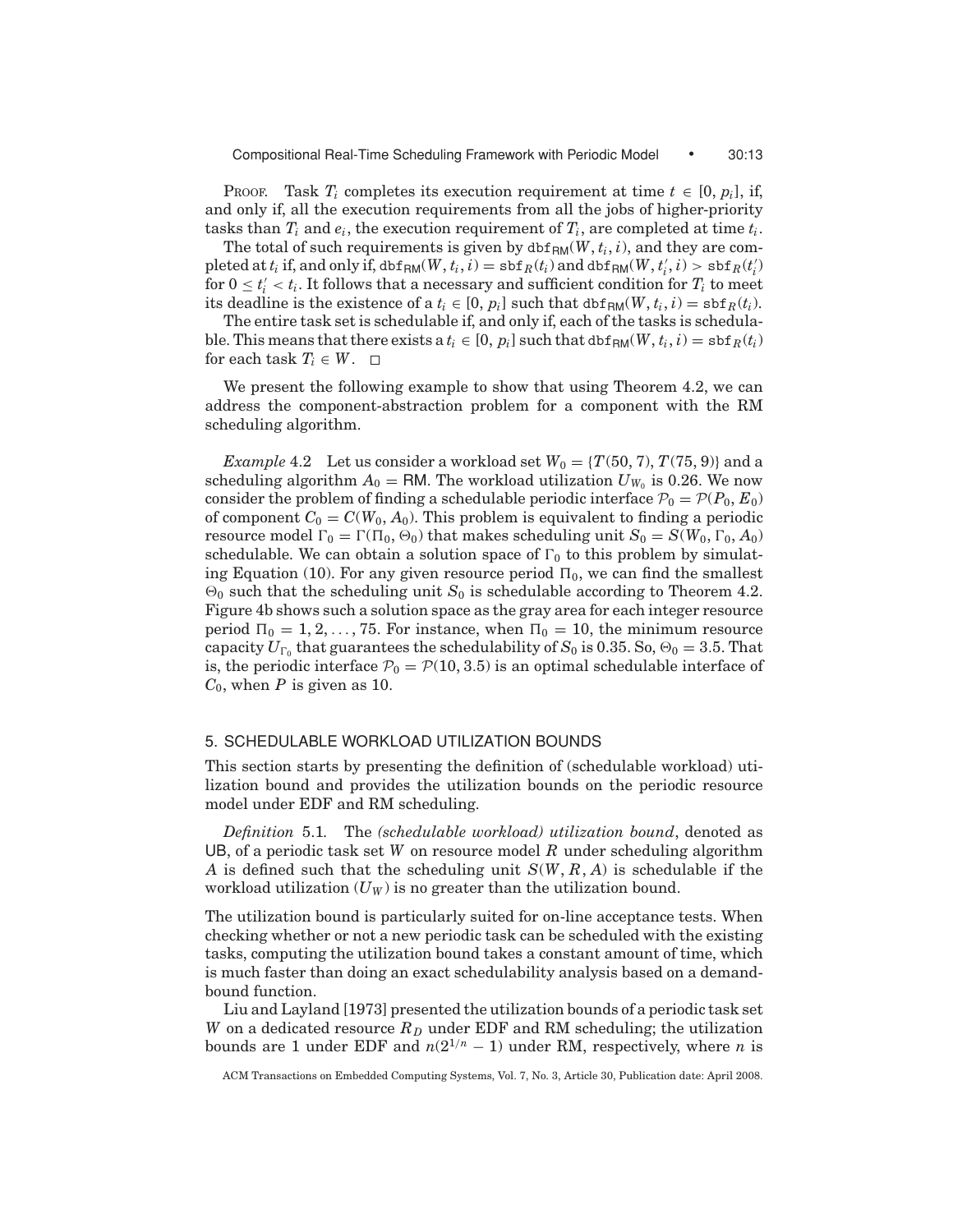PROOF. Task $T_i$ completes its execution requirement at time $t \in [0, p_i]$, if, and only if, all the execution requirements from all the jobs of higher-priority tasks than $T_i$ and $e_i$, the execution requirement of $T_i$, are completed at time $t_i$.

The total of such requirements is given by $\texttt{dbf}_{\mathsf{RM}}(W, t_i, i)$, and they are completed at $t_i$ if, and only if, $\texttt{dbf}_{\mathsf{RM}}(W, t_i, i) = \texttt{sbf}_R(t_i)$ and $\texttt{dbf}_{\mathsf{RM}}(W, t'_i, i) > \texttt{sbf}_R(t'_i)$ for $0 \leq t'_i < t_i$. It follows that a necessary and sufficient condition for $T_i$ to meet its deadline is the existence of a $t_i \in [0, p_i]$ such that $\texttt{dbf}_{\mathsf{RM}}(W, t_i, i) = \texttt{sbf}_R(t_i)$.

The entire task set is schedulable if, and only if, each of the tasks is schedulable. This means that there exists a $t_i \in [0, p_i]$ such that $\texttt{dbf}_{\mathsf{RM}}(W, t_i, i) = \texttt{sbf}_R(t_i)$ for each task $T_i \in W$. □

We present the following example to show that using Theorem 4.2, we can address the component-abstraction problem for a component with the RM scheduling algorithm.

*Example* 4.2 Let us consider a workload set $W_0 = \{T(50, 7), T(75, 9)\}$ and a scheduling algorithm $A_0 = \mathsf{RM}$. The workload utilization $U_{W_0}$ is 0.26. We now consider the problem of finding a schedulable periodic interface $\mathcal{P}_0 = \mathcal{P}(P_0, E_0)$ of component $C_0 = C(W_0, A_0)$. This problem is equivalent to finding a periodic resource model $\Gamma_0 = \Gamma(\Pi_0, \Theta_0)$ that makes scheduling unit $S_0 = S(W_0, \Gamma_0, A_0)$ schedulable. We can obtain a solution space of $\Gamma_0$ to this problem by simulating Equation (10). For any given resource period $\Pi_0$, we can find the smallest $\Theta_0$ such that the scheduling unit $S_0$ is schedulable according to Theorem 4.2. Figure 4b shows such a solution space as the gray area for each integer resource period $\Pi_0 = 1, 2, \ldots, 75$. For instance, when $\Pi_0 = 10$, the minimum resource capacity $U_{\Gamma_0}$ that guarantees the schedulability of $S_0$ is 0.35. So, $\Theta_0 = 3.5$. That is, the periodic interface $\mathcal{P}_0 = \mathcal{P}(10, 3.5)$ is an optimal schedulable interface of $C_0$, when $P$ is given as 10.

## 5. SCHEDULABLE WORKLOAD UTILIZATION BOUNDS

This section starts by presenting the definition of (schedulable workload) utilization bound and provides the utilization bounds on the periodic resource model under EDF and RM scheduling.

*Definition* 5.1. The *(schedulable workload) utilization bound*, denoted as UB, of a periodic task set $W$ on resource model $R$ under scheduling algorithm $A$ is defined such that the scheduling unit $S(W, R, A)$ is schedulable if the workload utilization ($U_W$) is no greater than the utilization bound.

The utilization bound is particularly suited for on-line acceptance tests. When checking whether or not a new periodic task can be scheduled with the existing tasks, computing the utilization bound takes a constant amount of time, which is much faster than doing an exact schedulability analysis based on a demand-bound function.

Liu and Layland [1973] presented the utilization bounds of a periodic task set $W$ on a dedicated resource $R_D$ under EDF and RM scheduling; the utilization bounds are 1 under EDF and $n(2^{1/n} - 1)$ under RM, respectively, where $n$ is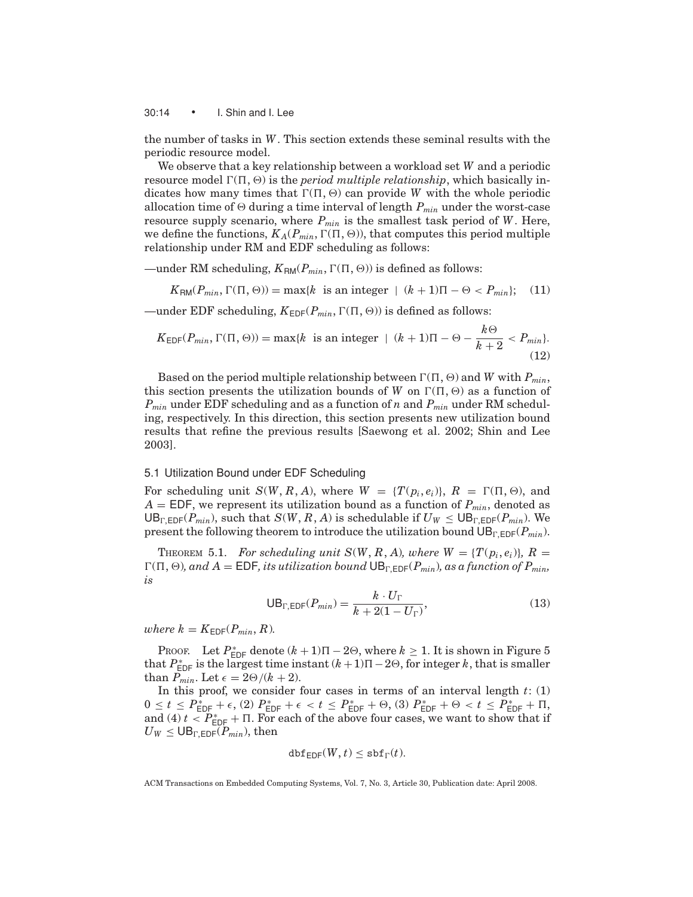the number of tasks in $W$. This section extends these seminal results with the periodic resource model.

We observe that a key relationship between a workload set $W$ and a periodic resource model $\Gamma(\Pi, \Theta)$ is the *period multiple relationship*, which basically indicates how many times that $\Gamma(\Pi, \Theta)$ can provide $W$ with the whole periodic allocation time of $\Theta$ during a time interval of length $P_{min}$ under the worst-case resource supply scenario, where $P_{min}$ is the smallest task period of $W$. Here, we define the functions, $K_A(P_{min}, \Gamma(\Pi, \Theta))$, that computes this period multiple relationship under RM and EDF scheduling as follows:

—under RM scheduling, $K_{\mathsf{RM}}(P_{min}, \Gamma(\Pi, \Theta))$ is defined as follows:

$$K_{\mathsf{RM}}(P_{min}, \Gamma(\Pi, \Theta)) = \max\{k \text{ is an integer } \mid (k+1)\Pi - \Theta < P_{min}\}; \quad (11)$$

—under EDF scheduling, $K_{\mathsf{EDF}}(P_{min}, \Gamma(\Pi, \Theta))$ is defined as follows:

$$K_{\mathsf{EDF}}(P_{min}, \Gamma(\Pi, \Theta)) = \max\{k \text{ is an integer } \mid (k+1)\Pi - \Theta - \frac{k\Theta}{k+2} < P_{min}\}. \quad (12)$$

Based on the period multiple relationship between $\Gamma(\Pi, \Theta)$ and $W$ with $P_{min}$, this section presents the utilization bounds of $W$ on $\Gamma(\Pi, \Theta)$ as a function of $P_{min}$ under EDF scheduling and as a function of $n$ and $P_{min}$ under RM scheduling, respectively. In this direction, this section presents new utilization bound results that refine the previous results [Saewong et al. 2002; Shin and Lee 2003].

### 5.1 Utilization Bound under EDF Scheduling

For scheduling unit $S(W, R, A)$, where $W = \{T(p_i, e_i)\}$, $R = \Gamma(\Pi, \Theta)$, and $A = \mathsf{EDF}$, we represent its utilization bound as a function of $P_{min}$, denoted as $\mathsf{UB}_{\Gamma,\mathsf{EDF}}(P_{min})$, such that $S(W, R, A)$ is schedulable if $U_W \leq \mathsf{UB}_{\Gamma,\mathsf{EDF}}(P_{min})$. We present the following theorem to introduce the utilization bound $\mathsf{UB}_{\Gamma,\mathsf{EDF}}(P_{min})$.

THEOREM 5.1. *For scheduling unit $S(W, R, A)$, where $W = \{T(p_i, e_i)\}$, $R = \Gamma(\Pi, \Theta)$, and $A = \mathsf{EDF}$, its utilization bound $\mathsf{UB}_{\Gamma,\mathsf{EDF}}(P_{min})$, as a function of $P_{min}$, is*

$$\mathsf{UB}_{\Gamma,\mathsf{EDF}}(P_{min}) = \frac{k \cdot U_\Gamma}{k + 2(1 - U_\Gamma)}, \quad (13)$$

*where $k = K_{\mathsf{EDF}}(P_{min}, R)$.*

PROOF. Let $P^*_{\mathsf{EDF}}$ denote $(k+1)\Pi - 2\Theta$, where $k \geq 1$. It is shown in Figure 5 that $P^*_{\mathsf{EDF}}$ is the largest time instant $(k+1)\Pi - 2\Theta$, for integer $k$, that is smaller than $P_{min}$. Let $\epsilon = 2\Theta/(k+2)$.

In this proof, we consider four cases in terms of an interval length $t$: (1) $0 \leq t \leq P^*_{\mathsf{EDF}} + \epsilon$, (2) $P^*_{\mathsf{EDF}} + \epsilon < t \leq P^*_{\mathsf{EDF}} + \Theta$, (3) $P^*_{\mathsf{EDF}} + \Theta < t \leq P^*_{\mathsf{EDF}} + \Pi$, and (4) $t < P^*_{\mathsf{EDF}} + \Pi$. For each of the above four cases, we want to show that if $U_W \leq \mathsf{UB}_{\Gamma,\mathsf{EDF}}(P_{min})$, then

$$\mathtt{dbf}_{\mathsf{EDF}}(W, t) \leq \mathtt{sbf}_\Gamma(t).$$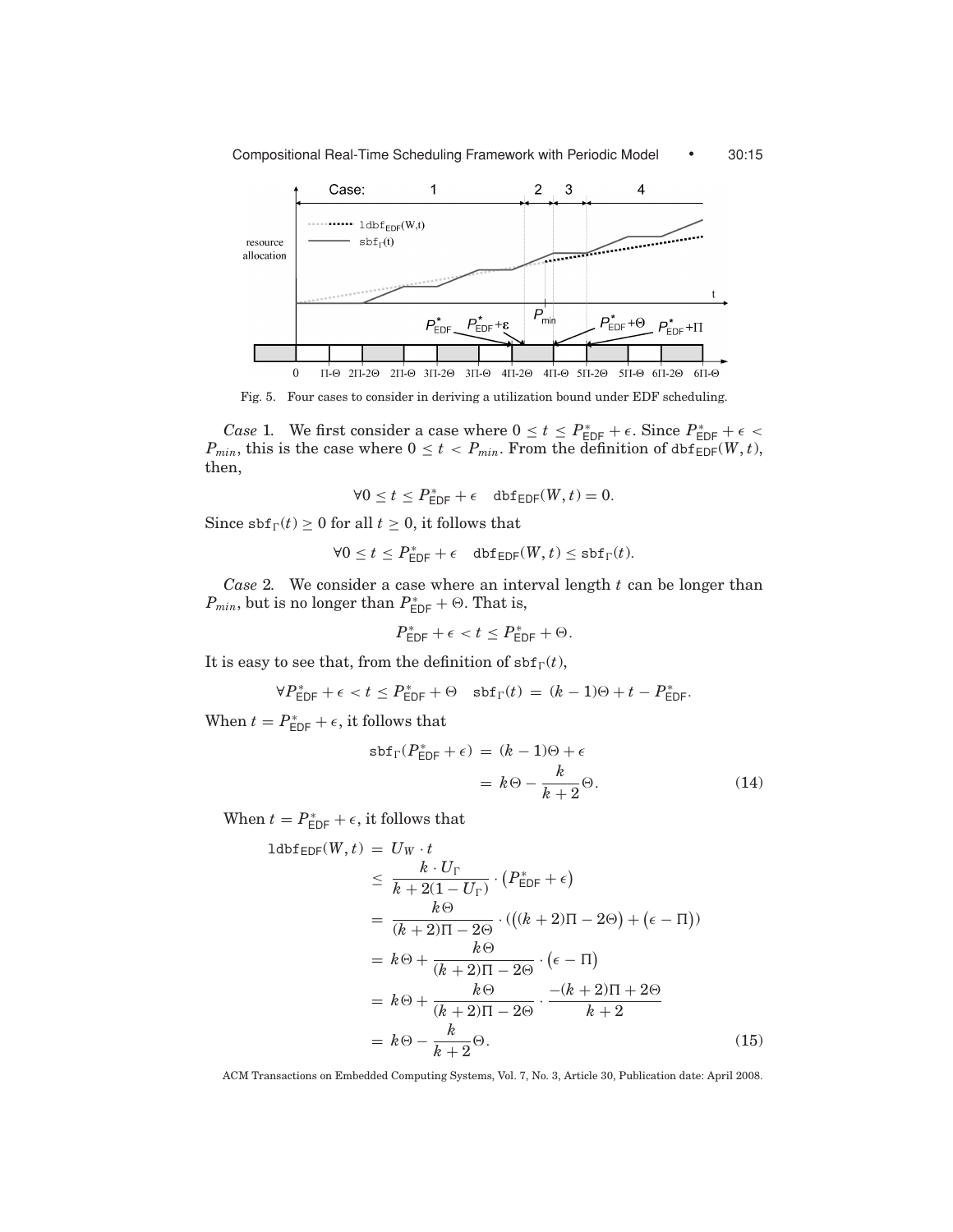Case: 1 2 3 4

$\texttt{ldbf}_{\mathsf{EDF}}(W,t)$

$\texttt{sbf}_\Gamma(t)$

resource allocation

t

$P^*_{\mathsf{EDF}}$ $P^*_{\mathsf{EDF}}+\epsilon$ $P_{min}$ $P^*_{\mathsf{EDF}}+\Theta$ $P^*_{\mathsf{EDF}}+\Pi$

0 Π-Θ 2Π-2Θ 2Π-Θ 3Π-2Θ 3Π-Θ 4Π-2Θ 4Π-Θ 5Π-2Θ 5Π-Θ 6Π-2Θ 6Π-Θ

Fig. 5. Four cases to consider in deriving a utilization bound under EDF scheduling.

*Case* 1. We first consider a case where $0 \le t \le P^*_{\mathsf{EDF}} + \epsilon$. Since $P^*_{\mathsf{EDF}} + \epsilon < P_{min}$, this is the case where $0 \le t < P_{min}$. From the definition of $\texttt{dbf}_{\mathsf{EDF}}(W,t)$, then,

$$\forall 0 \le t \le P^*_{\mathsf{EDF}} + \epsilon \quad \texttt{dbf}_{\mathsf{EDF}}(W,t) = 0.$$

Since $\texttt{sbf}_\Gamma(t) \ge 0$ for all $t \ge 0$, it follows that

$$\forall 0 \le t \le P^*_{\mathsf{EDF}} + \epsilon \quad \texttt{dbf}_{\mathsf{EDF}}(W,t) \le \texttt{sbf}_\Gamma(t).$$

*Case* 2. We consider a case where an interval length $t$ can be longer than $P_{min}$, but is no longer than $P^*_{\mathsf{EDF}} + \Theta$. That is,

$$P^*_{\mathsf{EDF}} + \epsilon < t \le P^*_{\mathsf{EDF}} + \Theta.$$

It is easy to see that, from the definition of $\texttt{sbf}_\Gamma(t)$,

$$\forall P^*_{\mathsf{EDF}} + \epsilon < t \le P^*_{\mathsf{EDF}} + \Theta \quad \texttt{sbf}_\Gamma(t) = (k-1)\Theta + t - P^*_{\mathsf{EDF}}.$$

When $t = P^*_{\mathsf{EDF}} + \epsilon$, it follows that

$$\begin{aligned}\texttt{sbf}_\Gamma(P^*_{\mathsf{EDF}} + \epsilon) &= (k-1)\Theta + \epsilon \\ &= k\Theta - \frac{k}{k+2}\Theta. \end{aligned} \tag{14}$$

When $t = P^*_{\mathsf{EDF}} + \epsilon$, it follows that

$$\begin{aligned}\texttt{ldbf}_{\mathsf{EDF}}(W,t) &= U_W \cdot t \\ &\le \frac{k \cdot U_\Gamma}{k + 2(1-U_\Gamma)} \cdot \left(P^*_{\mathsf{EDF}} + \epsilon\right) \\ &= \frac{k\Theta}{(k+2)\Pi - 2\Theta} \cdot \left(\left((k+2)\Pi - 2\Theta\right) + \left(\epsilon - \Pi\right)\right) \\ &= k\Theta + \frac{k\Theta}{(k+2)\Pi - 2\Theta} \cdot \left(\epsilon - \Pi\right) \\ &= k\Theta + \frac{k\Theta}{(k+2)\Pi - 2\Theta} \cdot \frac{-(k+2)\Pi + 2\Theta}{k+2} \\ &= k\Theta - \frac{k}{k+2}\Theta. \end{aligned} \tag{15}$$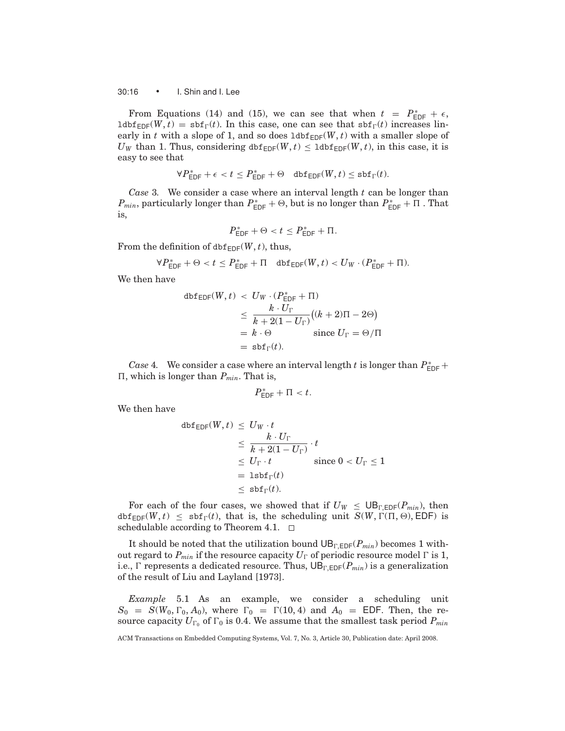From Equations (14) and (15), we can see that when $t = P^*_{\mathsf{EDF}} + \epsilon$, $\mathtt{ldbf}_{\mathsf{EDF}}(W,t) = \mathtt{sbf}_\Gamma(t)$. In this case, one can see that $\mathtt{sbf}_\Gamma(t)$ increases linearly in $t$ with a slope of 1, and so does $\mathtt{ldbf}_{\mathsf{EDF}}(W,t)$ with a smaller slope of $U_W$ than 1. Thus, considering $\mathtt{dbf}_{\mathsf{EDF}}(W,t) \leq \mathtt{ldbf}_{\mathsf{EDF}}(W,t)$, in this case, it is easy to see that

$$\forall P^*_{\mathsf{EDF}} + \epsilon < t \leq P^*_{\mathsf{EDF}} + \Theta \quad \mathtt{dbf}_{\mathsf{EDF}}(W,t) \leq \mathtt{sbf}_\Gamma(t).$$

*Case* 3. We consider a case where an interval length $t$ can be longer than $P_{min}$, particularly longer than $P^*_{\mathsf{EDF}} + \Theta$, but is no longer than $P^*_{\mathsf{EDF}} + \Pi$ . That is,

$$P^*_{\mathsf{EDF}} + \Theta < t \leq P^*_{\mathsf{EDF}} + \Pi.$$

From the definition of $\mathtt{dbf}_{\mathsf{EDF}}(W,t)$, thus,

$$\forall P^*_{\mathsf{EDF}} + \Theta < t \leq P^*_{\mathsf{EDF}} + \Pi \quad \mathtt{dbf}_{\mathsf{EDF}}(W,t) < U_W \cdot (P^*_{\mathsf{EDF}} + \Pi).$$

We then have

$$\begin{aligned}
\mathtt{dbf}_{\mathsf{EDF}}(W,t) &< U_W \cdot (P^*_{\mathsf{EDF}} + \Pi) \\
&\leq \frac{k \cdot U_\Gamma}{k + 2(1 - U_\Gamma)}\big((k+2)\Pi - 2\Theta\big) \\
&= k \cdot \Theta \qquad\qquad \text{since } U_\Gamma = \Theta/\Pi \\
&= \mathtt{sbf}_\Gamma(t).
\end{aligned}$$

*Case* 4. We consider a case where an interval length $t$ is longer than $P^*_{\mathsf{EDF}} + \Pi$, which is longer than $P_{min}$. That is,

$$P^*_{\mathsf{EDF}} + \Pi < t.$$

We then have

$$\begin{aligned}
\mathtt{dbf}_{\mathsf{EDF}}(W,t) &\leq U_W \cdot t \\
&\leq \frac{k \cdot U_\Gamma}{k + 2(1 - U_\Gamma)} \cdot t \\
&\leq U_\Gamma \cdot t \qquad\qquad \text{since } 0 < U_\Gamma \leq 1 \\
&= \mathtt{lsbf}_\Gamma(t) \\
&\leq \mathtt{sbf}_\Gamma(t).
\end{aligned}$$

For each of the four cases, we showed that if $U_W \leq \mathsf{UB}_{\Gamma,\mathsf{EDF}}(P_{min})$, then $\mathtt{dbf}_{\mathsf{EDF}}(W,t) \leq \mathtt{sbf}_\Gamma(t)$, that is, the scheduling unit $S(W, \Gamma(\Pi,\Theta), \mathsf{EDF})$ is schedulable according to Theorem 4.1. □

It should be noted that the utilization bound $\mathsf{UB}_{\Gamma,\mathsf{EDF}}(P_{min})$ becomes 1 without regard to $P_{min}$ if the resource capacity $U_\Gamma$ of periodic resource model $\Gamma$ is 1, i.e., $\Gamma$ represents a dedicated resource. Thus, $\mathsf{UB}_{\Gamma,\mathsf{EDF}}(P_{min})$ is a generalization of the result of Liu and Layland [1973].

*Example* 5.1 As an example, we consider a scheduling unit $S_0 = S(W_0, \Gamma_0, A_0)$, where $\Gamma_0 = \Gamma(10, 4)$ and $A_0 = \mathsf{EDF}$. Then, the resource capacity $U_{\Gamma_0}$ of $\Gamma_0$ is 0.4. We assume that the smallest task period $P_{min}$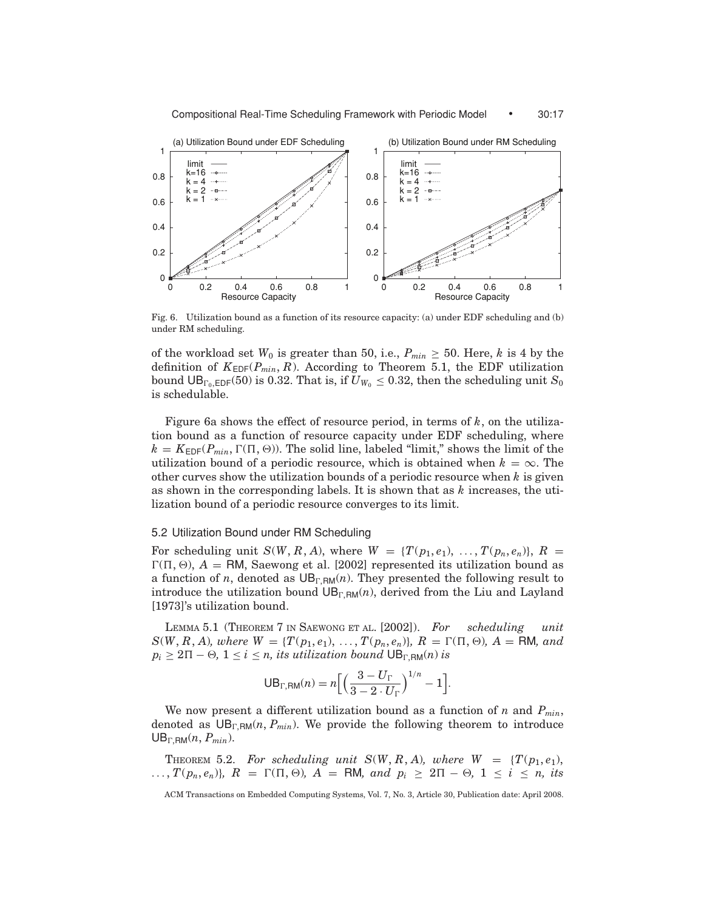(a) Utilization Bound under EDF Scheduling

limit
k=16
k = 4
k = 2
k = 1

1
0.8
0.6
0.4
0.2
0
0 0.2 0.4 0.6 0.8 1
Resource Capacity

(b) Utilization Bound under RM Scheduling

limit
k=16
k = 4
k = 2
k = 1

1
0.8
0.6
0.4
0.2
0
0 0.2 0.4 0.6 0.8 1
Resource Capacity

Fig. 6. Utilization bound as a function of its resource capacity: (a) under EDF scheduling and (b) under RM scheduling.

of the workload set $W_0$ is greater than 50, i.e., $P_{min} \geq 50$. Here, $k$ is 4 by the definition of $K_{\mathsf{EDF}}(P_{min}, R)$. According to Theorem 5.1, the EDF utilization bound $\mathsf{UB}_{\Gamma_0,\mathsf{EDF}}(50)$ is 0.32. That is, if $U_{W_0} \leq 0.32$, then the scheduling unit $S_0$ is schedulable.

Figure 6a shows the effect of resource period, in terms of $k$, on the utilization bound as a function of resource capacity under EDF scheduling, where $k = K_{\mathsf{EDF}}(P_{min}, \Gamma(\Pi, \Theta))$. The solid line, labeled "limit," shows the limit of the utilization bound of a periodic resource, which is obtained when $k = \infty$. The other curves show the utilization bounds of a periodic resource when $k$ is given as shown in the corresponding labels. It is shown that as $k$ increases, the utilization bound of a periodic resource converges to its limit.

### 5.2 Utilization Bound under RM Scheduling

For scheduling unit $S(W, R, A)$, where $W = \{T(p_1, e_1), \ldots, T(p_n, e_n)\}$, $R = \Gamma(\Pi, \Theta)$, $A = \mathsf{RM}$, Saewong et al. [2002] represented its utilization bound as a function of $n$, denoted as $\mathsf{UB}_{\Gamma,\mathsf{RM}}(n)$. They presented the following result to introduce the utilization bound $\mathsf{UB}_{\Gamma,\mathsf{RM}}(n)$, derived from the Liu and Layland [1973]'s utilization bound.

LEMMA 5.1 (THEOREM 7 IN SAEWONG ET AL. [2002]). *For scheduling unit $S(W, R, A)$, where $W = \{T(p_1, e_1), \ldots, T(p_n, e_n)\}$, $R = \Gamma(\Pi, \Theta)$, $A = \mathsf{RM}$, and $p_i \geq 2\Pi - \Theta$, $1 \leq i \leq n$, its utilization bound $\mathsf{UB}_{\Gamma,\mathsf{RM}}(n)$ is*

$$\mathsf{UB}_{\Gamma,\mathsf{RM}}(n) = n\Big[\Big(\frac{3 - U_\Gamma}{3 - 2 \cdot U_\Gamma}\Big)^{1/n} - 1\Big].$$

We now present a different utilization bound as a function of $n$ and $P_{min}$, denoted as $\mathsf{UB}_{\Gamma,\mathsf{RM}}(n, P_{min})$. We provide the following theorem to introduce $\mathsf{UB}_{\Gamma,\mathsf{RM}}(n, P_{min})$.

THEOREM 5.2. *For scheduling unit $S(W, R, A)$, where $W = \{T(p_1, e_1), \ldots, T(p_n, e_n)\}$, $R = \Gamma(\Pi, \Theta)$, $A = \mathsf{RM}$, and $p_i \geq 2\Pi - \Theta$, $1 \leq i \leq n$, its*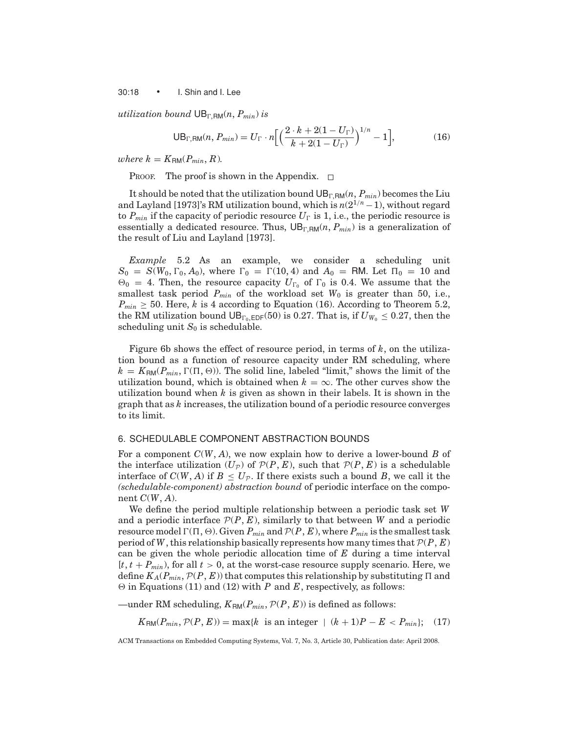*utilization bound* $\mathsf{UB}_{\Gamma,\mathsf{RM}}(n, P_{min})$ *is*

$$\mathsf{UB}_{\Gamma,\mathsf{RM}}(n, P_{min}) = U_\Gamma \cdot n\Big[\Big(\frac{2 \cdot k + 2(1 - U_\Gamma)}{k + 2(1 - U_\Gamma)}\Big)^{1/n} - 1\Big], \tag{16}$$

*where* $k = K_{\mathsf{RM}}(P_{min}, R)$.

PROOF. The proof is shown in the Appendix. □

It should be noted that the utilization bound $\mathsf{UB}_{\Gamma,\mathsf{RM}}(n, P_{min})$ becomes the Liu and Layland [1973]'s RM utilization bound, which is $n(2^{1/n} - 1)$, without regard to $P_{min}$ if the capacity of periodic resource $U_\Gamma$ is 1, i.e., the periodic resource is essentially a dedicated resource. Thus, $\mathsf{UB}_{\Gamma,\mathsf{RM}}(n, P_{min})$ is a generalization of the result of Liu and Layland [1973].

*Example* 5.2 As an example, we consider a scheduling unit $S_0 = S(W_0, \Gamma_0, A_0)$, where $\Gamma_0 = \Gamma(10, 4)$ and $A_0 = \mathsf{RM}$. Let $\Pi_0 = 10$ and $\Theta_0 = 4$. Then, the resource capacity $U_{\Gamma_0}$ of $\Gamma_0$ is 0.4. We assume that the smallest task period $P_{min}$ of the workload set $W_0$ is greater than 50, i.e., $P_{min} \geq 50$. Here, $k$ is 4 according to Equation (16). According to Theorem 5.2, the RM utilization bound $\mathsf{UB}_{\Gamma_0,\mathsf{EDF}}(50)$ is 0.27. That is, if $U_{W_0} \leq 0.27$, then the scheduling unit $S_0$ is schedulable.

Figure 6b shows the effect of resource period, in terms of $k$, on the utilization bound as a function of resource capacity under RM scheduling, where $k = K_{\mathsf{RM}}(P_{min}, \Gamma(\Pi, \Theta))$. The solid line, labeled "limit," shows the limit of the utilization bound, which is obtained when $k = \infty$. The other curves show the utilization bound when $k$ is given as shown in their labels. It is shown in the graph that as $k$ increases, the utilization bound of a periodic resource converges to its limit.

## 6. SCHEDULABLE COMPONENT ABSTRACTION BOUNDS

For a component $C(W, A)$, we now explain how to derive a lower-bound $B$ of the interface utilization ($U_\mathcal{P}$) of $\mathcal{P}(P, E)$, such that $\mathcal{P}(P, E)$ is a schedulable interface of $C(W, A)$ if $B \leq U_\mathcal{P}$. If there exists such a bound $B$, we call it the *(schedulable-component) abstraction bound* of periodic interface on the component $C(W, A)$.

We define the period multiple relationship between a periodic task set $W$ and a periodic interface $\mathcal{P}(P, E)$, similarly to that between $W$ and a periodic resource model $\Gamma(\Pi, \Theta)$. Given $P_{min}$ and $\mathcal{P}(P, E)$, where $P_{min}$ is the smallest task period of $W$, this relationship basically represents how many times that $\mathcal{P}(P, E)$ can be given the whole periodic allocation time of $E$ during a time interval $[t, t + P_{min})$, for all $t > 0$, at the worst-case resource supply scenario. Here, we define $K_A(P_{min}, \mathcal{P}(P, E))$ that computes this relationship by substituting $\Pi$ and $\Theta$ in Equations (11) and (12) with $P$ and $E$, respectively, as follows:

—under RM scheduling, $K_{\mathsf{RM}}(P_{min}, \mathcal{P}(P, E))$ is defined as follows:

$$K_{\mathsf{RM}}(P_{min}, \mathcal{P}(P, E)) = \max\{k \text{ is an integer} \mid (k+1)P - E < P_{min}\}; \tag{17}$$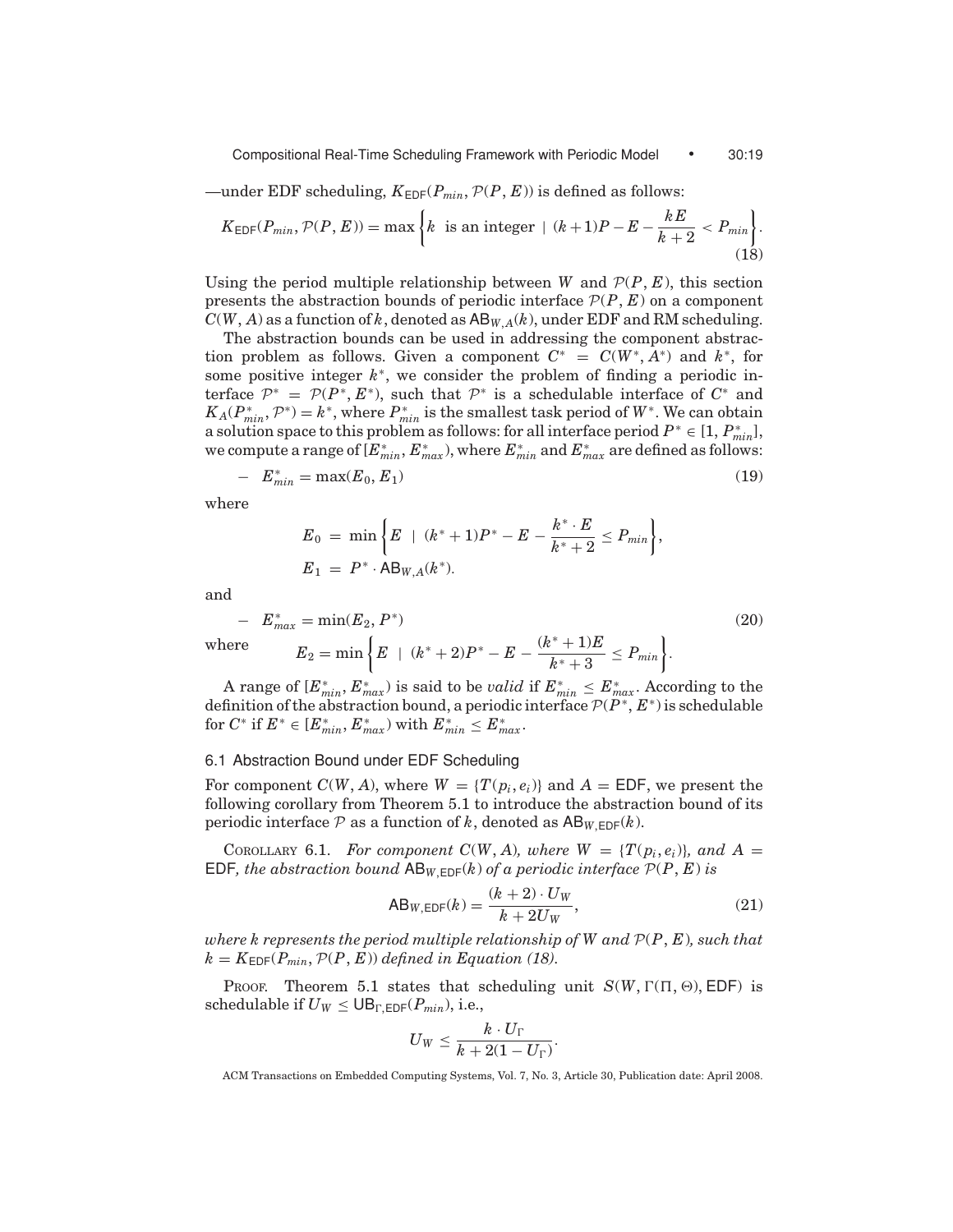—under EDF scheduling, $K_{\mathsf{EDF}}(P_{min}, \mathcal{P}(P, E))$ is defined as follows:

$$K_{\mathsf{EDF}}(P_{min}, \mathcal{P}(P, E)) = \max\left\{k \text{ is an integer } \mid (k+1)P - E - \frac{kE}{k+2} < P_{min}\right\}. \tag{18}$$

Using the period multiple relationship between $W$ and $\mathcal{P}(P, E)$, this section presents the abstraction bounds of periodic interface $\mathcal{P}(P, E)$ on a component $C(W, A)$ as a function of $k$, denoted as $\mathsf{AB}_{W,A}(k)$, under EDF and RM scheduling.

The abstraction bounds can be used in addressing the component abstraction problem as follows. Given a component $C^* = C(W^*, A^*)$ and $k^*$, for some positive integer $k^*$, we consider the problem of finding a periodic interface $\mathcal{P}^* = \mathcal{P}(P^*, E^*)$, such that $\mathcal{P}^*$ is a schedulable interface of $C^*$ and $K_A(P^*_{min}, \mathcal{P}^*) = k^*$, where $P^*_{min}$ is the smallest task period of $W^*$. We can obtain a solution space to this problem as follows: for all interface period $P^* \in [1, P^*_{min}]$, we compute a range of $[E^*_{min}, E^*_{max})$, where $E^*_{min}$ and $E^*_{max}$ are defined as follows:

– $E^*_{min} = \max(E_0, E_1)$ (19)

where

$$E_0 = \min\left\{E \mid (k^*+1)P^* - E - \frac{k^* \cdot E}{k^*+2} \le P_{min}\right\},$$
$$E_1 = P^* \cdot \mathsf{AB}_{W,A}(k^*).$$

and

– $E^*_{max} = \min(E_2, P^*)$ (20)

where

$$E_2 = \min\left\{E \mid (k^*+2)P^* - E - \frac{(k^*+1)E}{k^*+3} \le P_{min}\right\}.$$

A range of $[E^*_{min}, E^*_{max})$ is said to be *valid* if $E^*_{min} \le E^*_{max}$. According to the definition of the abstraction bound, a periodic interface $\mathcal{P}(P^*, E^*)$ is schedulable for $C^*$ if $E^* \in [E^*_{min}, E^*_{max})$ with $E^*_{min} \le E^*_{max}$.

### 6.1 Abstraction Bound under EDF Scheduling

For component $C(W, A)$, where $W = \{T(p_i, e_i)\}$ and $A = \mathsf{EDF}$, we present the following corollary from Theorem 5.1 to introduce the abstraction bound of its periodic interface $\mathcal{P}$ as a function of $k$, denoted as $\mathsf{AB}_{W,\mathsf{EDF}}(k)$.

COROLLARY 6.1. *For component $C(W, A)$, where $W = \{T(p_i, e_i)\}$, and $A = \mathsf{EDF}$, the abstraction bound $\mathsf{AB}_{W,\mathsf{EDF}}(k)$ of a periodic interface $\mathcal{P}(P, E)$ is*

$$\mathsf{AB}_{W,\mathsf{EDF}}(k) = \frac{(k+2) \cdot U_W}{k + 2U_W}, \tag{21}$$

*where k represents the period multiple relationship of W and $\mathcal{P}(P, E)$, such that $k = K_{\mathsf{EDF}}(P_{min}, \mathcal{P}(P, E))$ defined in Equation (18).*

PROOF. Theorem 5.1 states that scheduling unit $S(W, \Gamma(\Pi, \Theta), \mathsf{EDF})$ is schedulable if $U_W \le \mathsf{UB}_{\Gamma,\mathsf{EDF}}(P_{min})$, i.e.,

$$U_W \le \frac{k \cdot U_\Gamma}{k + 2(1 - U_\Gamma)}.$$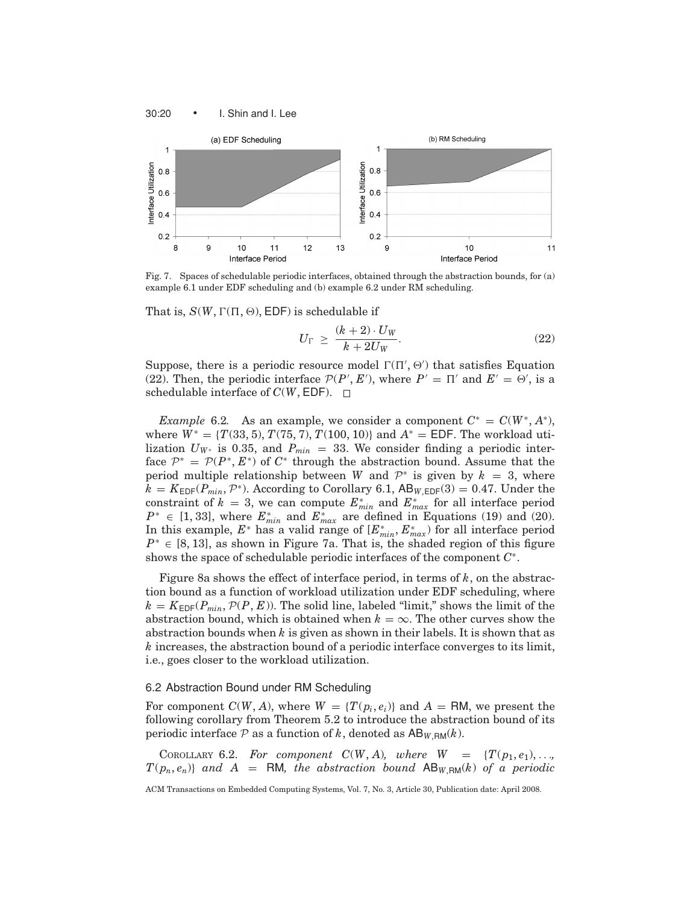(a) EDF Scheduling

Interface Utilization

1
0.8
0.6
0.4
0.2

8 9 10 11 12 13

Interface Period

(b) RM Scheduling

Interface Utilization

1
0.8
0.6
0.4
0.2

9 10 11

Interface Period

Fig. 7. Spaces of schedulable periodic interfaces, obtained through the abstraction bounds, for (a) example 6.1 under EDF scheduling and (b) example 6.2 under RM scheduling.

That is, $S(W, \Gamma(\Pi, \Theta), \mathsf{EDF})$ is schedulable if

$$U_\Gamma \;\geq\; \frac{(k+2)\cdot U_W}{k+2U_W}. \tag{22}$$

Suppose, there is a periodic resource model $\Gamma(\Pi', \Theta')$ that satisfies Equation (22). Then, the periodic interface $\mathcal{P}(P', E')$, where $P' = \Pi'$ and $E' = \Theta'$, is a schedulable interface of $C(W, \mathsf{EDF})$. $\square$

*Example* 6.2. As an example, we consider a component $C^* = C(W^*, A^*)$, where $W^* = \{T(33, 5), T(75, 7), T(100, 10)\}$ and $A^* = \mathsf{EDF}$. The workload utilization $U_{W^*}$ is 0.35, and $P_{min} = 33$. We consider finding a periodic interface $\mathcal{P}^* = \mathcal{P}(P^*, E^*)$ of $C^*$ through the abstraction bound. Assume that the period multiple relationship between $W$ and $\mathcal{P}^*$ is given by $k = 3$, where $k = K_{\mathsf{EDF}}(P_{min}, \mathcal{P}^*)$. According to Corollary 6.1, $\mathsf{AB}_{W,\mathsf{EDF}}(3) = 0.47$. Under the constraint of $k = 3$, we can compute $E^*_{min}$ and $E^*_{max}$ for all interface period $P^* \in [1, 33]$, where $E^*_{min}$ and $E^*_{max}$ are defined in Equations (19) and (20). In this example, $E^*$ has a valid range of $[E^*_{min}, E^*_{max})$ for all interface period $P^* \in [8, 13]$, as shown in Figure 7a. That is, the shaded region of this figure shows the space of schedulable periodic interfaces of the component $C^*$.

Figure 8a shows the effect of interface period, in terms of $k$, on the abstraction bound as a function of workload utilization under EDF scheduling, where $k = K_{\mathsf{EDF}}(P_{min}, \mathcal{P}(P, E))$. The solid line, labeled "limit," shows the limit of the abstraction bound, which is obtained when $k = \infty$. The other curves show the abstraction bounds when $k$ is given as shown in their labels. It is shown that as $k$ increases, the abstraction bound of a periodic interface converges to its limit, i.e., goes closer to the workload utilization.

## 6.2 Abstraction Bound under RM Scheduling

For component $C(W, A)$, where $W = \{T(p_i, e_i)\}$ and $A = \mathsf{RM}$, we present the following corollary from Theorem 5.2 to introduce the abstraction bound of its periodic interface $\mathcal{P}$ as a function of $k$, denoted as $\mathsf{AB}_{W,\mathsf{RM}}(k)$.

COROLLARY 6.2. *For component $C(W, A)$, where $W = \{T(p_1, e_1), \ldots, T(p_n, e_n)\}$ and $A = \mathsf{RM}$, the abstraction bound $\mathsf{AB}_{W,\mathsf{RM}}(k)$ of a periodic*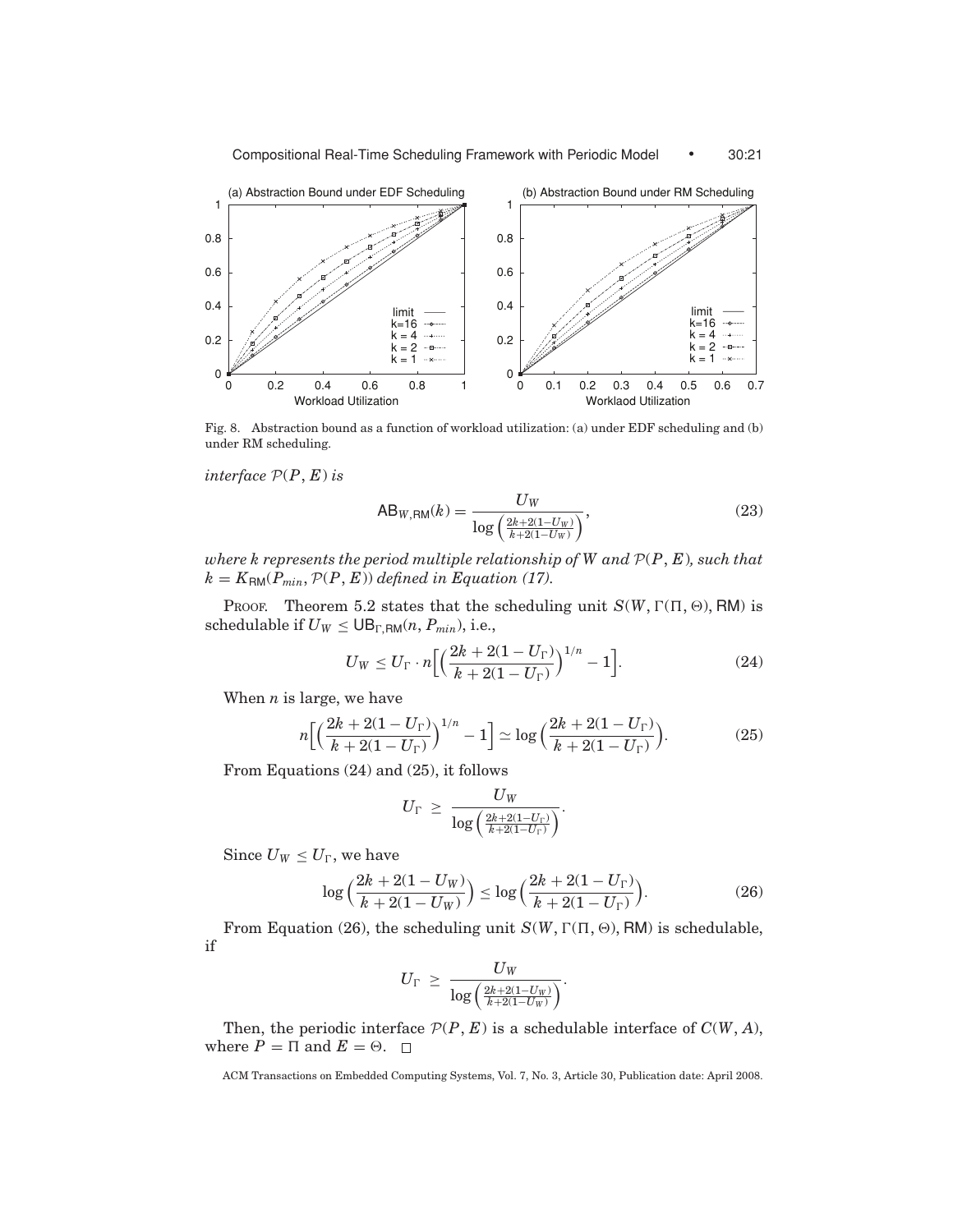(a) Abstraction Bound under EDF Scheduling

1
0.8
0.6
0.4
0.2
0
0 0.2 0.4 0.6 0.8 1
Workload Utilization

limit
k=16
k = 4
k = 2
k = 1

(b) Abstraction Bound under RM Scheduling

1
0.8
0.6
0.4
0.2
0
0 0.1 0.2 0.3 0.4 0.5 0.6 0.7
Worklaod Utilization

limit
k=16
k = 4
k = 2
k = 1

Fig. 8. Abstraction bound as a function of workload utilization: (a) under EDF scheduling and (b) under RM scheduling.

*interface $\mathcal{P}(P, E)$ is*

$$\mathsf{AB}_{W,\mathsf{RM}}(k) = \frac{U_W}{\log\left(\frac{2k+2(1-U_W)}{k+2(1-U_W)}\right)}, \tag{23}$$

*where $k$ represents the period multiple relationship of $W$ and $\mathcal{P}(P, E)$, such that $k = K_{\mathsf{RM}}(P_{min}, \mathcal{P}(P, E))$ defined in Equation (17).*

Proof. Theorem 5.2 states that the scheduling unit $S(W, \Gamma(\Pi, \Theta), \mathsf{RM})$ is schedulable if $U_W \leq \mathsf{UB}_{\Gamma,\mathsf{RM}}(n, P_{min})$, i.e.,

$$U_W \leq U_\Gamma \cdot n\Big[\Big(\frac{2k+2(1-U_\Gamma)}{k+2(1-U_\Gamma)}\Big)^{1/n} - 1\Big]. \tag{24}$$

When $n$ is large, we have

$$n\Big[\Big(\frac{2k+2(1-U_\Gamma)}{k+2(1-U_\Gamma)}\Big)^{1/n} - 1\Big] \simeq \log\Big(\frac{2k+2(1-U_\Gamma)}{k+2(1-U_\Gamma)}\Big). \tag{25}$$

From Equations (24) and (25), it follows

$$U_\Gamma \;\geq\; \frac{U_W}{\log\left(\frac{2k+2(1-U_\Gamma)}{k+2(1-U_\Gamma)}\right)}.$$

Since $U_W \leq U_\Gamma$, we have

$$\log\Big(\frac{2k+2(1-U_W)}{k+2(1-U_W)}\Big) \leq \log\Big(\frac{2k+2(1-U_\Gamma)}{k+2(1-U_\Gamma)}\Big). \tag{26}$$

From Equation (26), the scheduling unit $S(W, \Gamma(\Pi, \Theta), \mathsf{RM})$ is schedulable, if

$$U_\Gamma \;\geq\; \frac{U_W}{\log\left(\frac{2k+2(1-U_W)}{k+2(1-U_W)}\right)}.$$

Then, the periodic interface $\mathcal{P}(P, E)$ is a schedulable interface of $C(W, A)$, where $P = \Pi$ and $E = \Theta$. □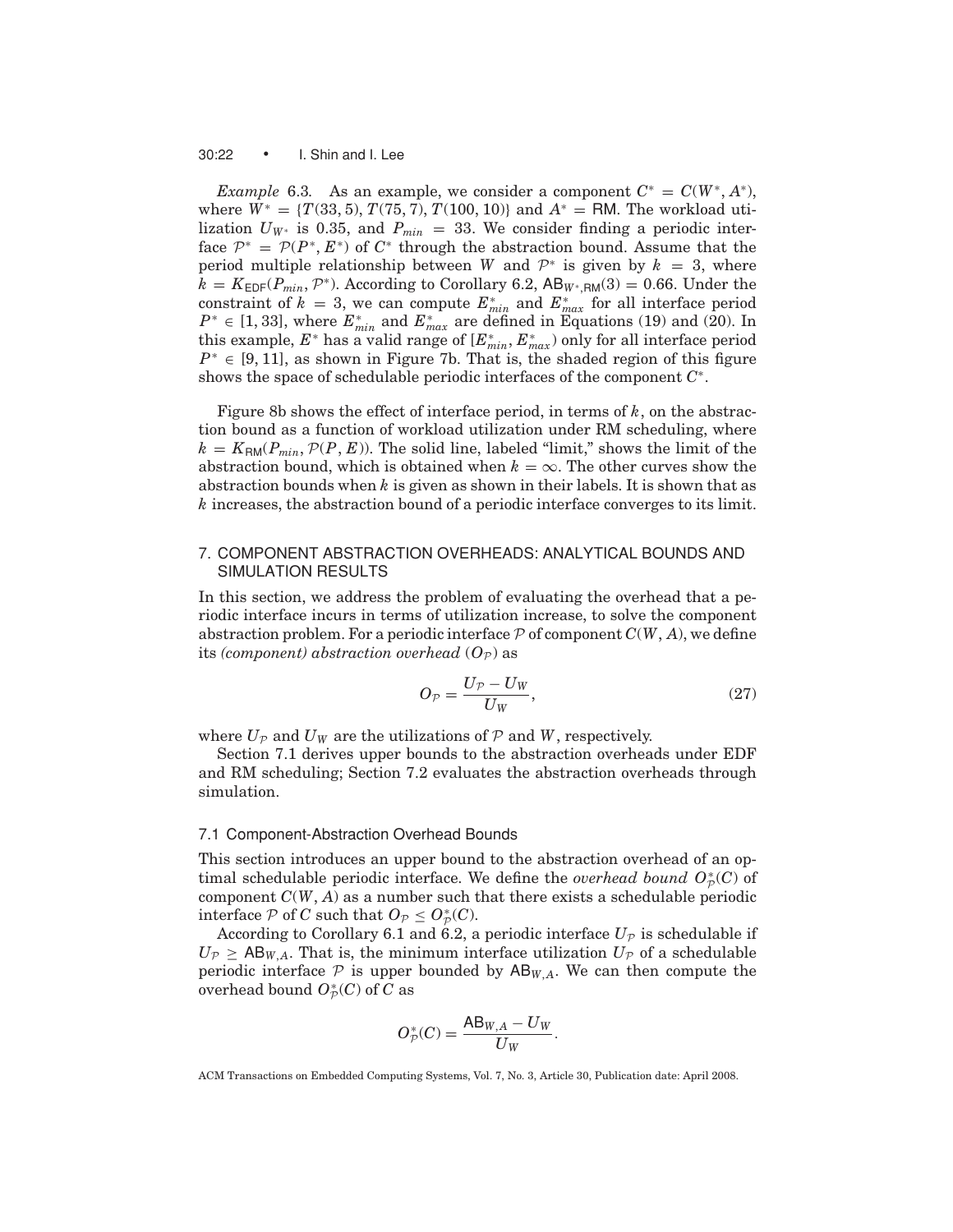*Example* 6.3. As an example, we consider a component $C^* = C(W^*, A^*)$, where $W^* = \{T(33, 5), T(75, 7), T(100, 10)\}$ and $A^* = \mathsf{RM}$. The workload utilization $U_{W^*}$ is 0.35, and $P_{min} = 33$. We consider finding a periodic interface $\mathcal{P}^* = \mathcal{P}(P^*, E^*)$ of $C^*$ through the abstraction bound. Assume that the period multiple relationship between $W$ and $\mathcal{P}^*$ is given by $k = 3$, where $k = K_{\mathsf{EDF}}(P_{min}, \mathcal{P}^*)$. According to Corollary 6.2, $\mathsf{AB}_{W^*,\mathsf{RM}}(3) = 0.66$. Under the constraint of $k = 3$, we can compute $E^*_{min}$ and $E^*_{max}$ for all interface period $P^* \in [1, 33]$, where $E^*_{min}$ and $E^*_{max}$ are defined in Equations (19) and (20). In this example, $E^*$ has a valid range of $[E^*_{min}, E^*_{max})$ only for all interface period $P^* \in [9, 11]$, as shown in Figure 7b. That is, the shaded region of this figure shows the space of schedulable periodic interfaces of the component $C^*$.

Figure 8b shows the effect of interface period, in terms of $k$, on the abstraction bound as a function of workload utilization under RM scheduling, where $k = K_{\mathsf{RM}}(P_{min}, \mathcal{P}(P, E))$. The solid line, labeled "limit," shows the limit of the abstraction bound, which is obtained when $k = \infty$. The other curves show the abstraction bounds when $k$ is given as shown in their labels. It is shown that as $k$ increases, the abstraction bound of a periodic interface converges to its limit.

## 7. COMPONENT ABSTRACTION OVERHEADS: ANALYTICAL BOUNDS AND SIMULATION RESULTS

In this section, we address the problem of evaluating the overhead that a periodic interface incurs in terms of utilization increase, to solve the component abstraction problem. For a periodic interface $\mathcal{P}$ of component $C(W, A)$, we define its *(component) abstraction overhead* ($O_{\mathcal{P}}$) as

$$O_{\mathcal{P}} = \frac{U_{\mathcal{P}} - U_W}{U_W}, \tag{27}$$

where $U_{\mathcal{P}}$ and $U_W$ are the utilizations of $\mathcal{P}$ and $W$, respectively.

Section 7.1 derives upper bounds to the abstraction overheads under EDF and RM scheduling; Section 7.2 evaluates the abstraction overheads through simulation.

### 7.1 Component-Abstraction Overhead Bounds

This section introduces an upper bound to the abstraction overhead of an optimal schedulable periodic interface. We define the *overhead bound* $O^*_{\mathcal{P}}(C)$ of component $C(W, A)$ as a number such that there exists a schedulable periodic interface $\mathcal{P}$ of $C$ such that $O_{\mathcal{P}} \leq O^*_{\mathcal{P}}(C)$.

According to Corollary 6.1 and 6.2, a periodic interface $U_{\mathcal{P}}$ is schedulable if $U_{\mathcal{P}} \geq \mathsf{AB}_{W,A}$. That is, the minimum interface utilization $U_{\mathcal{P}}$ of a schedulable periodic interface $\mathcal{P}$ is upper bounded by $\mathsf{AB}_{W,A}$. We can then compute the overhead bound $O^*_{\mathcal{P}}(C)$ of $C$ as

$$O^*_{\mathcal{P}}(C) = \frac{\mathsf{AB}_{W,A} - U_W}{U_W}.$$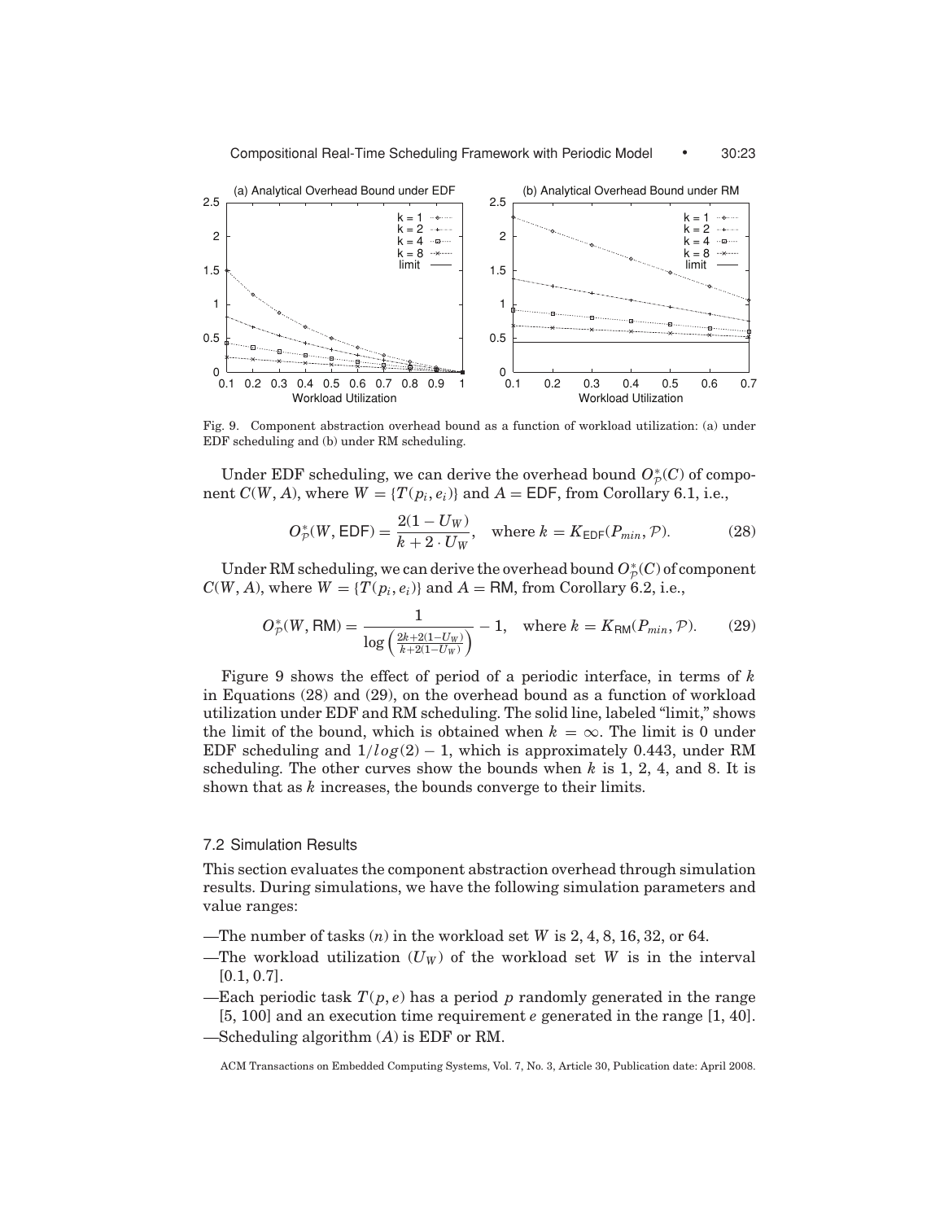(a) Analytical Overhead Bound under EDF

2.5
2
1.5
1
0.5
0

0.1 0.2 0.3 0.4 0.5 0.6 0.7 0.8 0.9 1

Workload Utilization

k = 1
k = 2
k = 4
k = 8
limit

(b) Analytical Overhead Bound under RM

2.5
2
1.5
1
0.5
0

0.1 0.2 0.3 0.4 0.5 0.6 0.7

Workload Utilization

k = 1
k = 2
k = 4
k = 8
limit

Fig. 9. Component abstraction overhead bound as a function of workload utilization: (a) under EDF scheduling and (b) under RM scheduling.

Under EDF scheduling, we can derive the overhead bound $O^*_{\mathcal{P}}(C)$ of component $C(W, A)$, where $W = \{T(p_i, e_i)\}$ and $A = \mathsf{EDF}$, from Corollary 6.1, i.e.,

$$O^*_{\mathcal{P}}(W, \mathsf{EDF}) = \frac{2(1 - U_W)}{k + 2 \cdot U_W}, \quad \text{where } k = K_{\mathsf{EDF}}(P_{min}, \mathcal{P}). \tag{28}$$

Under RM scheduling, we can derive the overhead bound $O^*_{\mathcal{P}}(C)$ of component $C(W, A)$, where $W = \{T(p_i, e_i)\}$ and $A = \mathsf{RM}$, from Corollary 6.2, i.e.,

$$O^*_{\mathcal{P}}(W, \mathsf{RM}) = \frac{1}{\log\left(\frac{2k+2(1-U_W)}{k+2(1-U_W)}\right)} - 1, \quad \text{where } k = K_{\mathsf{RM}}(P_{min}, \mathcal{P}). \tag{29}$$

Figure 9 shows the effect of period of a periodic interface, in terms of $k$ in Equations (28) and (29), on the overhead bound as a function of workload utilization under EDF and RM scheduling. The solid line, labeled "limit," shows the limit of the bound, which is obtained when $k = \infty$. The limit is 0 under EDF scheduling and $1/log(2) - 1$, which is approximately 0.443, under RM scheduling. The other curves show the bounds when $k$ is 1, 2, 4, and 8. It is shown that as $k$ increases, the bounds converge to their limits.

### 7.2 Simulation Results

This section evaluates the component abstraction overhead through simulation results. During simulations, we have the following simulation parameters and value ranges:

- The number of tasks ($n$) in the workload set $W$ is 2, 4, 8, 16, 32, or 64.
- The workload utilization ($U_W$) of the workload set $W$ is in the interval [0.1, 0.7].
- Each periodic task $T(p, e)$ has a period $p$ randomly generated in the range [5, 100] and an execution time requirement $e$ generated in the range [1, 40].
- Scheduling algorithm ($A$) is EDF or RM.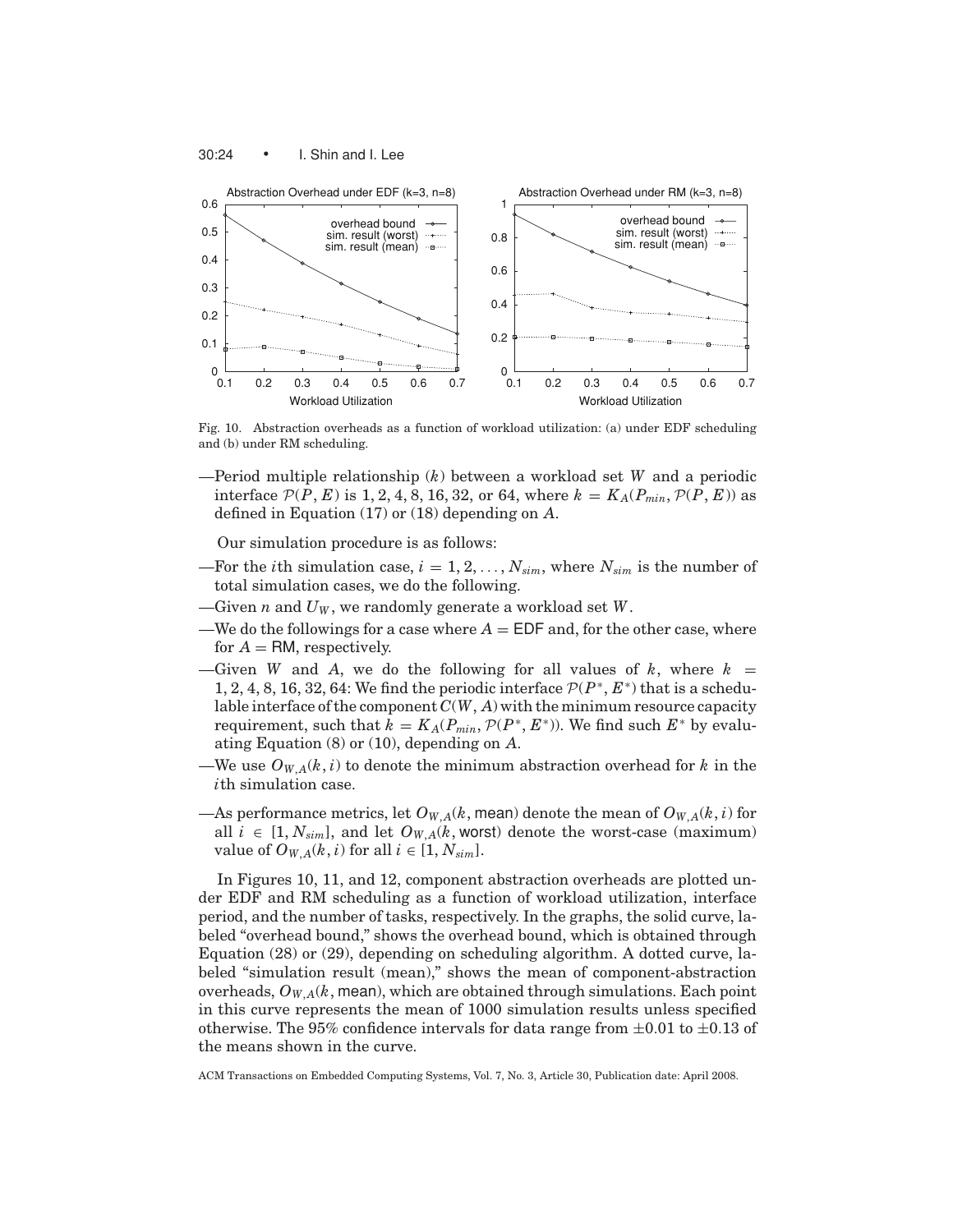Abstraction Overhead under EDF (k=3, n=8)

0.6
0.5
0.4
0.3
0.2
0.1
0

0.1 0.2 0.3 0.4 0.5 0.6 0.7

Workload Utilization

overhead bound
sim. result (worst)
sim. result (mean)

Abstraction Overhead under RM (k=3, n=8)

1
0.8
0.6
0.4
0.2
0

0.1 0.2 0.3 0.4 0.5 0.6 0.7

Workload Utilization

overhead bound
sim. result (worst)
sim. result (mean)

Fig. 10. Abstraction overheads as a function of workload utilization: (a) under EDF scheduling and (b) under RM scheduling.

—Period multiple relationship ($k$) between a workload set $W$ and a periodic interface $\mathcal{P}(P, E)$ is 1, 2, 4, 8, 16, 32, or 64, where $k = K_A(P_{min}, \mathcal{P}(P, E))$ as defined in Equation (17) or (18) depending on $A$.

Our simulation procedure is as follows:

—For the $i$th simulation case, $i = 1, 2, \ldots, N_{sim}$, where $N_{sim}$ is the number of total simulation cases, we do the following.

—Given $n$ and $U_W$, we randomly generate a workload set $W$.

—We do the followings for a case where $A = \mathsf{EDF}$ and, for the other case, where for $A = \mathsf{RM}$, respectively.

—Given $W$ and $A$, we do the following for all values of $k$, where $k = 1, 2, 4, 8, 16, 32, 64$: We find the periodic interface $\mathcal{P}(P^*, E^*)$ that is a schedulable interface of the component $C(W, A)$ with the minimum resource capacity requirement, such that $k = K_A(P_{min}, \mathcal{P}(P^*, E^*))$. We find such $E^*$ by evaluating Equation (8) or (10), depending on $A$.

—We use $O_{W,A}(k, i)$ to denote the minimum abstraction overhead for $k$ in the $i$th simulation case.

—As performance metrics, let $O_{W,A}(k, \mathsf{mean})$ denote the mean of $O_{W,A}(k, i)$ for all $i \in [1, N_{sim}]$, and let $O_{W,A}(k, \mathsf{worst})$ denote the worst-case (maximum) value of $O_{W,A}(k, i)$ for all $i \in [1, N_{sim}]$.

In Figures 10, 11, and 12, component abstraction overheads are plotted under EDF and RM scheduling as a function of workload utilization, interface period, and the number of tasks, respectively. In the graphs, the solid curve, labeled "overhead bound," shows the overhead bound, which is obtained through Equation (28) or (29), depending on scheduling algorithm. A dotted curve, labeled "simulation result (mean)," shows the mean of component-abstraction overheads, $O_{W,A}(k, \mathsf{mean})$, which are obtained through simulations. Each point in this curve represents the mean of 1000 simulation results unless specified otherwise. The 95% confidence intervals for data range from $\pm 0.01$ to $\pm 0.13$ of the means shown in the curve.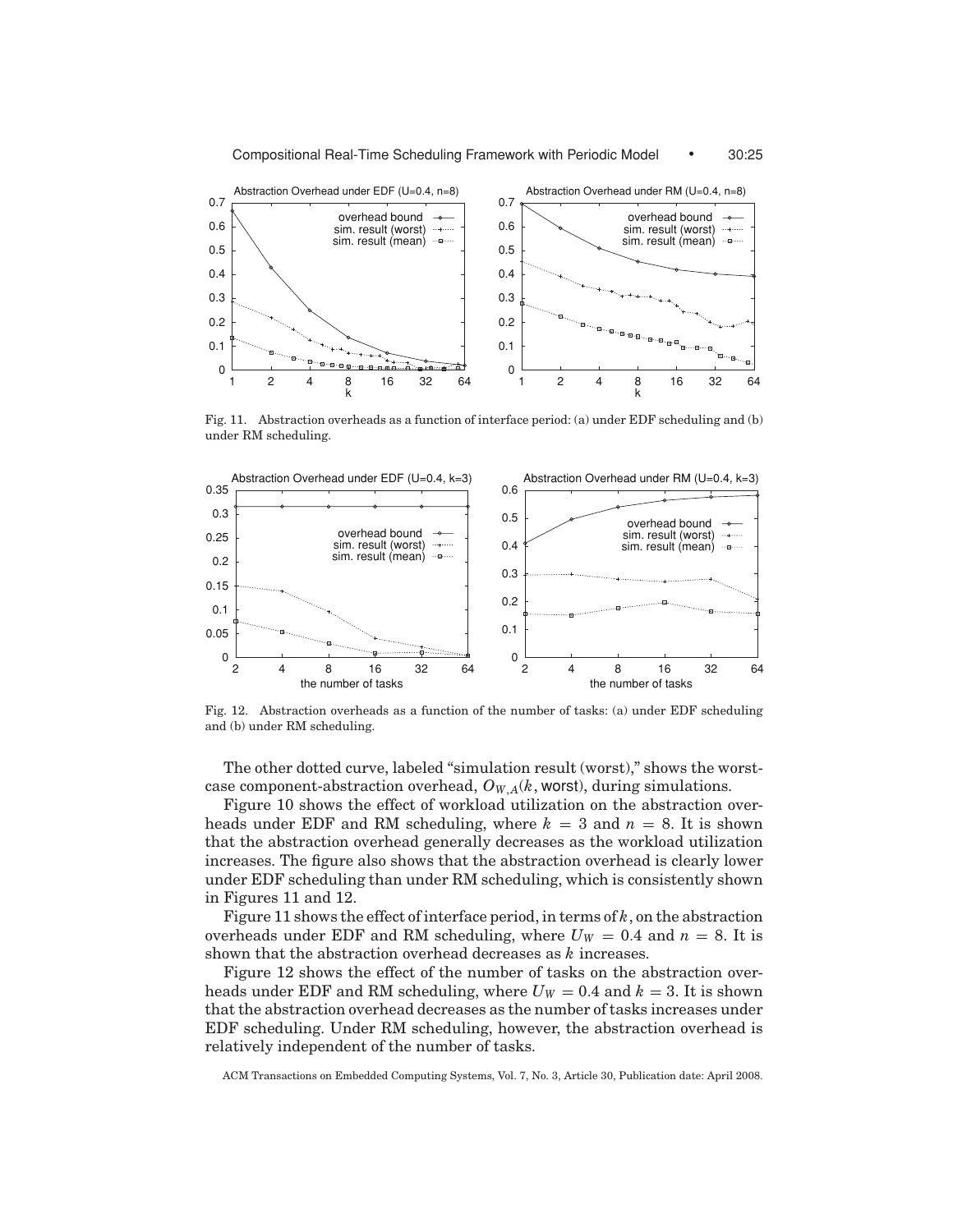Abstraction Overhead under EDF (U=0.4, n=8)

overhead bound
sim. result (worst)
sim. result (mean)

0.7
0.6
0.5
0.4
0.3
0.2
0.1
0

1 2 4 8 16 32 64

k

Abstraction Overhead under RM (U=0.4, n=8)

overhead bound
sim. result (worst)
sim. result (mean)

0.7
0.6
0.5
0.4
0.3
0.2
0.1
0

1 2 4 8 16 32 64

k

Fig. 11. Abstraction overheads as a function of interface period: (a) under EDF scheduling and (b) under RM scheduling.

Abstraction Overhead under EDF (U=0.4, k=3)

overhead bound
sim. result (worst)
sim. result (mean)

0.35
0.3
0.25
0.2
0.15
0.1
0.05
0

2 4 8 16 32 64

the number of tasks

Abstraction Overhead under RM (U=0.4, k=3)

overhead bound
sim. result (worst)
sim. result (mean)

0.6
0.5
0.4
0.3
0.2
0.1
0

2 4 8 16 32 64

the number of tasks

Fig. 12. Abstraction overheads as a function of the number of tasks: (a) under EDF scheduling and (b) under RM scheduling.

The other dotted curve, labeled "simulation result (worst)," shows the worst-case component-abstraction overhead, $O_{W,A}(k, \text{worst})$, during simulations.

Figure 10 shows the effect of workload utilization on the abstraction overheads under EDF and RM scheduling, where $k = 3$ and $n = 8$. It is shown that the abstraction overhead generally decreases as the workload utilization increases. The figure also shows that the abstraction overhead is clearly lower under EDF scheduling than under RM scheduling, which is consistently shown in Figures 11 and 12.

Figure 11 shows the effect of interface period, in terms of $k$, on the abstraction overheads under EDF and RM scheduling, where $U_W = 0.4$ and $n = 8$. It is shown that the abstraction overhead decreases as $k$ increases.

Figure 12 shows the effect of the number of tasks on the abstraction overheads under EDF and RM scheduling, where $U_W = 0.4$ and $k = 3$. It is shown that the abstraction overhead decreases as the number of tasks increases under EDF scheduling. Under RM scheduling, however, the abstraction overhead is relatively independent of the number of tasks.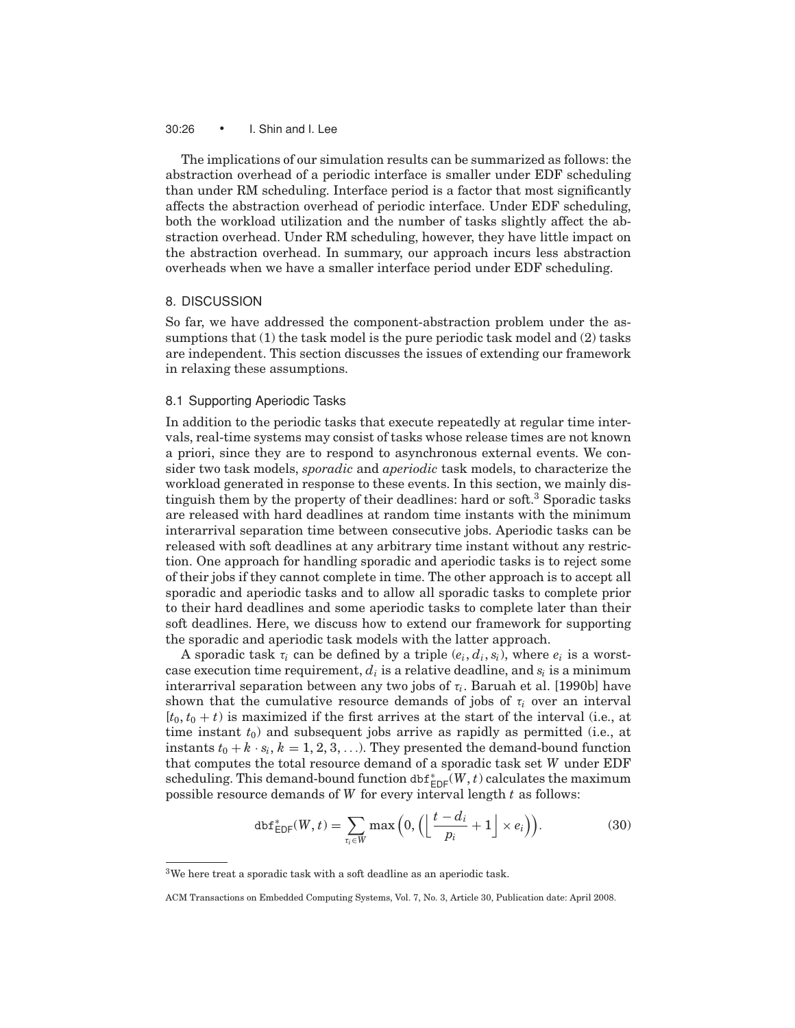The implications of our simulation results can be summarized as follows: the abstraction overhead of a periodic interface is smaller under EDF scheduling than under RM scheduling. Interface period is a factor that most significantly affects the abstraction overhead of periodic interface. Under EDF scheduling, both the workload utilization and the number of tasks slightly affect the abstraction overhead. Under RM scheduling, however, they have little impact on the abstraction overhead. In summary, our approach incurs less abstraction overheads when we have a smaller interface period under EDF scheduling.

## 8. DISCUSSION

So far, we have addressed the component-abstraction problem under the assumptions that (1) the task model is the pure periodic task model and (2) tasks are independent. This section discusses the issues of extending our framework in relaxing these assumptions.

### 8.1 Supporting Aperiodic Tasks

In addition to the periodic tasks that execute repeatedly at regular time intervals, real-time systems may consist of tasks whose release times are not known a priori, since they are to respond to asynchronous external events. We consider two task models, *sporadic* and *aperiodic* task models, to characterize the workload generated in response to these events. In this section, we mainly distinguish them by the property of their deadlines: hard or soft.[3] Sporadic tasks are released with hard deadlines at random time instants with the minimum interarrival separation time between consecutive jobs. Aperiodic tasks can be released with soft deadlines at any arbitrary time instant without any restriction. One approach for handling sporadic and aperiodic tasks is to reject some of their jobs if they cannot complete in time. The other approach is to accept all sporadic and aperiodic tasks and to allow all sporadic tasks to complete prior to their hard deadlines and some aperiodic tasks to complete later than their soft deadlines. Here, we discuss how to extend our framework for supporting the sporadic and aperiodic task models with the latter approach.

A sporadic task $\tau_i$ can be defined by a triple $(e_i, d_i, s_i)$, where $e_i$ is a worst-case execution time requirement, $d_i$ is a relative deadline, and $s_i$ is a minimum interarrival separation between any two jobs of $\tau_i$. Baruah et al. [1990b] have shown that the cumulative resource demands of jobs of $\tau_i$ over an interval $[t_0, t_0 + t)$ is maximized if the first arrives at the start of the interval (i.e., at time instant $t_0$) and subsequent jobs arrive as rapidly as permitted (i.e., at instants $t_0 + k \cdot s_i$, $k = 1, 2, 3, \ldots$). They presented the demand-bound function that computes the total resource demand of a sporadic task set $W$ under EDF scheduling. This demand-bound function $\mathtt{dbf}^*_{\mathsf{EDF}}(W, t)$ calculates the maximum possible resource demands of $W$ for every interval length $t$ as follows:

$$\mathtt{dbf}^*_{\mathsf{EDF}}(W, t) = \sum_{\tau_i \in W} \max\Big(0, \Big(\Big\lfloor \frac{t - d_i}{p_i} + 1 \Big\rfloor \times e_i\Big)\Big). \tag{30}$$

[3]We here treat a sporadic task with a soft deadline as an aperiodic task.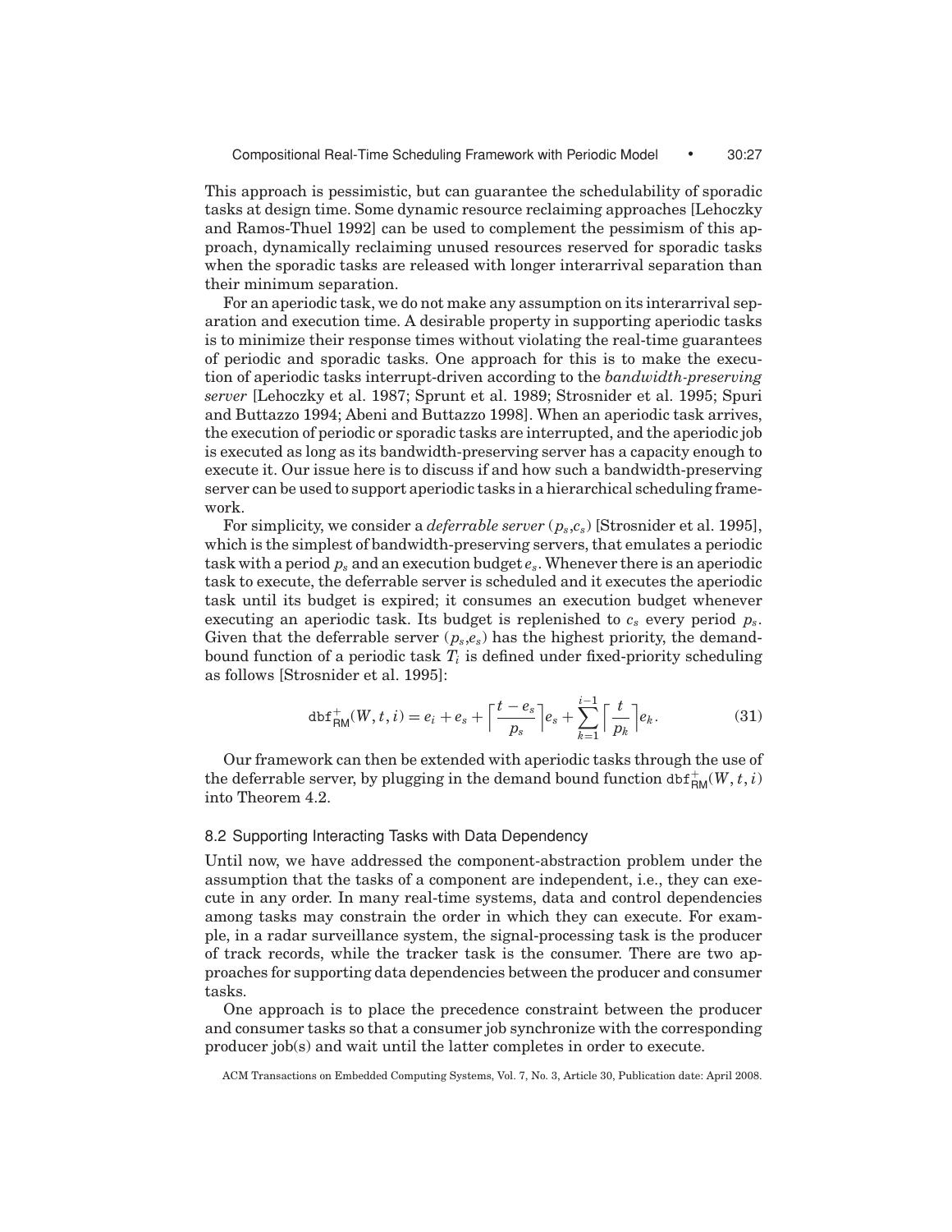This approach is pessimistic, but can guarantee the schedulability of sporadic tasks at design time. Some dynamic resource reclaiming approaches [Lehoczky and Ramos-Thuel 1992] can be used to complement the pessimism of this approach, dynamically reclaiming unused resources reserved for sporadic tasks when the sporadic tasks are released with longer interarrival separation than their minimum separation.

For an aperiodic task, we do not make any assumption on its interarrival separation and execution time. A desirable property in supporting aperiodic tasks is to minimize their response times without violating the real-time guarantees of periodic and sporadic tasks. One approach for this is to make the execution of aperiodic tasks interrupt-driven according to the *bandwidth-preserving server* [Lehoczky et al. 1987; Sprunt et al. 1989; Strosnider et al. 1995; Spuri and Buttazzo 1994; Abeni and Buttazzo 1998]. When an aperiodic task arrives, the execution of periodic or sporadic tasks are interrupted, and the aperiodic job is executed as long as its bandwidth-preserving server has a capacity enough to execute it. Our issue here is to discuss if and how such a bandwidth-preserving server can be used to support aperiodic tasks in a hierarchical scheduling framework.

For simplicity, we consider a *deferrable server* $(p_s,c_s)$ [Strosnider et al. 1995], which is the simplest of bandwidth-preserving servers, that emulates a periodic task with a period $p_s$ and an execution budget $e_s$. Whenever there is an aperiodic task to execute, the deferrable server is scheduled and it executes the aperiodic task until its budget is expired; it consumes an execution budget whenever executing an aperiodic task. Its budget is replenished to $c_s$ every period $p_s$. Given that the deferrable server $(p_s,e_s)$ has the highest priority, the demand-bound function of a periodic task $T_i$ is defined under fixed-priority scheduling as follows [Strosnider et al. 1995]:

$$\mathtt{dbf}^{+}_{\mathsf{RM}}(W,t,i) = e_i + e_s + \left\lceil \frac{t-e_s}{p_s} \right\rceil e_s + \sum_{k=1}^{i-1} \left\lceil \frac{t}{p_k} \right\rceil e_k. \tag{31}$$

Our framework can then be extended with aperiodic tasks through the use of the deferrable server, by plugging in the demand bound function $\mathtt{dbf}^{+}_{\mathsf{RM}}(W,t,i)$ into Theorem 4.2.

## 8.2 Supporting Interacting Tasks with Data Dependency

Until now, we have addressed the component-abstraction problem under the assumption that the tasks of a component are independent, i.e., they can execute in any order. In many real-time systems, data and control dependencies among tasks may constrain the order in which they can execute. For example, in a radar surveillance system, the signal-processing task is the producer of track records, while the tracker task is the consumer. There are two approaches for supporting data dependencies between the producer and consumer tasks.

One approach is to place the precedence constraint between the producer and consumer tasks so that a consumer job synchronize with the corresponding producer job(s) and wait until the latter completes in order to execute.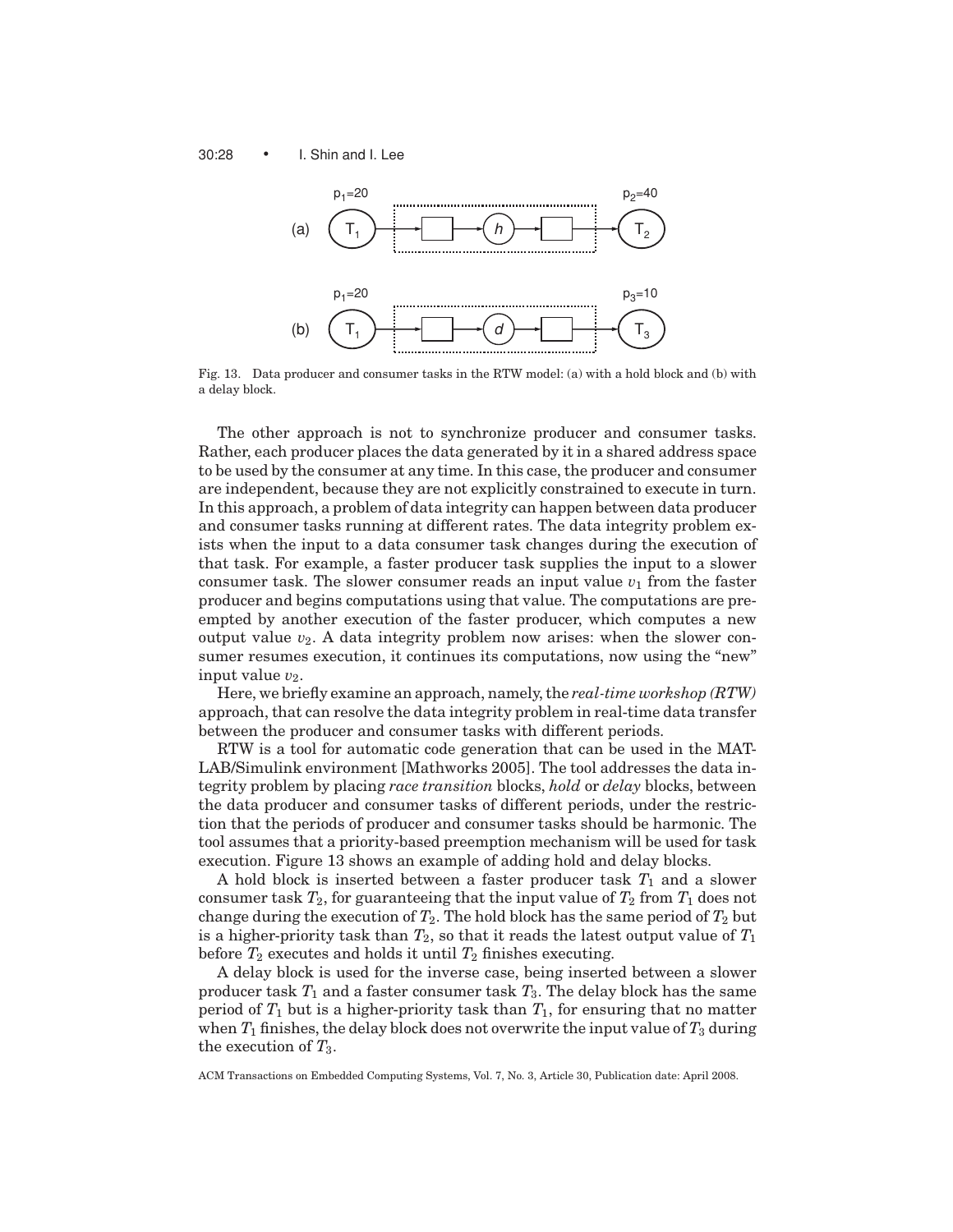p1=20

p2=40

(a) T1 h T2

p1=20

p3=10

(b) T1 d T3

Fig. 13. Data producer and consumer tasks in the RTW model: (a) with a hold block and (b) with a delay block.

The other approach is not to synchronize producer and consumer tasks. Rather, each producer places the data generated by it in a shared address space to be used by the consumer at any time. In this case, the producer and consumer are independent, because they are not explicitly constrained to execute in turn. In this approach, a problem of data integrity can happen between data producer and consumer tasks running at different rates. The data integrity problem exists when the input to a data consumer task changes during the execution of that task. For example, a faster producer task supplies the input to a slower consumer task. The slower consumer reads an input value $v_1$ from the faster producer and begins computations using that value. The computations are preempted by another execution of the faster producer, which computes a new output value $v_2$. A data integrity problem now arises: when the slower consumer resumes execution, it continues its computations, now using the "new" input value $v_2$.

Here, we briefly examine an approach, namely, the *real-time workshop (RTW)* approach, that can resolve the data integrity problem in real-time data transfer between the producer and consumer tasks with different periods.

RTW is a tool for automatic code generation that can be used in the MATLAB/Simulink environment [Mathworks 2005]. The tool addresses the data integrity problem by placing *race transition* blocks, *hold* or *delay* blocks, between the data producer and consumer tasks of different periods, under the restriction that the periods of producer and consumer tasks should be harmonic. The tool assumes that a priority-based preemption mechanism will be used for task execution. Figure 13 shows an example of adding hold and delay blocks.

A hold block is inserted between a faster producer task $T_1$ and a slower consumer task $T_2$, for guaranteeing that the input value of $T_2$ from $T_1$ does not change during the execution of $T_2$. The hold block has the same period of $T_2$ but is a higher-priority task than $T_2$, so that it reads the latest output value of $T_1$ before $T_2$ executes and holds it until $T_2$ finishes executing.

A delay block is used for the inverse case, being inserted between a slower producer task $T_1$ and a faster consumer task $T_3$. The delay block has the same period of $T_1$ but is a higher-priority task than $T_1$, for ensuring that no matter when $T_1$ finishes, the delay block does not overwrite the input value of $T_3$ during the execution of $T_3$.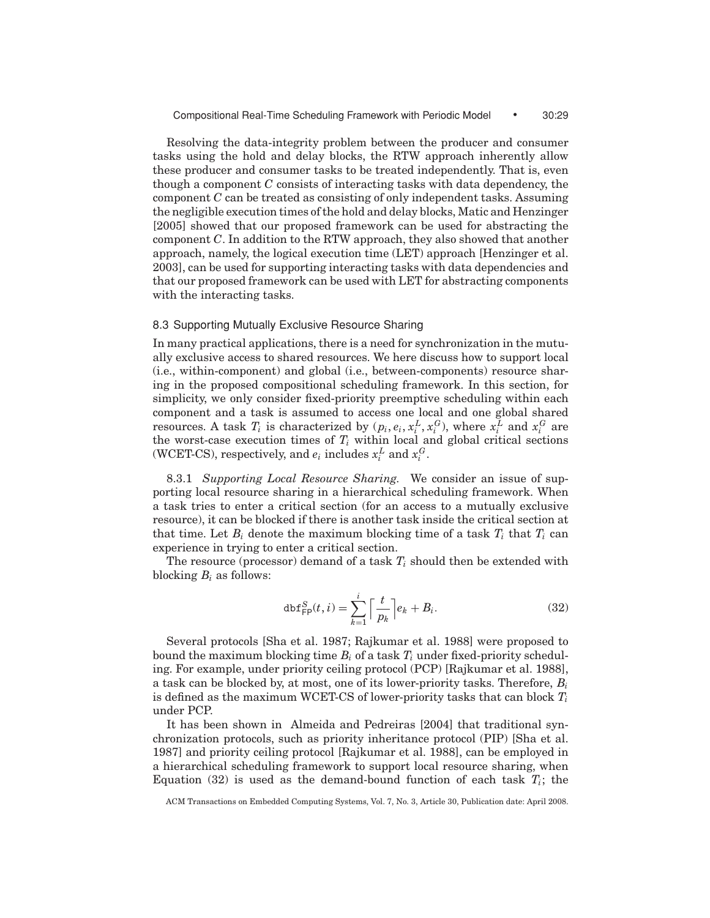Resolving the data-integrity problem between the producer and consumer tasks using the hold and delay blocks, the RTW approach inherently allow these producer and consumer tasks to be treated independently. That is, even though a component $C$ consists of interacting tasks with data dependency, the component $C$ can be treated as consisting of only independent tasks. Assuming the negligible execution times of the hold and delay blocks, Matic and Henzinger [2005] showed that our proposed framework can be used for abstracting the component $C$. In addition to the RTW approach, they also showed that another approach, namely, the logical execution time (LET) approach [Henzinger et al. 2003], can be used for supporting interacting tasks with data dependencies and that our proposed framework can be used with LET for abstracting components with the interacting tasks.

### 8.3 Supporting Mutually Exclusive Resource Sharing

In many practical applications, there is a need for synchronization in the mutually exclusive access to shared resources. We here discuss how to support local (i.e., within-component) and global (i.e., between-components) resource sharing in the proposed compositional scheduling framework. In this section, for simplicity, we only consider fixed-priority preemptive scheduling within each component and a task is assumed to access one local and one global shared resources. A task $T_i$ is characterized by $(p_i, e_i, x_i^L, x_i^G)$, where $x_i^L$ and $x_i^G$ are the worst-case execution times of $T_i$ within local and global critical sections (WCET-CS), respectively, and $e_i$ includes $x_i^L$ and $x_i^G$.

8.3.1 *Supporting Local Resource Sharing.* We consider an issue of supporting local resource sharing in a hierarchical scheduling framework. When a task tries to enter a critical section (for an access to a mutually exclusive resource), it can be blocked if there is another task inside the critical section at that time. Let $B_i$ denote the maximum blocking time of a task $T_i$ that $T_i$ can experience in trying to enter a critical section.

The resource (processor) demand of a task $T_i$ should then be extended with blocking $B_i$ as follows:

$$\mathtt{dbf}^{S}_{\mathsf{FP}}(t, i) = \sum_{k=1}^{i} \left\lceil \frac{t}{p_k} \right\rceil e_k + B_i. \tag{32}$$

Several protocols [Sha et al. 1987; Rajkumar et al. 1988] were proposed to bound the maximum blocking time $B_i$ of a task $T_i$ under fixed-priority scheduling. For example, under priority ceiling protocol (PCP) [Rajkumar et al. 1988], a task can be blocked by, at most, one of its lower-priority tasks. Therefore, $B_i$ is defined as the maximum WCET-CS of lower-priority tasks that can block $T_i$ under PCP.

It has been shown in Almeida and Pedreiras [2004] that traditional synchronization protocols, such as priority inheritance protocol (PIP) [Sha et al. 1987] and priority ceiling protocol [Rajkumar et al. 1988], can be employed in a hierarchical scheduling framework to support local resource sharing, when Equation (32) is used as the demand-bound function of each task $T_i$; the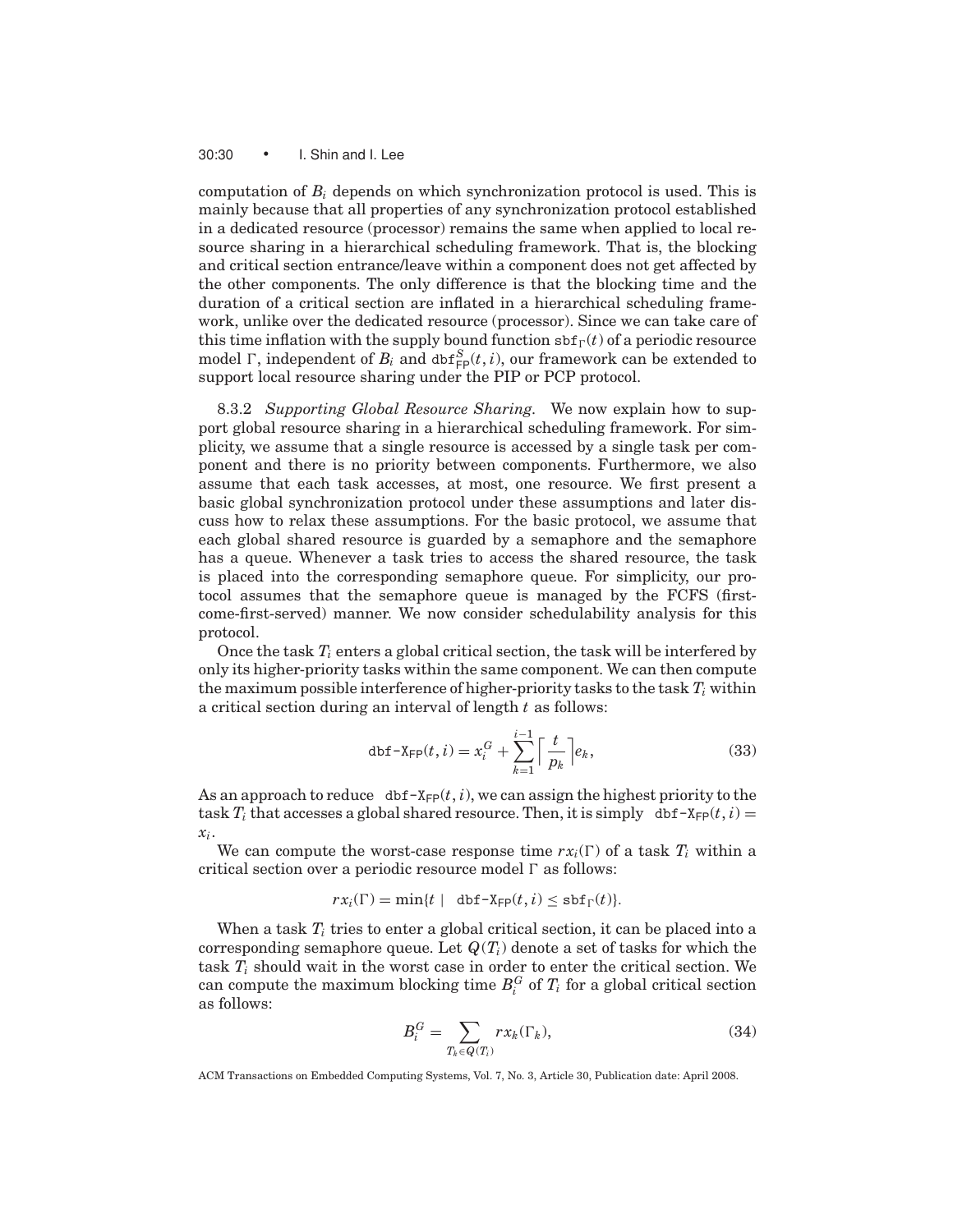computation of $B_i$ depends on which synchronization protocol is used. This is mainly because that all properties of any synchronization protocol established in a dedicated resource (processor) remains the same when applied to local resource sharing in a hierarchical scheduling framework. That is, the blocking and critical section entrance/leave within a component does not get affected by the other components. The only difference is that the blocking time and the duration of a critical section are inflated in a hierarchical scheduling framework, unlike over the dedicated resource (processor). Since we can take care of this time inflation with the supply bound function $\mathtt{sbf}_\Gamma(t)$ of a periodic resource model $\Gamma$, independent of $B_i$ and $\mathtt{dbf}^S_{\mathsf{FP}}(t, i)$, our framework can be extended to support local resource sharing under the PIP or PCP protocol.

8.3.2 *Supporting Global Resource Sharing.* We now explain how to support global resource sharing in a hierarchical scheduling framework. For simplicity, we assume that a single resource is accessed by a single task per component and there is no priority between components. Furthermore, we also assume that each task accesses, at most, one resource. We first present a basic global synchronization protocol under these assumptions and later discuss how to relax these assumptions. For the basic protocol, we assume that each global shared resource is guarded by a semaphore and the semaphore has a queue. Whenever a task tries to access the shared resource, the task is placed into the corresponding semaphore queue. For simplicity, our protocol assumes that the semaphore queue is managed by the FCFS (first-come-first-served) manner. We now consider schedulability analysis for this protocol.

Once the task $T_i$ enters a global critical section, the task will be interfered by only its higher-priority tasks within the same component. We can then compute the maximum possible interference of higher-priority tasks to the task $T_i$ within a critical section during an interval of length $t$ as follows:

$$\mathtt{dbf\text{-}X}_{\mathsf{FP}}(t, i) = x_i^G + \sum_{k=1}^{i-1} \left\lceil \frac{t}{p_k} \right\rceil e_k, \tag{33}$$

As an approach to reduce $\mathtt{dbf\text{-}X}_{\mathsf{FP}}(t, i)$, we can assign the highest priority to the task $T_i$ that accesses a global shared resource. Then, it is simply $\mathtt{dbf\text{-}X}_{\mathsf{FP}}(t, i) = x_i$.

We can compute the worst-case response time $rx_i(\Gamma)$ of a task $T_i$ within a critical section over a periodic resource model $\Gamma$ as follows:

$$rx_i(\Gamma) = \min\{t \mid \mathtt{dbf\text{-}X}_{\mathsf{FP}}(t, i) \leq \mathtt{sbf}_\Gamma(t)\}.$$

When a task $T_i$ tries to enter a global critical section, it can be placed into a corresponding semaphore queue. Let $Q(T_i)$ denote a set of tasks for which the task $T_i$ should wait in the worst case in order to enter the critical section. We can compute the maximum blocking time $B_i^G$ of $T_i$ for a global critical section as follows:

$$B_i^G = \sum_{T_k \in Q(T_i)} rx_k(\Gamma_k), \tag{34}$$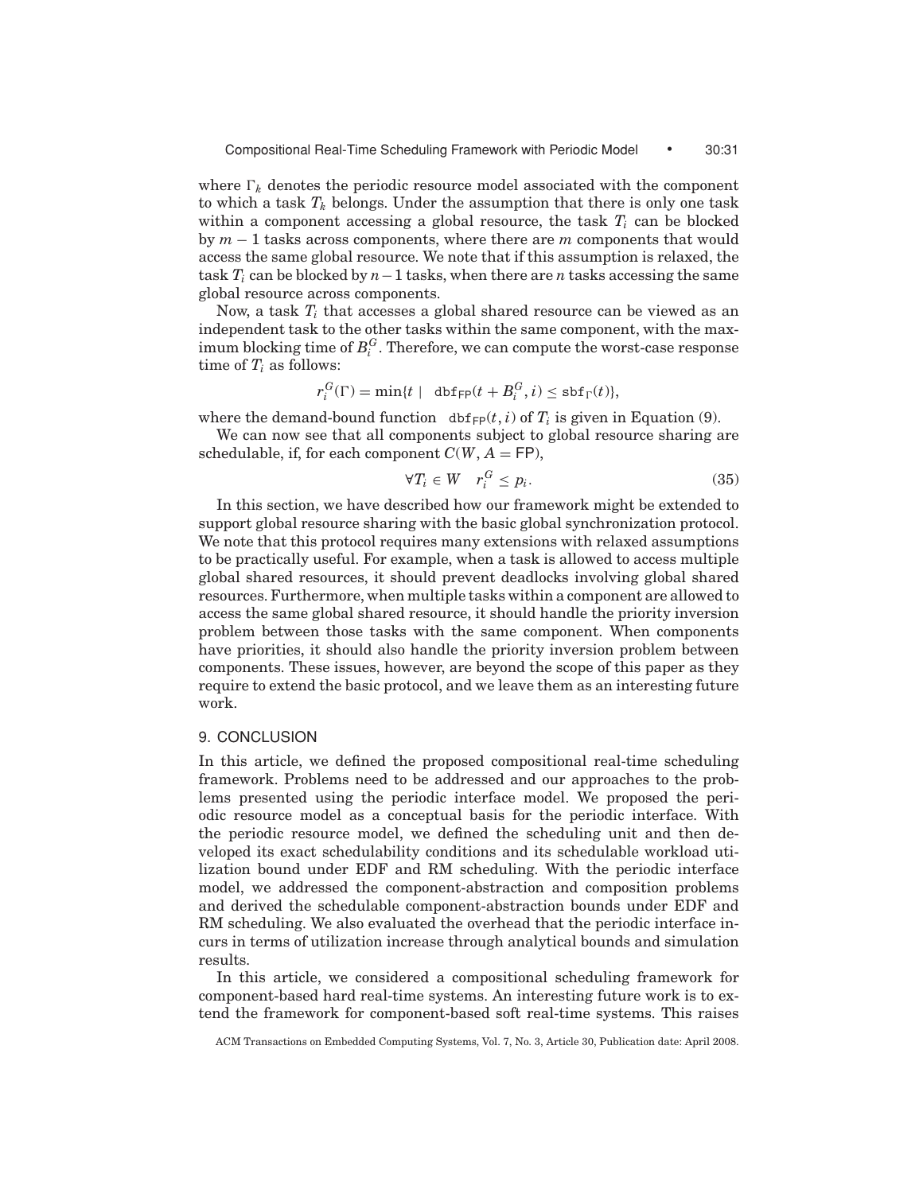where $\Gamma_k$ denotes the periodic resource model associated with the component to which a task $T_k$ belongs. Under the assumption that there is only one task within a component accessing a global resource, the task $T_i$ can be blocked by $m-1$ tasks across components, where there are $m$ components that would access the same global resource. We note that if this assumption is relaxed, the task $T_i$ can be blocked by $n-1$ tasks, when there are $n$ tasks accessing the same global resource across components.

Now, a task $T_i$ that accesses a global shared resource can be viewed as an independent task to the other tasks within the same component, with the maximum blocking time of $B_i^G$. Therefore, we can compute the worst-case response time of $T_i$ as follows:

$$r_i^G(\Gamma) = \min\{t \mid \ \mathtt{dbf}_{\mathsf{FP}}(t + B_i^G, i) \leq \mathtt{sbf}_{\Gamma}(t)\},$$

where the demand-bound function $\mathtt{dbf}_{\mathsf{FP}}(t, i)$ of $T_i$ is given in Equation (9).

We can now see that all components subject to global resource sharing are schedulable, if, for each component $C(W, A = \mathsf{FP})$,

$$\forall T_i \in W \quad r_i^G \leq p_i. \tag{35}$$

In this section, we have described how our framework might be extended to support global resource sharing with the basic global synchronization protocol. We note that this protocol requires many extensions with relaxed assumptions to be practically useful. For example, when a task is allowed to access multiple global shared resources, it should prevent deadlocks involving global shared resources. Furthermore, when multiple tasks within a component are allowed to access the same global shared resource, it should handle the priority inversion problem between those tasks with the same component. When components have priorities, it should also handle the priority inversion problem between components. These issues, however, are beyond the scope of this paper as they require to extend the basic protocol, and we leave them as an interesting future work.

## 9. CONCLUSION

In this article, we defined the proposed compositional real-time scheduling framework. Problems need to be addressed and our approaches to the problems presented using the periodic interface model. We proposed the periodic resource model as a conceptual basis for the periodic interface. With the periodic resource model, we defined the scheduling unit and then developed its exact schedulability conditions and its schedulable workload utilization bound under EDF and RM scheduling. With the periodic interface model, we addressed the component-abstraction and composition problems and derived the schedulable component-abstraction bounds under EDF and RM scheduling. We also evaluated the overhead that the periodic interface incurs in terms of utilization increase through analytical bounds and simulation results.

In this article, we considered a compositional scheduling framework for component-based hard real-time systems. An interesting future work is to extend the framework for component-based soft real-time systems. This raises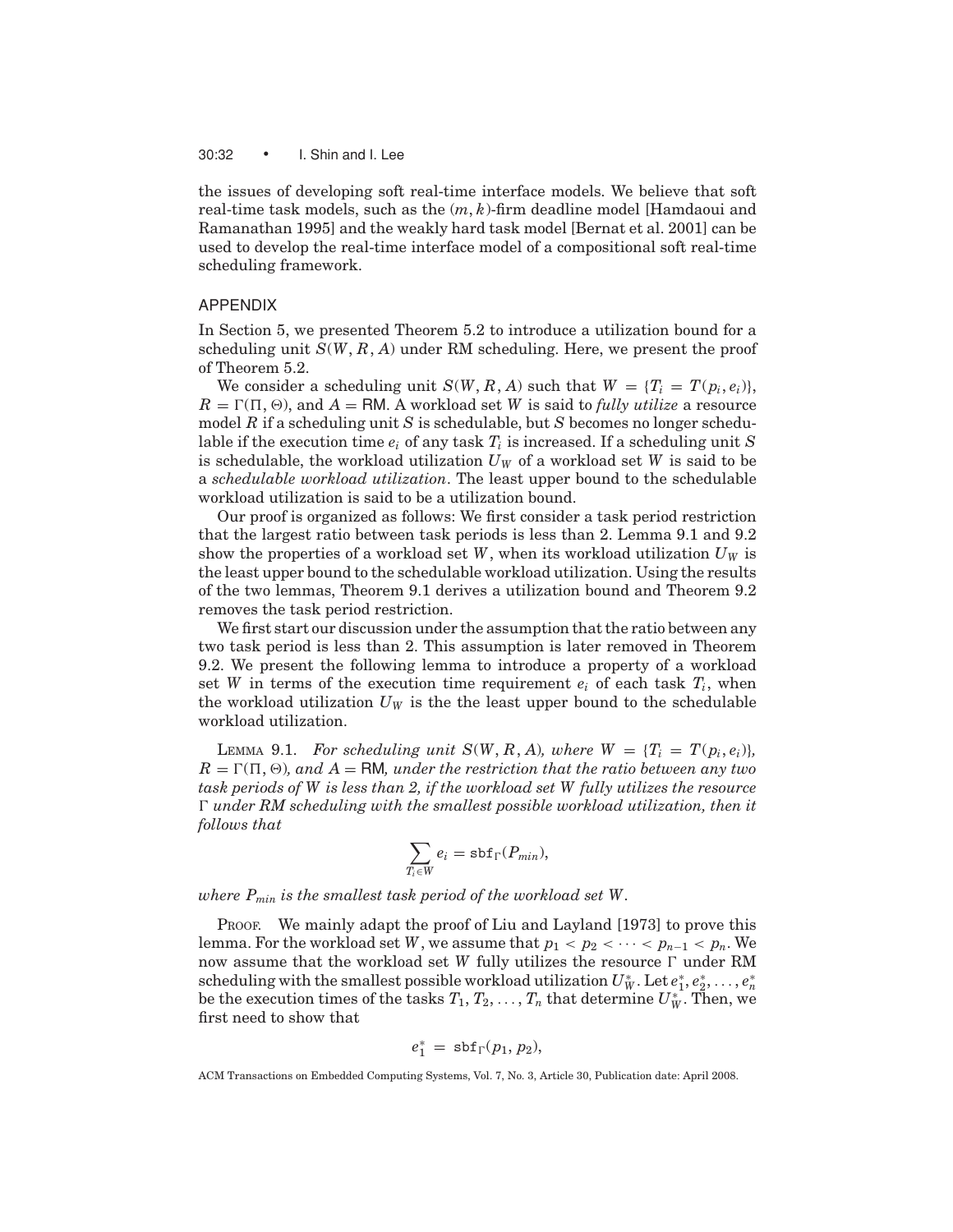the issues of developing soft real-time interface models. We believe that soft real-time task models, such as the $(m, k)$-firm deadline model [Hamdaoui and Ramanathan 1995] and the weakly hard task model [Bernat et al. 2001] can be used to develop the real-time interface model of a compositional soft real-time scheduling framework.

## APPENDIX

In Section 5, we presented Theorem 5.2 to introduce a utilization bound for a scheduling unit $S(W, R, A)$ under RM scheduling. Here, we present the proof of Theorem 5.2.

We consider a scheduling unit $S(W, R, A)$ such that $W = \{T_i = T(p_i, e_i)\}$, $R = \Gamma(\Pi, \Theta)$, and $A = \mathsf{RM}$. A workload set $W$ is said to *fully utilize* a resource model $R$ if a scheduling unit $S$ is schedulable, but $S$ becomes no longer schedulable if the execution time $e_i$ of any task $T_i$ is increased. If a scheduling unit $S$ is schedulable, the workload utilization $U_W$ of a workload set $W$ is said to be a *schedulable workload utilization*. The least upper bound to the schedulable workload utilization is said to be a utilization bound.

Our proof is organized as follows: We first consider a task period restriction that the largest ratio between task periods is less than 2. Lemma 9.1 and 9.2 show the properties of a workload set $W$, when its workload utilization $U_W$ is the least upper bound to the schedulable workload utilization. Using the results of the two lemmas, Theorem 9.1 derives a utilization bound and Theorem 9.2 removes the task period restriction.

We first start our discussion under the assumption that the ratio between any two task period is less than 2. This assumption is later removed in Theorem 9.2. We present the following lemma to introduce a property of a workload set $W$ in terms of the execution time requirement $e_i$ of each task $T_i$, when the workload utilization $U_W$ is the the least upper bound to the schedulable workload utilization.

LEMMA 9.1. *For scheduling unit $S(W, R, A)$, where $W = \{T_i = T(p_i, e_i)\}$, $R = \Gamma(\Pi, \Theta)$, and $A = \mathsf{RM}$, under the restriction that the ratio between any two task periods of $W$ is less than 2, if the workload set $W$ fully utilizes the resource $\Gamma$ under RM scheduling with the smallest possible workload utilization, then it follows that*

$$\sum_{T_i \in W} e_i = \mathtt{sbf}_\Gamma(P_{min}),$$

*where $P_{min}$ is the smallest task period of the workload set $W$.*

PROOF. We mainly adapt the proof of Liu and Layland [1973] to prove this lemma. For the workload set $W$, we assume that $p_1 < p_2 < \cdots < p_{n-1} < p_n$. We now assume that the workload set $W$ fully utilizes the resource $\Gamma$ under RM scheduling with the smallest possible workload utilization $U_W^*$. Let $e_1^*, e_2^*, \ldots, e_n^*$ be the execution times of the tasks $T_1, T_2, \ldots, T_n$ that determine $U_W^*$. Then, we first need to show that

$$e_1^* = \mathtt{sbf}_\Gamma(p_1, p_2),$$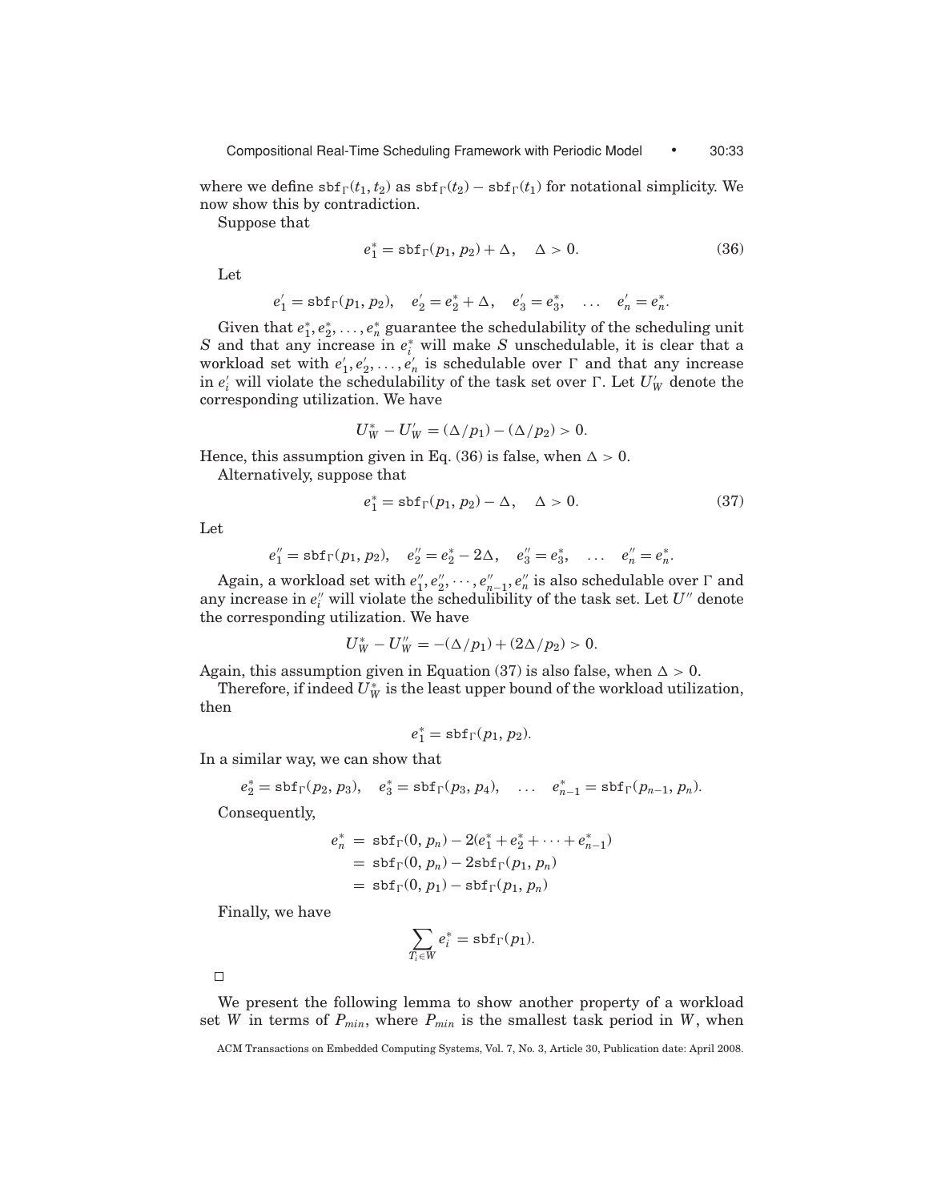where we define $\mathtt{sbf}_\Gamma(t_1, t_2)$ as $\mathtt{sbf}_\Gamma(t_2) - \mathtt{sbf}_\Gamma(t_1)$ for notational simplicity. We now show this by contradiction.

Suppose that

$$e_1^* = \mathtt{sbf}_\Gamma(p_1, p_2) + \Delta, \quad \Delta > 0. \tag{36}$$

Let

$$e_1^{'} = \mathtt{sbf}_\Gamma(p_1, p_2), \quad e_2^{'} = e_2^* + \Delta, \quad e_3^{'} = e_3^*, \quad \ldots \quad e_n^{'} = e_n^*.$$

Given that $e_1^*, e_2^*, \ldots, e_n^*$ guarantee the schedulability of the scheduling unit $S$ and that any increase in $e_i^*$ will make $S$ unschedulable, it is clear that a workload set with $e_1^{'}, e_2^{'}, \ldots, e_n^{'}$ is schedulable over $\Gamma$ and that any increase in $e_i^{'}$ will violate the schedulability of the task set over $\Gamma$. Let $U_W^{'}$ denote the corresponding utilization. We have

$$U_W^* - U_W^{'} = (\Delta / p_1) - (\Delta / p_2) > 0.$$

Hence, this assumption given in Eq. (36) is false, when $\Delta > 0$.

Alternatively, suppose that

$$e_1^* = \mathtt{sbf}_\Gamma(p_1, p_2) - \Delta, \quad \Delta > 0. \tag{37}$$

Let

$$e_1^{''} = \mathtt{sbf}_\Gamma(p_1, p_2), \quad e_2^{''} = e_2^* - 2\Delta, \quad e_3^{''} = e_3^*, \quad \ldots \quad e_n^{''} = e_n^*.$$

Again, a workload set with $e_1^{''}, e_2^{''}, \cdots, e_{n-1}^{''}, e_n^{''}$ is also schedulable over $\Gamma$ and any increase in $e_i^{''}$ will violate the schedulibility of the task set. Let $U^{''}$ denote the corresponding utilization. We have

$$U_W^* - U_W^{''} = -(\Delta / p_1) + (2\Delta / p_2) > 0.$$

Again, this assumption given in Equation (37) is also false, when $\Delta > 0$.

Therefore, if indeed $U_W^*$ is the least upper bound of the workload utilization, then

$$e_1^* = \mathtt{sbf}_\Gamma(p_1, p_2).$$

In a similar way, we can show that

$$e_2^* = \mathtt{sbf}_\Gamma(p_2, p_3), \quad e_3^* = \mathtt{sbf}_\Gamma(p_3, p_4), \quad \ldots \quad e_{n-1}^* = \mathtt{sbf}_\Gamma(p_{n-1}, p_n).$$

Consequently,

$$\begin{aligned} e_n^* &= \mathtt{sbf}_\Gamma(0, p_n) - 2(e_1^* + e_2^* + \cdots + e_{n-1}^*) \\ &= \mathtt{sbf}_\Gamma(0, p_n) - 2\mathtt{sbf}_\Gamma(p_1, p_n) \\ &= \mathtt{sbf}_\Gamma(0, p_1) - \mathtt{sbf}_\Gamma(p_1, p_n) \end{aligned}$$

Finally, we have

$$\sum_{T_i \in W} e_i^* = \mathtt{sbf}_\Gamma(p_1).$$

□

We present the following lemma to show another property of a workload set $W$ in terms of $P_{min}$, where $P_{min}$ is the smallest task period in $W$, when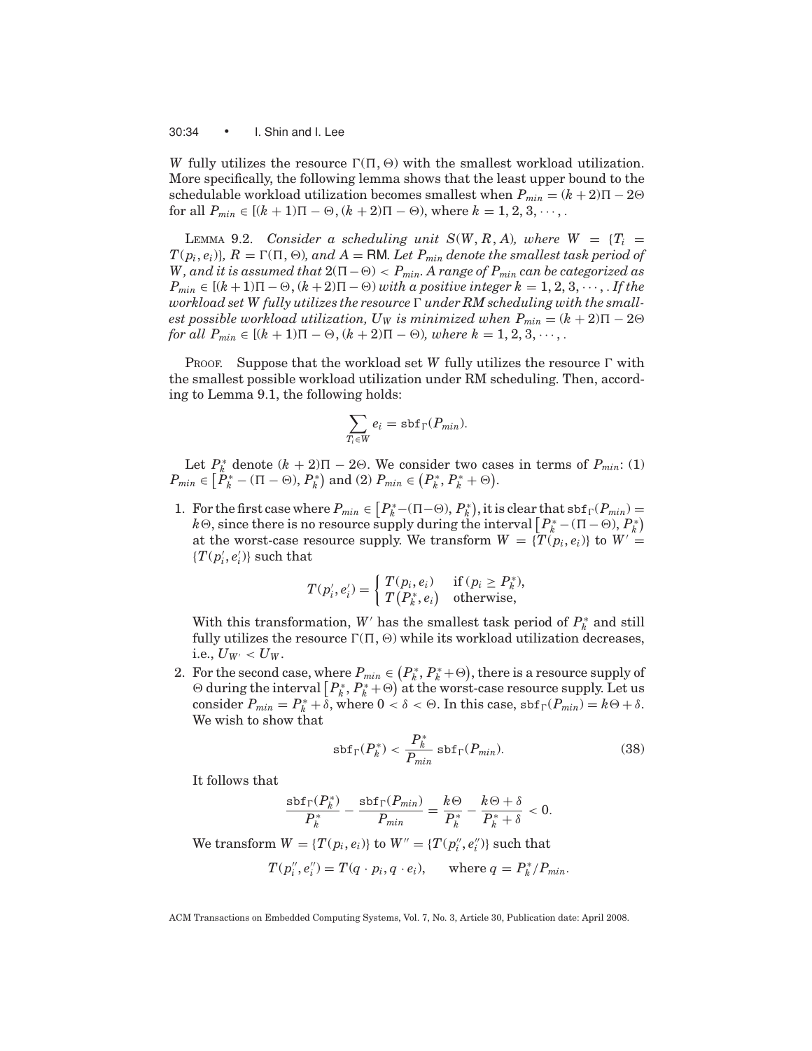$W$ fully utilizes the resource $\Gamma(\Pi, \Theta)$ with the smallest workload utilization. More specifically, the following lemma shows that the least upper bound to the schedulable workload utilization becomes smallest when $P_{min} = (k+2)\Pi - 2\Theta$ for all $P_{min} \in [(k+1)\Pi - \Theta, (k+2)\Pi - \Theta)$, where $k = 1, 2, 3, \cdots,$.

LEMMA 9.2. *Consider a scheduling unit $S(W, R, A)$, where $W = \{T_i = T(p_i, e_i)\}$, $R = \Gamma(\Pi, \Theta)$, and $A =$ RM. Let $P_{min}$ denote the smallest task period of $W$, and it is assumed that $2(\Pi - \Theta) < P_{min}$. A range of $P_{min}$ can be categorized as $P_{min} \in [(k+1)\Pi - \Theta, (k+2)\Pi - \Theta)$ with a positive integer $k = 1, 2, 3, \cdots,$. If the workload set $W$ fully utilizes the resource $\Gamma$ under RM scheduling with the smallest possible workload utilization, $U_W$ is minimized when $P_{min} = (k+2)\Pi - 2\Theta$ for all $P_{min} \in [(k+1)\Pi - \Theta, (k+2)\Pi - \Theta)$, where $k = 1, 2, 3, \cdots,$.*

PROOF. Suppose that the workload set $W$ fully utilizes the resource $\Gamma$ with the smallest possible workload utilization under RM scheduling. Then, according to Lemma 9.1, the following holds:

$$\sum_{T_i \in W} e_i = \mathtt{sbf}_\Gamma(P_{min}).$$

Let $P_k^*$ denote $(k+2)\Pi - 2\Theta$. We consider two cases in terms of $P_{min}$: (1) $P_{min} \in \left[P_k^* - (\Pi - \Theta), P_k^*\right)$ and (2) $P_{min} \in \left(P_k^*, P_k^* + \Theta\right)$.

1. For the first case where $P_{min} \in \left[P_k^* - (\Pi - \Theta), P_k^*\right)$, it is clear that $\mathtt{sbf}_\Gamma(P_{min}) = k\Theta$, since there is no resource supply during the interval $\left[P_k^* - (\Pi - \Theta), P_k^*\right)$ at the worst-case resource supply. We transform $W = \{T(p_i, e_i)\}$ to $W' = \{T(p'_i, e'_i)\}$ such that

$$T(p'_i, e'_i) = \begin{cases} T(p_i, e_i) & \text{if } (p_i \geq P_k^*), \\ T\left(P_k^*, e_i\right) & \text{otherwise,} \end{cases}$$

   With this transformation, $W'$ has the smallest task period of $P_k^*$ and still fully utilizes the resource $\Gamma(\Pi, \Theta)$ while its workload utilization decreases, i.e., $U_{W'} < U_W$.

2. For the second case, where $P_{min} \in \left(P_k^*, P_k^* + \Theta\right)$, there is a resource supply of $\Theta$ during the interval $\left[P_k^*, P_k^* + \Theta\right)$ at the worst-case resource supply. Let us consider $P_{min} = P_k^* + \delta$, where $0 < \delta < \Theta$. In this case, $\mathtt{sbf}_\Gamma(P_{min}) = k\Theta + \delta$. We wish to show that

$$\mathtt{sbf}_\Gamma(P_k^*) < \frac{P_k^*}{P_{min}}\, \mathtt{sbf}_\Gamma(P_{min}). \tag{38}$$

   It follows that

$$\frac{\mathtt{sbf}_\Gamma(P_k^*)}{P_k^*} - \frac{\mathtt{sbf}_\Gamma(P_{min})}{P_{min}} = \frac{k\Theta}{P_k^*} - \frac{k\Theta + \delta}{P_k^* + \delta} < 0.$$

   We transform $W = \{T(p_i, e_i)\}$ to $W'' = \{T(p''_i, e''_i)\}$ such that

$$T(p''_i, e''_i) = T(q \cdot p_i, q \cdot e_i), \qquad \text{where } q = P_k^*/P_{min}.$$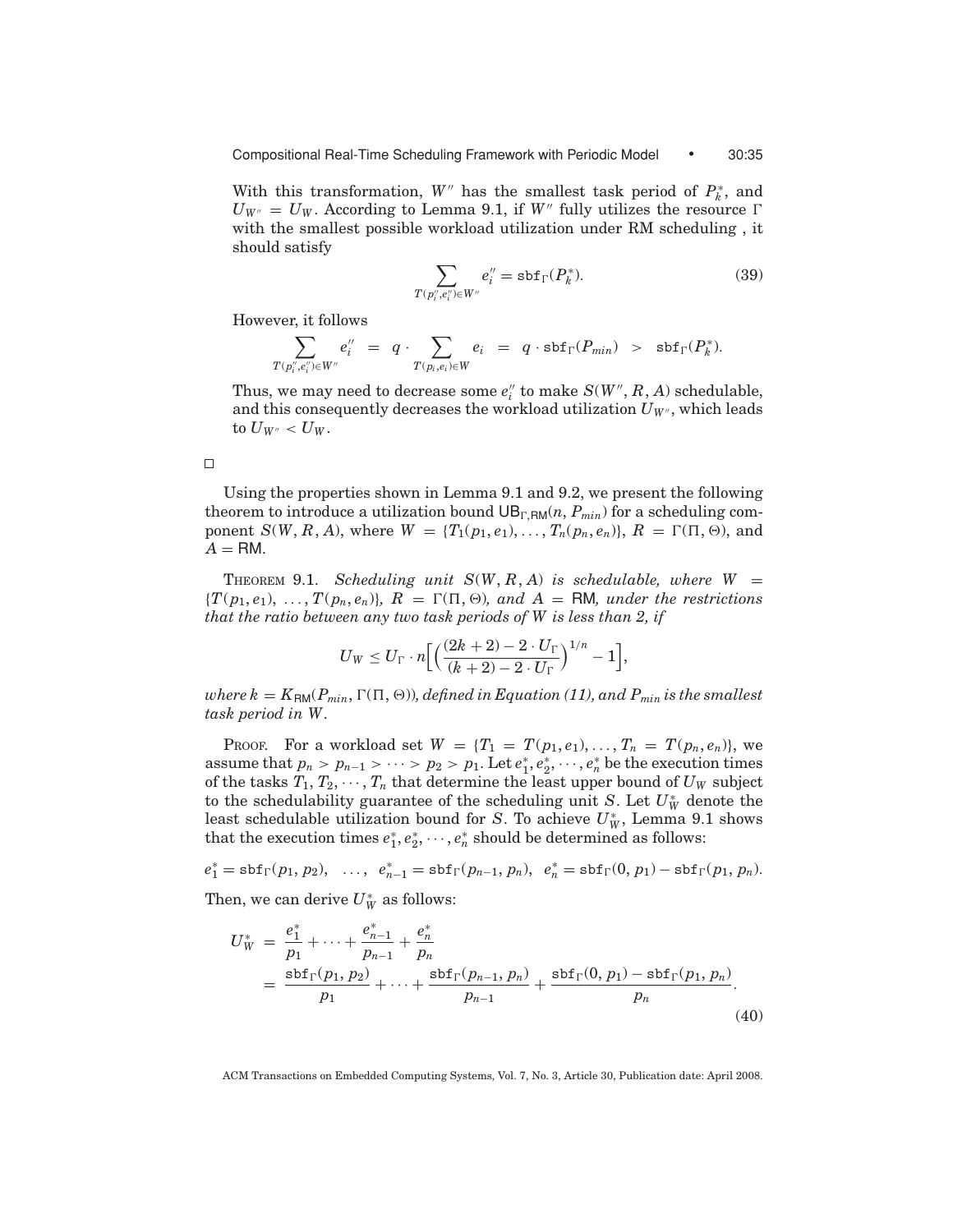With this transformation, $W''$ has the smallest task period of $P_k^*$, and $U_{W''} = U_W$. According to Lemma 9.1, if $W''$ fully utilizes the resource $\Gamma$ with the smallest possible workload utilization under RM scheduling , it should satisfy

$$\sum_{T(p_i'',e_i'') \in W''} e_i'' = \mathtt{sbf}_\Gamma(P_k^*). \tag{39}$$

However, it follows

$$\sum_{T(p_i'',e_i'') \in W''} e_i'' \;=\; q \cdot \sum_{T(p_i,e_i) \in W} e_i \;=\; q \cdot \mathtt{sbf}_\Gamma(P_{min}) \;>\; \mathtt{sbf}_\Gamma(P_k^*).$$

Thus, we may need to decrease some $e_i''$ to make $S(W'', R, A)$ schedulable, and this consequently decreases the workload utilization $U_{W''}$, which leads to $U_{W''} < U_W$.

□

Using the properties shown in Lemma 9.1 and 9.2, we present the following theorem to introduce a utilization bound $\mathsf{UB}_{\Gamma,\mathsf{RM}}(n, P_{min})$ for a scheduling component $S(W, R, A)$, where $W = \{T_1(p_1, e_1), \ldots, T_n(p_n, e_n)\}$, $R = \Gamma(\Pi, \Theta)$, and $A = \mathsf{RM}$.

THEOREM 9.1. *Scheduling unit $S(W, R, A)$ is schedulable, where $W = \{T(p_1, e_1), \ldots, T(p_n, e_n)\}$, $R = \Gamma(\Pi, \Theta)$, and $A = \mathsf{RM}$, under the restrictions that the ratio between any two task periods of $W$ is less than 2, if*

$$U_W \leq U_\Gamma \cdot n\Big[\Big(\frac{(2k+2) - 2 \cdot U_\Gamma}{(k+2) - 2 \cdot U_\Gamma}\Big)^{1/n} - 1\Big],$$

*where $k = K_{\mathsf{RM}}(P_{min}, \Gamma(\Pi, \Theta))$, defined in Equation (11), and $P_{min}$ is the smallest task period in $W$.*

PROOF. For a workload set $W = \{T_1 = T(p_1, e_1), \ldots, T_n = T(p_n, e_n)\}$, we assume that $p_n > p_{n-1} > \cdots > p_2 > p_1$. Let $e_1^*, e_2^*, \cdots, e_n^*$ be the execution times of the tasks $T_1, T_2, \cdots, T_n$ that determine the least upper bound of $U_W$ subject to the schedulability guarantee of the scheduling unit $S$. Let $U_W^*$ denote the least schedulable utilization bound for $S$. To achieve $U_W^*$, Lemma 9.1 shows that the execution times $e_1^*, e_2^*, \cdots, e_n^*$ should be determined as follows:

$$e_1^* = \mathtt{sbf}_\Gamma(p_1, p_2), \quad \ldots, \quad e_{n-1}^* = \mathtt{sbf}_\Gamma(p_{n-1}, p_n), \quad e_n^* = \mathtt{sbf}_\Gamma(0, p_1) - \mathtt{sbf}_\Gamma(p_1, p_n).$$

Then, we can derive $U_W^*$ as follows:

$$\begin{aligned} U_W^* &= \frac{e_1^*}{p_1} + \cdots + \frac{e_{n-1}^*}{p_{n-1}} + \frac{e_n^*}{p_n} \\ &= \frac{\mathtt{sbf}_\Gamma(p_1, p_2)}{p_1} + \cdots + \frac{\mathtt{sbf}_\Gamma(p_{n-1}, p_n)}{p_{n-1}} + \frac{\mathtt{sbf}_\Gamma(0, p_1) - \mathtt{sbf}_\Gamma(p_1, p_n)}{p_n}. \end{aligned} \tag{40}$$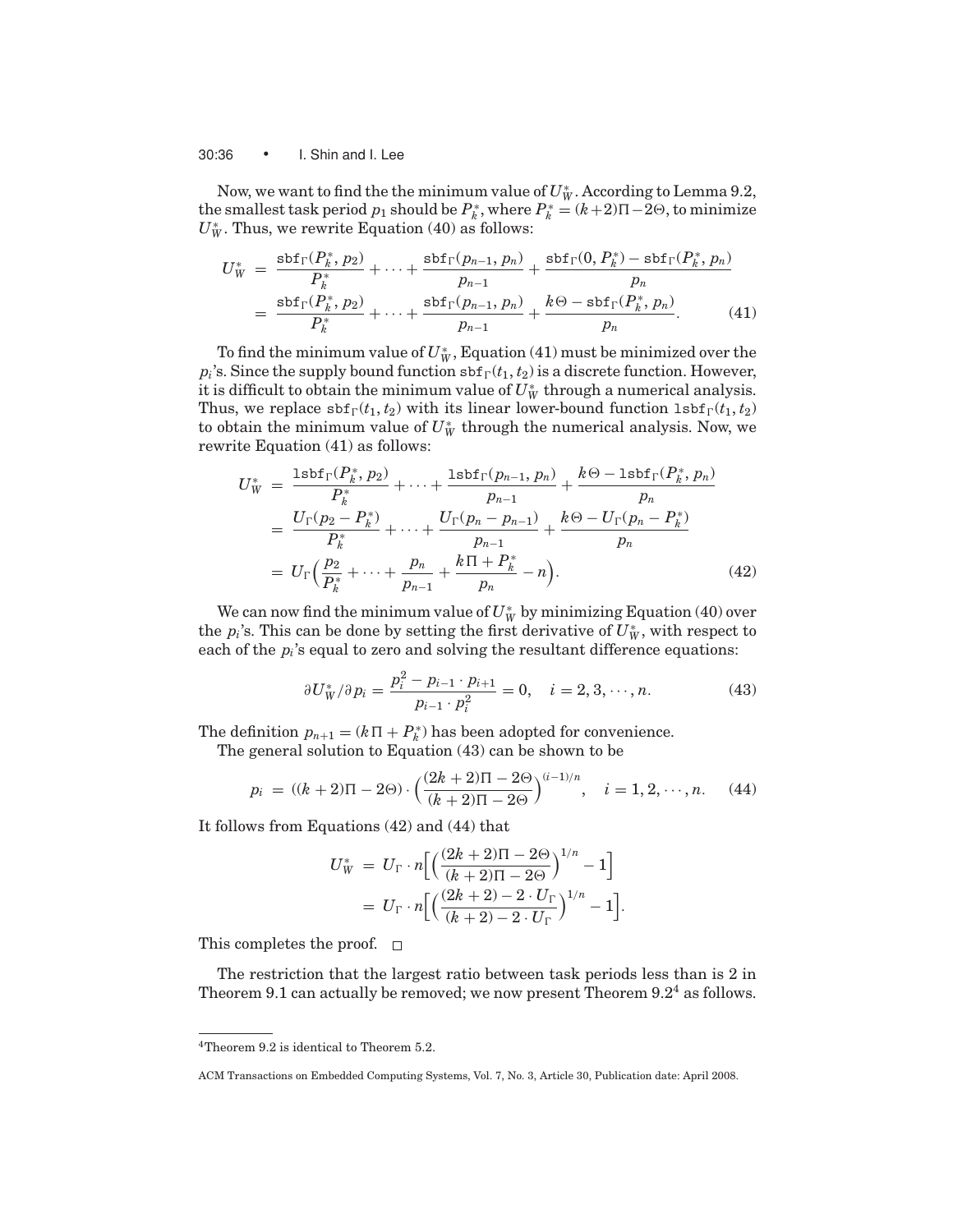Now, we want to find the the minimum value of $U_W^*$. According to Lemma 9.2, the smallest task period $p_1$ should be $P_k^*$, where $P_k^* = (k+2)\Pi - 2\Theta$, to minimize $U_W^*$. Thus, we rewrite Equation (40) as follows:

$$
\begin{aligned}
U_W^* &= \frac{\mathtt{sbf}_\Gamma(P_k^*, p_2)}{P_k^*} + \cdots + \frac{\mathtt{sbf}_\Gamma(p_{n-1}, p_n)}{p_{n-1}} + \frac{\mathtt{sbf}_\Gamma(0, P_k^*) - \mathtt{sbf}_\Gamma(P_k^*, p_n)}{p_n} \\
&= \frac{\mathtt{sbf}_\Gamma(P_k^*, p_2)}{P_k^*} + \cdots + \frac{\mathtt{sbf}_\Gamma(p_{n-1}, p_n)}{p_{n-1}} + \frac{k\Theta - \mathtt{sbf}_\Gamma(P_k^*, p_n)}{p_n}. \qquad (41)
\end{aligned}
$$

To find the minimum value of $U_W^*$, Equation (41) must be minimized over the $p_i$'s. Since the supply bound function $\mathtt{sbf}_\Gamma(t_1, t_2)$ is a discrete function. However, it is difficult to obtain the minimum value of $U_W^*$ through a numerical analysis. Thus, we replace $\mathtt{sbf}_\Gamma(t_1, t_2)$ with its linear lower-bound function $\mathtt{lsbf}_\Gamma(t_1, t_2)$ to obtain the minimum value of $U_W^*$ through the numerical analysis. Now, we rewrite Equation (41) as follows:

$$
\begin{aligned}
U_W^* &= \frac{\mathtt{lsbf}_\Gamma(P_k^*, p_2)}{P_k^*} + \cdots + \frac{\mathtt{lsbf}_\Gamma(p_{n-1}, p_n)}{p_{n-1}} + \frac{k\Theta - \mathtt{lsbf}_\Gamma(P_k^*, p_n)}{p_n} \\
&= \frac{U_\Gamma(p_2 - P_k^*)}{P_k^*} + \cdots + \frac{U_\Gamma(p_n - p_{n-1})}{p_{n-1}} + \frac{k\Theta - U_\Gamma(p_n - P_k^*)}{p_n} \\
&= U_\Gamma\Big(\frac{p_2}{P_k^*} + \cdots + \frac{p_n}{p_{n-1}} + \frac{k\Pi + P_k^*}{p_n} - n\Big). \qquad (42)
\end{aligned}
$$

We can now find the minimum value of $U_W^*$ by minimizing Equation (40) over the $p_i$'s. This can be done by setting the first derivative of $U_W^*$, with respect to each of the $p_i$'s equal to zero and solving the resultant difference equations:

$$
\partial U_W^* / \partial p_i = \frac{p_i^2 - p_{i-1} \cdot p_{i+1}}{p_{i-1} \cdot p_i^2} = 0, \quad i = 2, 3, \cdots, n. \qquad (43)
$$

The definition $p_{n+1} = (k\Pi + P_k^*)$ has been adopted for convenience.

The general solution to Equation (43) can be shown to be

$$
p_i = ((k+2)\Pi - 2\Theta) \cdot \Big(\frac{(2k+2)\Pi - 2\Theta}{(k+2)\Pi - 2\Theta}\Big)^{(i-1)/n}, \quad i = 1, 2, \cdots, n. \qquad (44)
$$

It follows from Equations (42) and (44) that

$$
\begin{aligned}
U_W^* &= U_\Gamma \cdot n\Big[\Big(\frac{(2k+2)\Pi - 2\Theta}{(k+2)\Pi - 2\Theta}\Big)^{1/n} - 1\Big] \\
&= U_\Gamma \cdot n\Big[\Big(\frac{(2k+2) - 2 \cdot U_\Gamma}{(k+2) - 2 \cdot U_\Gamma}\Big)^{1/n} - 1\Big].
\end{aligned}
$$

This completes the proof. □

The restriction that the largest ratio between task periods less than is 2 in Theorem 9.1 can actually be removed; we now present Theorem 9.2[4] as follows.

[4] Theorem 9.2 is identical to Theorem 5.2.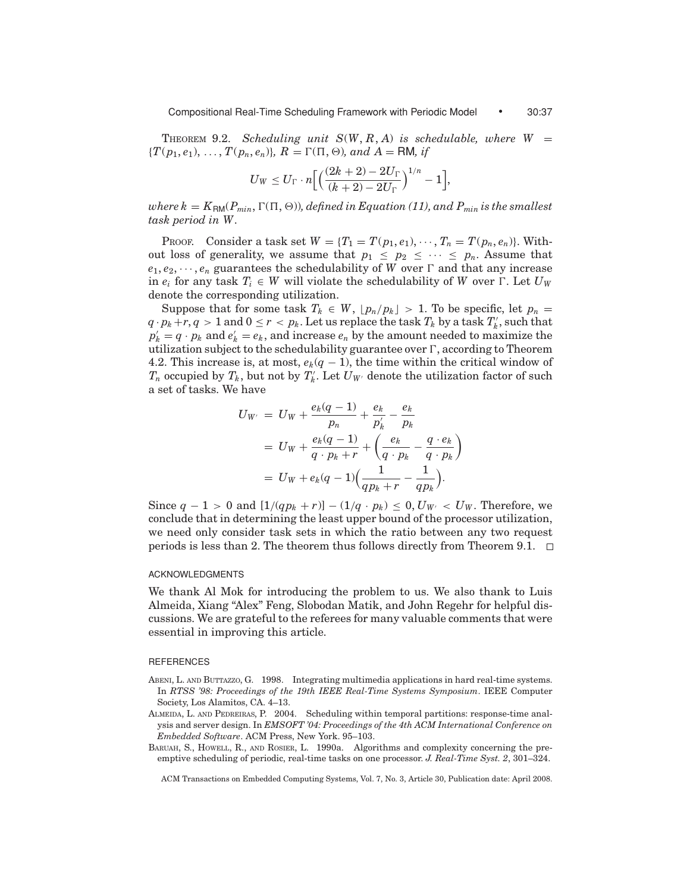THEOREM 9.2. *Scheduling unit $S(W, R, A)$ is schedulable, where $W = \{T(p_1, e_1), \ldots, T(p_n, e_n)\}$, $R = \Gamma(\Pi, \Theta)$, and $A = \mathsf{RM}$, if*

$$U_W \leq U_\Gamma \cdot n\Big[\Big(\frac{(2k+2) - 2U_\Gamma}{(k+2) - 2U_\Gamma}\Big)^{1/n} - 1\Big],$$

*where $k = K_{\mathsf{RM}}(P_{min}, \Gamma(\Pi, \Theta))$, defined in Equation (11), and $P_{min}$ is the smallest task period in $W$.*

PROOF. Consider a task set $W = \{T_1 = T(p_1, e_1), \cdots, T_n = T(p_n, e_n)\}$. Without loss of generality, we assume that $p_1 \leq p_2 \leq \cdots \leq p_n$. Assume that $e_1, e_2, \cdots, e_n$ guarantees the schedulability of $W$ over $\Gamma$ and that any increase in $e_i$ for any task $T_i \in W$ will violate the schedulability of $W$ over $\Gamma$. Let $U_W$ denote the corresponding utilization.

Suppose that for some task $T_k \in W$, $\lfloor p_n/p_k \rfloor > 1$. To be specific, let $p_n = q \cdot p_k + r, q > 1$ and $0 \leq r < p_k$. Let us replace the task $T_k$ by a task $T_k'$, such that $p_k' = q \cdot p_k$ and $e_k' = e_k$, and increase $e_n$ by the amount needed to maximize the utilization subject to the schedulability guarantee over $\Gamma$, according to Theorem 4.2. This increase is, at most, $e_k(q-1)$, the time within the critical window of $T_n$ occupied by $T_k$, but not by $T_k'$. Let $U_{W'}$ denote the utilization factor of such a set of tasks. We have

$$\begin{aligned}
U_{W'} &= U_W + \frac{e_k(q-1)}{p_n} + \frac{e_k}{p_k'} - \frac{e_k}{p_k} \\
&= U_W + \frac{e_k(q-1)}{q \cdot p_k + r} + \Big(\frac{e_k}{q \cdot p_k} - \frac{q \cdot e_k}{q \cdot p_k}\Big) \\
&= U_W + e_k(q-1)\Big(\frac{1}{qp_k + r} - \frac{1}{qp_k}\Big).
\end{aligned}$$

Since $q - 1 > 0$ and $[1/(qp_k + r)] - (1/q \cdot p_k) \leq 0, U_{W'} < U_W$. Therefore, we conclude that in determining the least upper bound of the processor utilization, we need only consider task sets in which the ratio between any two request periods is less than 2. The theorem thus follows directly from Theorem 9.1. □

## ACKNOWLEDGMENTS

We thank Al Mok for introducing the problem to us. We also thank to Luis Almeida, Xiang "Alex" Feng, Slobodan Matik, and John Regehr for helpful discussions. We are grateful to the referees for many valuable comments that were essential in improving this article.

## REFERENCES

ABENI, L. AND BUTTAZZO, G. 1998. Integrating multimedia applications in hard real-time systems. In *RTSS '98: Proceedings of the 19th IEEE Real-Time Systems Symposium*. IEEE Computer Society, Los Alamitos, CA. 4–13.

ALMEIDA, L. AND PEDREIRAS, P. 2004. Scheduling within temporal partitions: response-time analysis and server design. In *EMSOFT '04: Proceedings of the 4th ACM International Conference on Embedded Software*. ACM Press, New York. 95–103.

BARUAH, S., HOWELL, R., AND ROSIER, L. 1990a. Algorithms and complexity concerning the preemptive scheduling of periodic, real-time tasks on one processor. *J. Real-Time Syst. 2*, 301–324.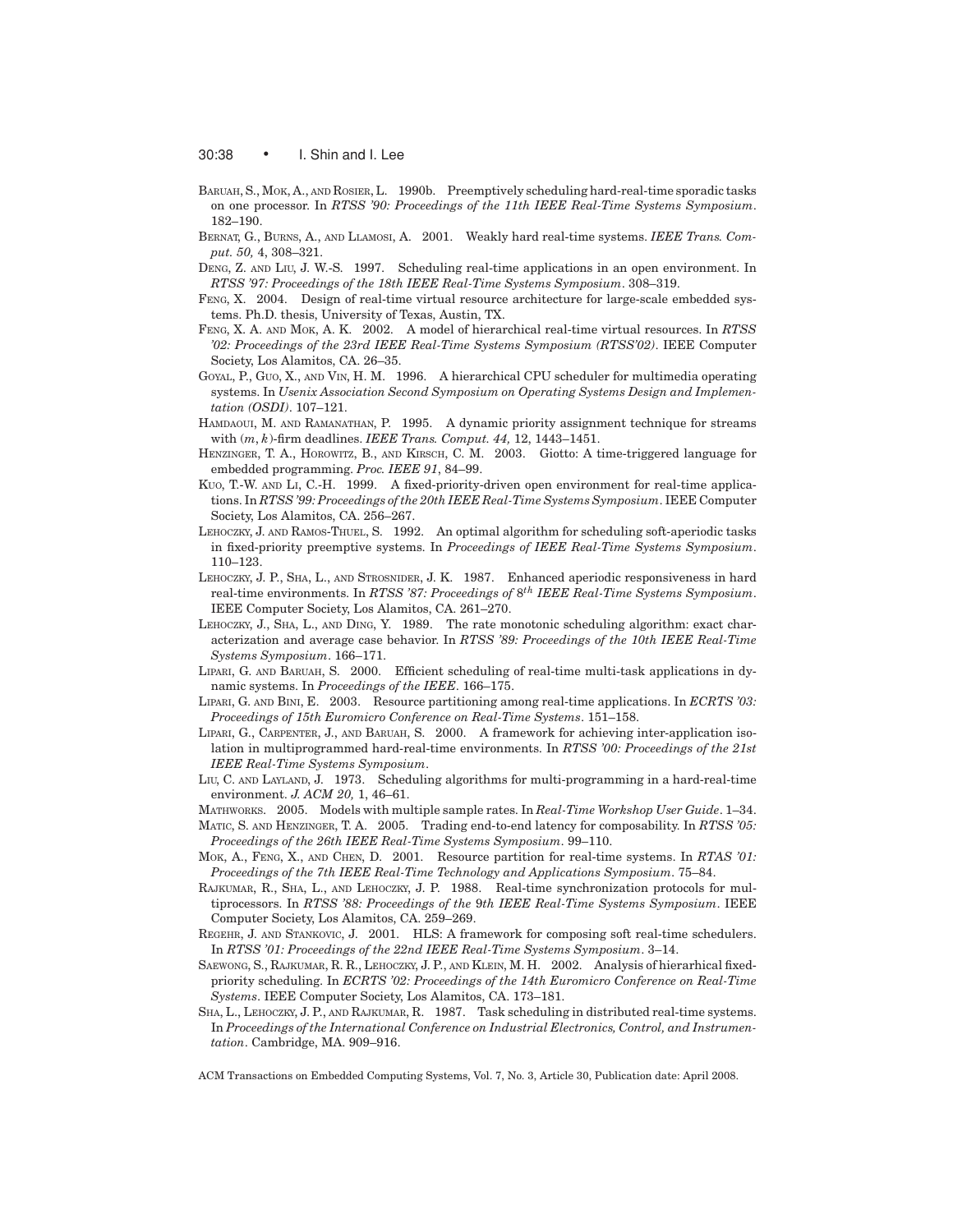Baruah, S., Mok, A., and Rosier, L. 1990b. Preemptively scheduling hard-real-time sporadic tasks on one processor. In *RTSS '90: Proceedings of the 11th IEEE Real-Time Systems Symposium*. 182–190.

Bernat, G., Burns, A., and Llamosi, A. 2001. Weakly hard real-time systems. *IEEE Trans. Comput. 50,* 4, 308–321.

Deng, Z. and Liu, J. W.-S. 1997. Scheduling real-time applications in an open environment. In *RTSS '97: Proceedings of the 18th IEEE Real-Time Systems Symposium*. 308–319.

Feng, X. 2004. Design of real-time virtual resource architecture for large-scale embedded systems. Ph.D. thesis, University of Texas, Austin, TX.

Feng, X. A. and Mok, A. K. 2002. A model of hierarchical real-time virtual resources. In *RTSS '02: Proceedings of the 23rd IEEE Real-Time Systems Symposium (RTSS'02)*. IEEE Computer Society, Los Alamitos, CA. 26–35.

Goyal, P., Guo, X., and Vin, H. M. 1996. A hierarchical CPU scheduler for multimedia operating systems. In *Usenix Association Second Symposium on Operating Systems Design and Implementation (OSDI)*. 107–121.

Hamdaoui, M. and Ramanathan, P. 1995. A dynamic priority assignment technique for streams with $(m, k)$-firm deadlines. *IEEE Trans. Comput. 44,* 12, 1443–1451.

Henzinger, T. A., Horowitz, B., and Kirsch, C. M. 2003. Giotto: A time-triggered language for embedded programming. *Proc. IEEE 91*, 84–99.

Kuo, T.-W. and Li, C.-H. 1999. A fixed-priority-driven open environment for real-time applications. In *RTSS '99: Proceedings of the 20th IEEE Real-Time Systems Symposium*. IEEE Computer Society, Los Alamitos, CA. 256–267.

Lehoczky, J. and Ramos-Thuel, S. 1992. An optimal algorithm for scheduling soft-aperiodic tasks in fixed-priority preemptive systems. In *Proceedings of IEEE Real-Time Systems Symposium*. 110–123.

Lehoczky, J. P., Sha, L., and Strosnider, J. K. 1987. Enhanced aperiodic responsiveness in hard real-time environments. In *RTSS '87: Proceedings of 8$^{th}$ IEEE Real-Time Systems Symposium*. IEEE Computer Society, Los Alamitos, CA. 261–270.

Lehoczky, J., Sha, L., and Ding, Y. 1989. The rate monotonic scheduling algorithm: exact characterization and average case behavior. In *RTSS '89: Proceedings of the 10th IEEE Real-Time Systems Symposium*. 166–171.

Lipari, G. and Baruah, S. 2000. Efficient scheduling of real-time multi-task applications in dynamic systems. In *Proceedings of the IEEE*. 166–175.

Lipari, G. and Bini, E. 2003. Resource partitioning among real-time applications. In *ECRTS '03: Proceedings of 15th Euromicro Conference on Real-Time Systems*. 151–158.

Lipari, G., Carpenter, J., and Baruah, S. 2000. A framework for achieving inter-application isolation in multiprogrammed hard-real-time environments. In *RTSS '00: Proceedings of the 21st IEEE Real-Time Systems Symposium*.

Liu, C. and Layland, J. 1973. Scheduling algorithms for multi-programming in a hard-real-time environment. *J. ACM 20,* 1, 46–61.

Mathworks. 2005. Models with multiple sample rates. In *Real-Time Workshop User Guide*. 1–34.

Matic, S. and Henzinger, T. A. 2005. Trading end-to-end latency for composability. In *RTSS '05: Proceedings of the 26th IEEE Real-Time Systems Symposium*. 99–110.

Mok, A., Feng, X., and Chen, D. 2001. Resource partition for real-time systems. In *RTAS '01: Proceedings of the 7th IEEE Real-Time Technology and Applications Symposium*. 75–84.

Rajkumar, R., Sha, L., and Lehoczky, J. P. 1988. Real-time synchronization protocols for multiprocessors. In *RTSS '88: Proceedings of the 9th IEEE Real-Time Systems Symposium*. IEEE Computer Society, Los Alamitos, CA. 259–269.

Regehr, J. and Stankovic, J. 2001. HLS: A framework for composing soft real-time schedulers. In *RTSS '01: Proceedings of the 22nd IEEE Real-Time Systems Symposium*. 3–14.

Saewong, S., Rajkumar, R. R., Lehoczky, J. P., and Klein, M. H. 2002. Analysis of hierarhical fixed-priority scheduling. In *ECRTS '02: Proceedings of the 14th Euromicro Conference on Real-Time Systems*. IEEE Computer Society, Los Alamitos, CA. 173–181.

Sha, L., Lehoczky, J. P., and Rajkumar, R. 1987. Task scheduling in distributed real-time systems. In *Proceedings of the International Conference on Industrial Electronics, Control, and Instrumentation*. Cambridge, MA. 909–916.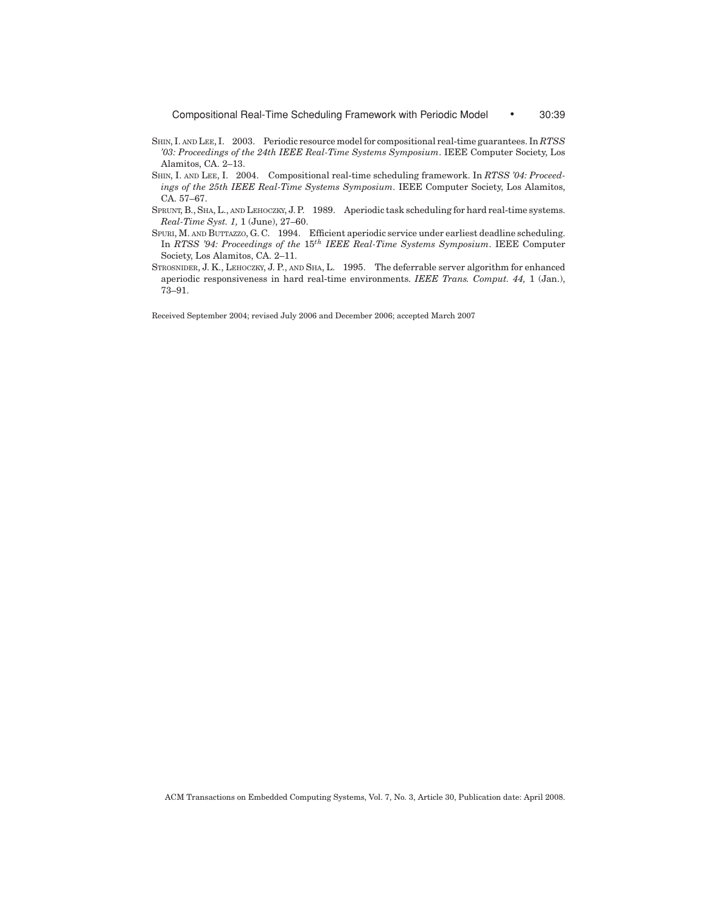Shin, I. and Lee, I. 2003. Periodic resource model for compositional real-time guarantees. In *RTSS '03: Proceedings of the 24th IEEE Real-Time Systems Symposium*. IEEE Computer Society, Los Alamitos, CA. 2–13.

Shin, I. and Lee, I. 2004. Compositional real-time scheduling framework. In *RTSS '04: Proceedings of the 25th IEEE Real-Time Systems Symposium*. IEEE Computer Society, Los Alamitos, CA. 57–67.

Sprunt, B., Sha, L., and Lehoczky, J. P. 1989. Aperiodic task scheduling for hard real-time systems. *Real-Time Syst. 1,* 1 (June), 27–60.

Spuri, M. and Buttazzo, G. C. 1994. Efficient aperiodic service under earliest deadline scheduling. In *RTSS '94: Proceedings of the* 15*th* *IEEE Real-Time Systems Symposium*. IEEE Computer Society, Los Alamitos, CA. 2–11.

Strosnider, J. K., Lehoczky, J. P., and Sha, L. 1995. The deferrable server algorithm for enhanced aperiodic responsiveness in hard real-time environments. *IEEE Trans. Comput. 44,* 1 (Jan.), 73–91.

Received September 2004; revised July 2006 and December 2006; accepted March 2007